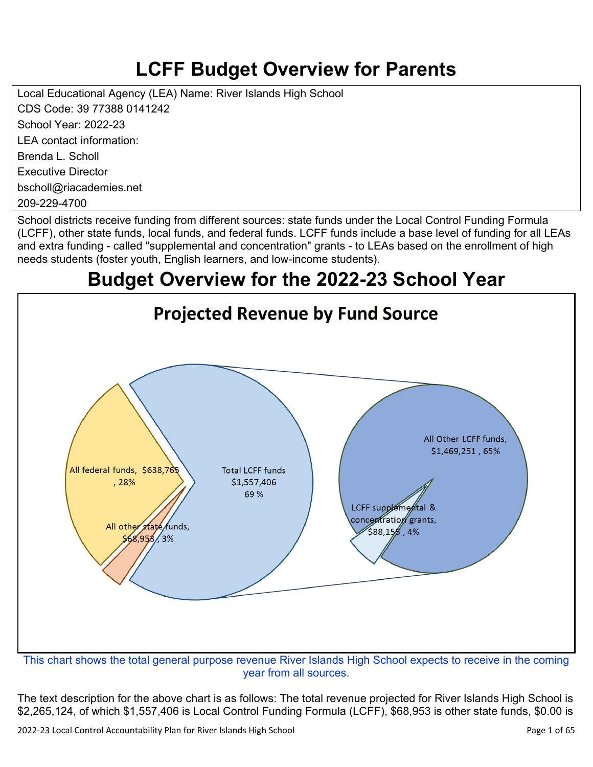# LCFF Budget Overview for Parents

Local Educational Agency (LEA) Name: River Islands High School
CDS Code: 39 77388 0141242
School Year: 2022-23
LEA contact information:
Brenda L. Scholl
Executive Director
bscholl@riacademies.net
209-229-4700

School districts receive funding from different sources: state funds under the Local Control Funding Formula (LCFF), other state funds, local funds, and federal funds. LCFF funds include a base level of funding for all LEAs and extra funding - called "supplemental and concentration" grants - to LEAs based on the enrollment of high needs students (foster youth, English learners, and low-income students).

# Budget Overview for the 2022-23 School Year

## Projected Revenue by Fund Source

All federal funds, $638,765, 28%

All other state funds, $68,953, 3%

Total LCFF funds $1,557,406 69 %

All Other LCFF funds, $1,469,251, 65%

LCFF supplemental & concentration grants, $88,155, 4%

This chart shows the total general purpose revenue River Islands High School expects to receive in the coming year from all sources.

The text description for the above chart is as follows: The total revenue projected for River Islands High School is $2,265,124, of which $1,557,406 is Local Control Funding Formula (LCFF), $68,953 is other state funds, $0.00 is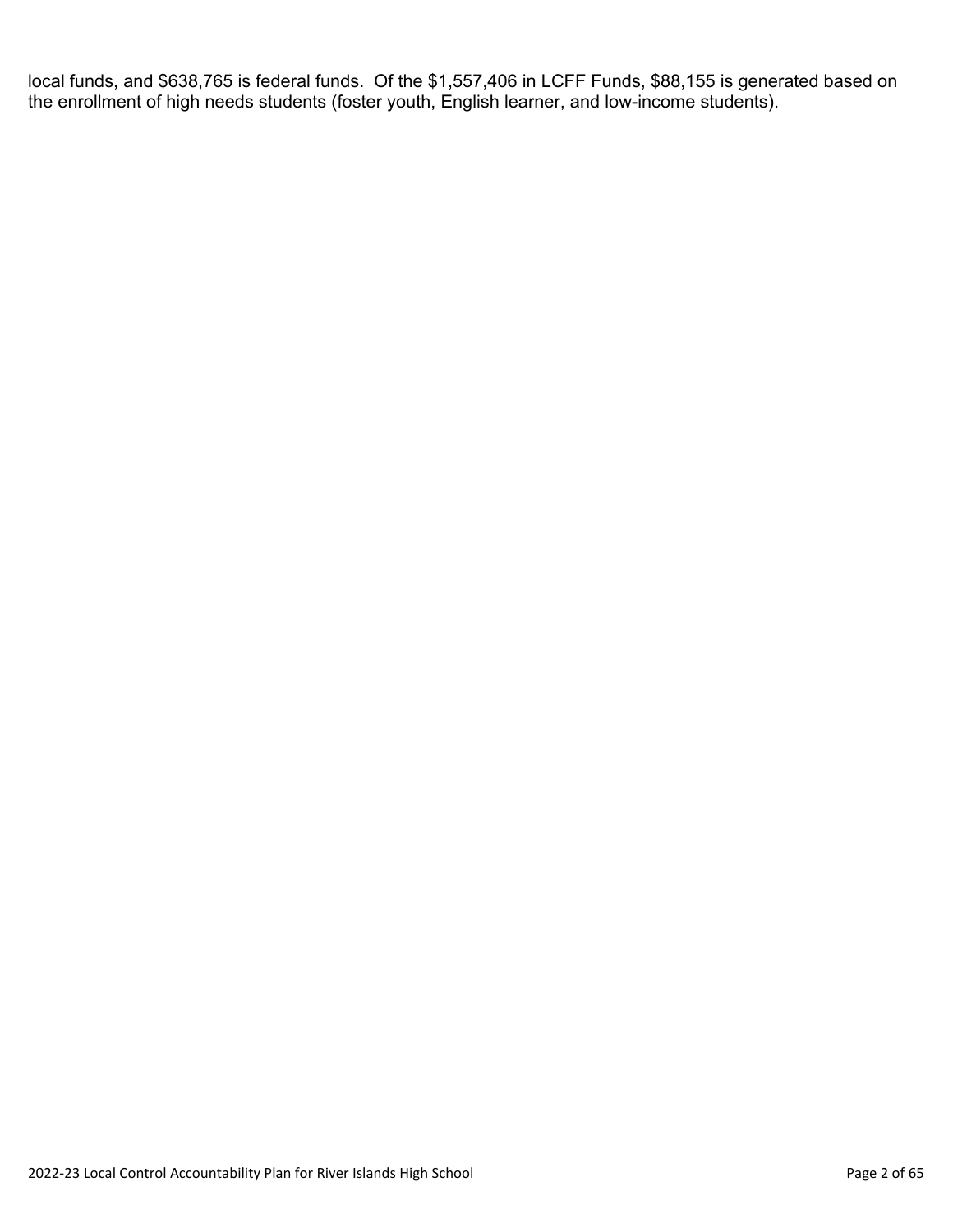local funds, and $638,765 is federal funds. Of the $1,557,406 in LCFF Funds, $88,155 is generated based on the enrollment of high needs students (foster youth, English learner, and low-income students).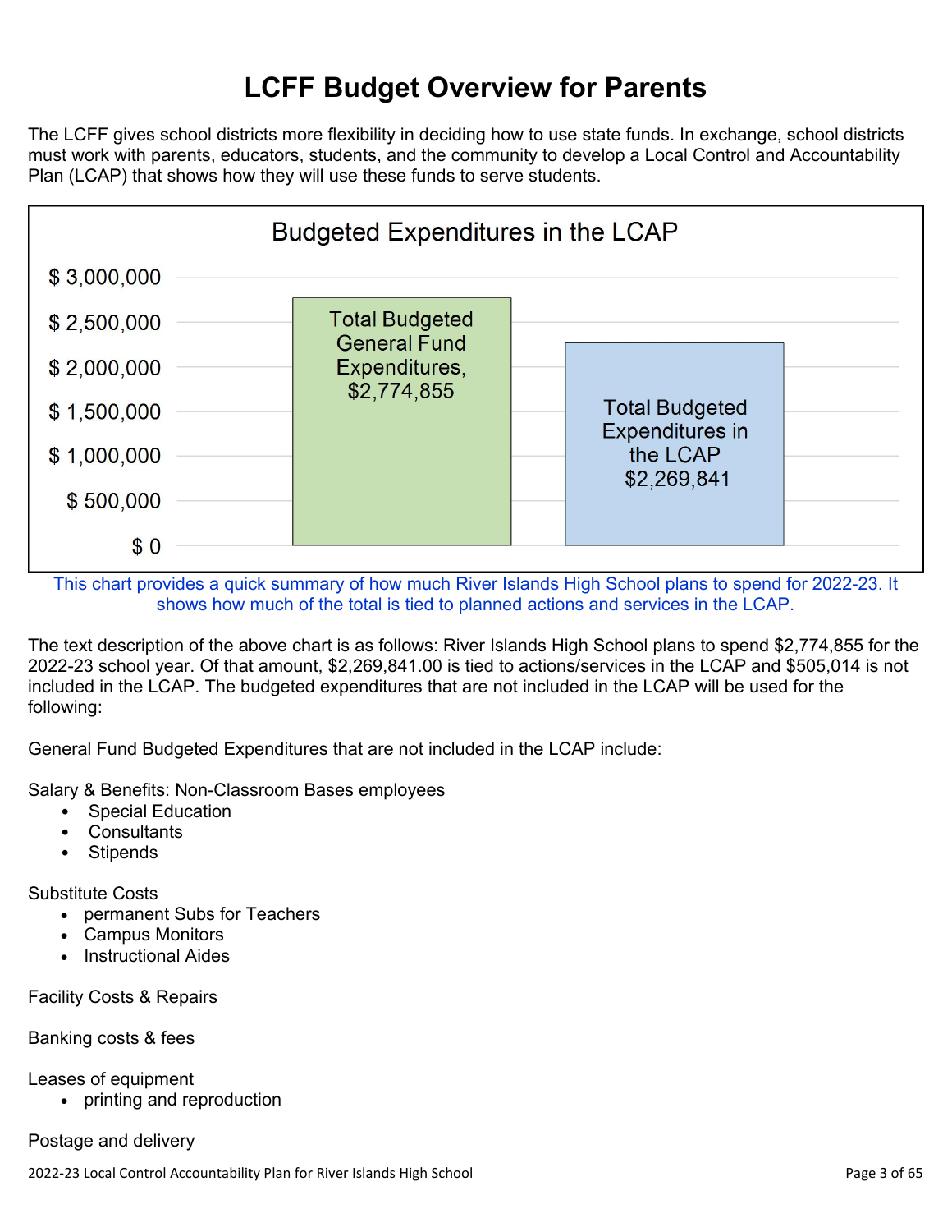# LCFF Budget Overview for Parents

The LCFF gives school districts more flexibility in deciding how to use state funds. In exchange, school districts must work with parents, educators, students, and the community to develop a Local Control and Accountability Plan (LCAP) that shows how they will use these funds to serve students.

**Budgeted Expenditures in the LCAP**

| Category | Amount |
|---|---|
| Total Budgeted General Fund Expenditures | $2,774,855 |
| Total Budgeted Expenditures in the LCAP | $2,269,841 |

This chart provides a quick summary of how much River Islands High School plans to spend for 2022-23. It shows how much of the total is tied to planned actions and services in the LCAP.

The text description of the above chart is as follows: River Islands High School plans to spend $2,774,855 for the 2022-23 school year. Of that amount, $2,269,841.00 is tied to actions/services in the LCAP and $505,014 is not included in the LCAP. The budgeted expenditures that are not included in the LCAP will be used for the following:

General Fund Budgeted Expenditures that are not included in the LCAP include:

Salary & Benefits: Non-Classroom Bases employees

- Special Education
- Consultants
- Stipends

Substitute Costs

- permanent Subs for Teachers
- Campus Monitors
- Instructional Aides

Facility Costs & Repairs

Banking costs & fees

Leases of equipment

- printing and reproduction

Postage and delivery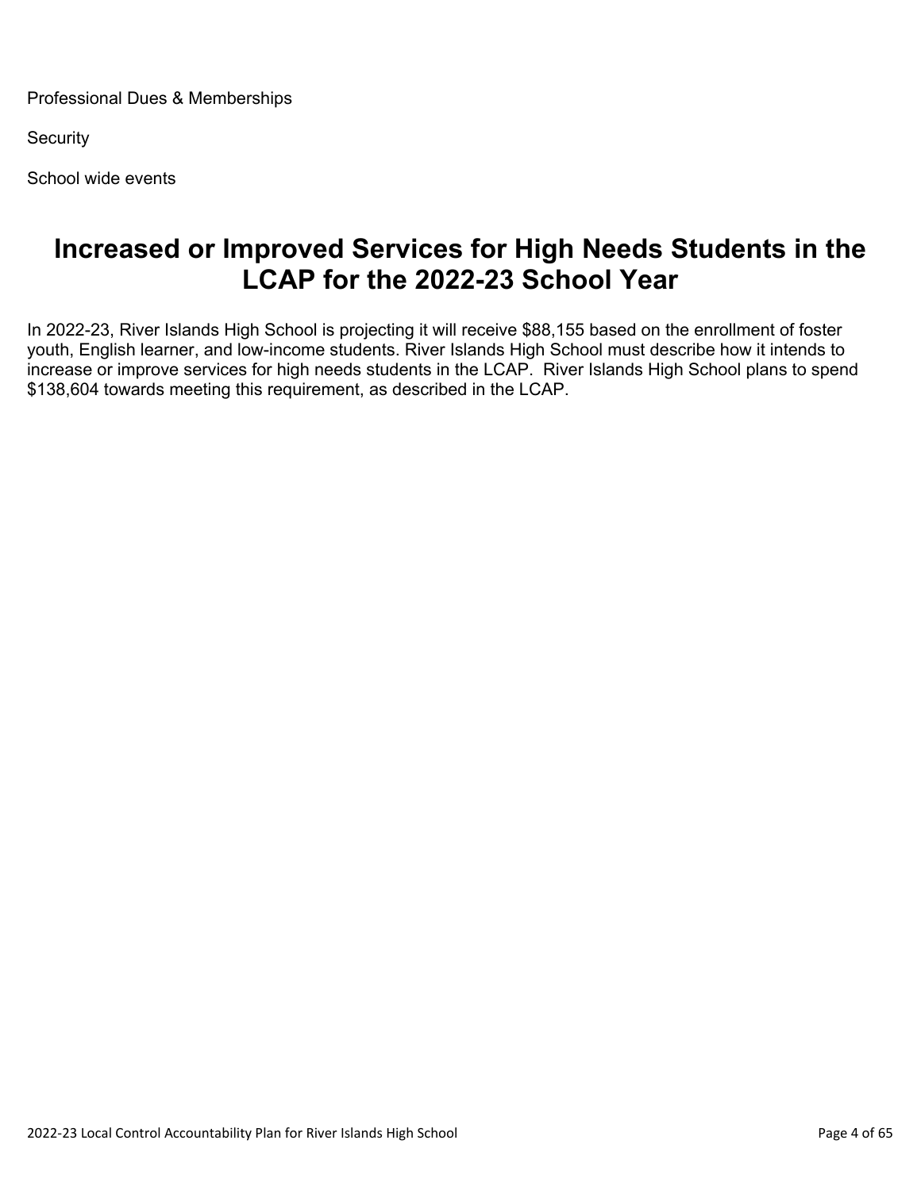Professional Dues & Memberships

Security

School wide events

# Increased or Improved Services for High Needs Students in the LCAP for the 2022-23 School Year

In 2022-23, River Islands High School is projecting it will receive $88,155 based on the enrollment of foster youth, English learner, and low-income students. River Islands High School must describe how it intends to increase or improve services for high needs students in the LCAP. River Islands High School plans to spend $138,604 towards meeting this requirement, as described in the LCAP.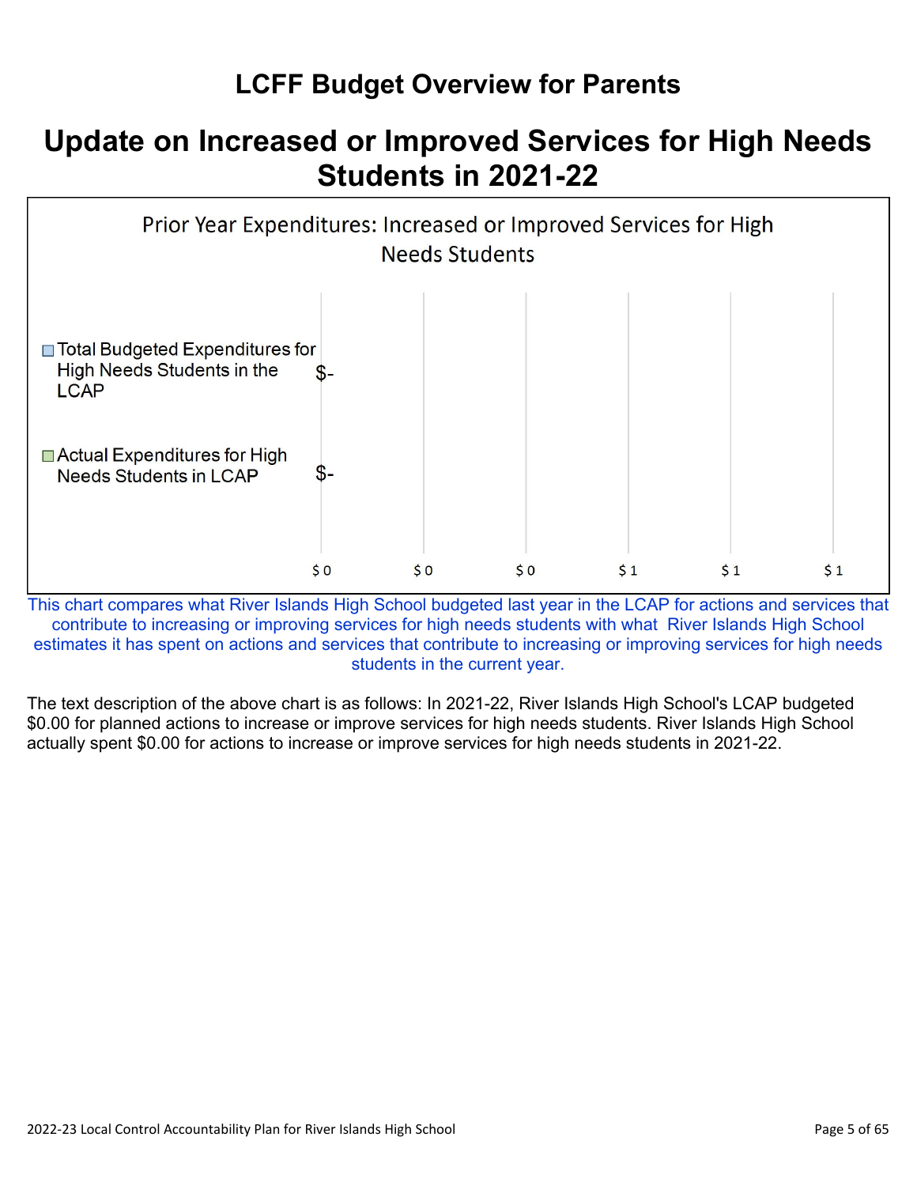# LCFF Budget Overview for Parents

## Update on Increased or Improved Services for High Needs Students in 2021-22

**Prior Year Expenditures: Increased or Improved Services for High Needs Students**

| | |
|---|---|
| Total Budgeted Expenditures for High Needs Students in the LCAP | $- |
| Actual Expenditures for High Needs Students in LCAP | $- |

$0 $0 $0 $1 $1 $1

This chart compares what River Islands High School budgeted last year in the LCAP for actions and services that contribute to increasing or improving services for high needs students with what River Islands High School estimates it has spent on actions and services that contribute to increasing or improving services for high needs students in the current year.

The text description of the above chart is as follows: In 2021-22, River Islands High School's LCAP budgeted $0.00 for planned actions to increase or improve services for high needs students. River Islands High School actually spent $0.00 for actions to increase or improve services for high needs students in 2021-22.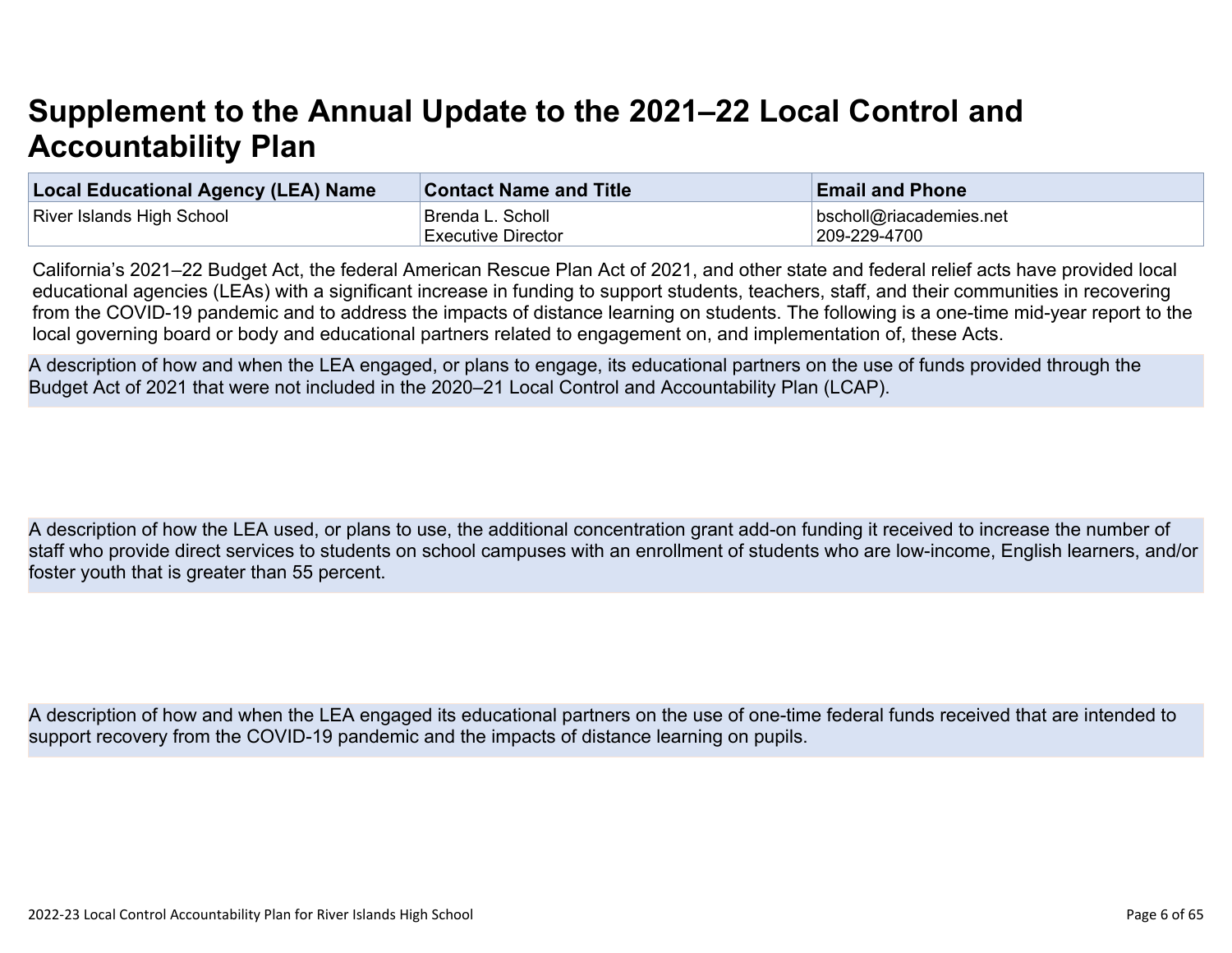# Supplement to the Annual Update to the 2021–22 Local Control and Accountability Plan

| Local Educational Agency (LEA) Name | Contact Name and Title | Email and Phone |
| --- | --- | --- |
| River Islands High School | Brenda L. Scholl<br>Executive Director | bscholl@riacademies.net<br>209-229-4700 |

California's 2021–22 Budget Act, the federal American Rescue Plan Act of 2021, and other state and federal relief acts have provided local educational agencies (LEAs) with a significant increase in funding to support students, teachers, staff, and their communities in recovering from the COVID-19 pandemic and to address the impacts of distance learning on students. The following is a one-time mid-year report to the local governing board or body and educational partners related to engagement on, and implementation of, these Acts.

A description of how and when the LEA engaged, or plans to engage, its educational partners on the use of funds provided through the Budget Act of 2021 that were not included in the 2020–21 Local Control and Accountability Plan (LCAP).

A description of how the LEA used, or plans to use, the additional concentration grant add-on funding it received to increase the number of staff who provide direct services to students on school campuses with an enrollment of students who are low-income, English learners, and/or foster youth that is greater than 55 percent.

A description of how and when the LEA engaged its educational partners on the use of one-time federal funds received that are intended to support recovery from the COVID-19 pandemic and the impacts of distance learning on pupils.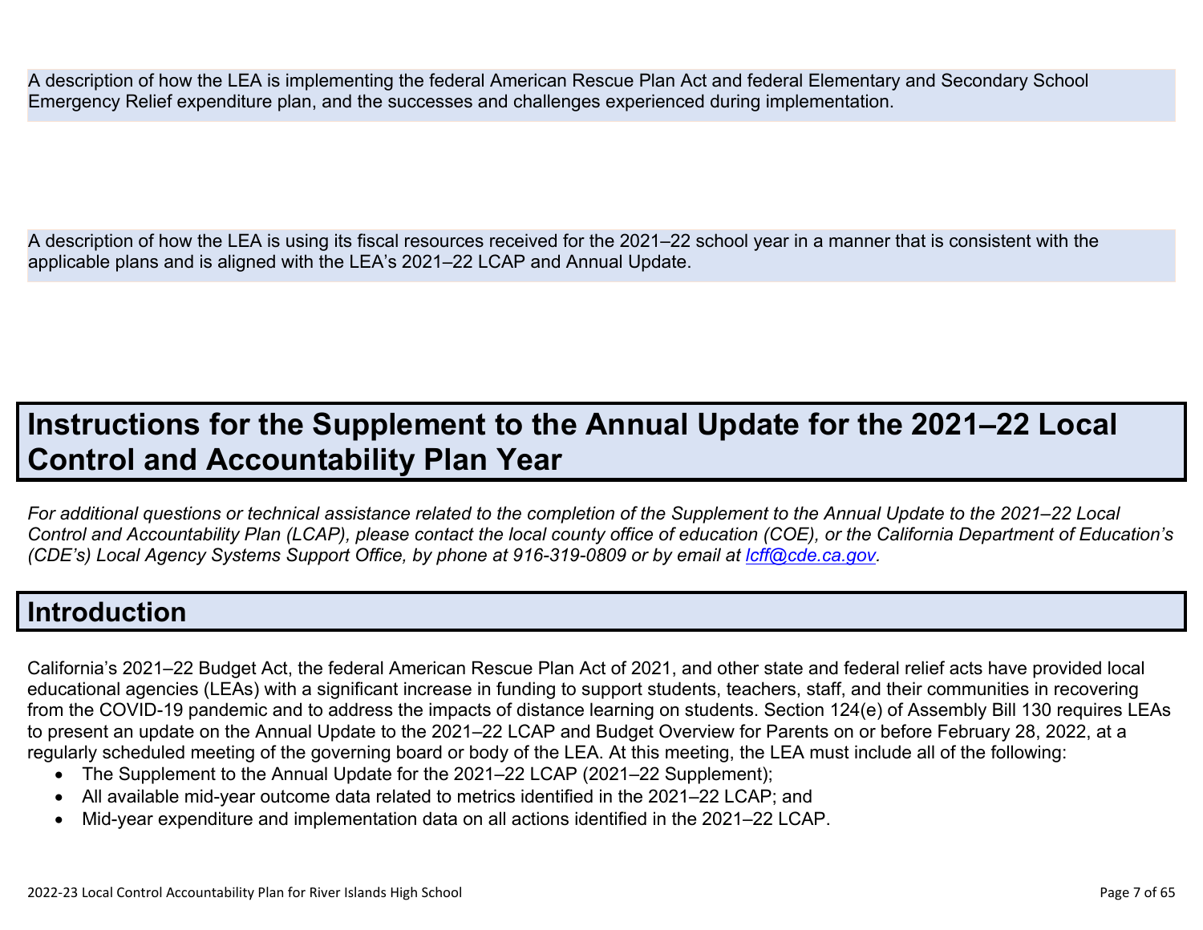A description of how the LEA is implementing the federal American Rescue Plan Act and federal Elementary and Secondary School Emergency Relief expenditure plan, and the successes and challenges experienced during implementation.

A description of how the LEA is using its fiscal resources received for the 2021–22 school year in a manner that is consistent with the applicable plans and is aligned with the LEA's 2021–22 LCAP and Annual Update.

# Instructions for the Supplement to the Annual Update for the 2021–22 Local Control and Accountability Plan Year

*For additional questions or technical assistance related to the completion of the Supplement to the Annual Update to the 2021–22 Local Control and Accountability Plan (LCAP), please contact the local county office of education (COE), or the California Department of Education's (CDE's) Local Agency Systems Support Office, by phone at 916-319-0809 or by email at [lcff@cde.ca.gov](mailto:lcff@cde.ca.gov).*

## Introduction

California's 2021–22 Budget Act, the federal American Rescue Plan Act of 2021, and other state and federal relief acts have provided local educational agencies (LEAs) with a significant increase in funding to support students, teachers, staff, and their communities in recovering from the COVID-19 pandemic and to address the impacts of distance learning on students. Section 124(e) of Assembly Bill 130 requires LEAs to present an update on the Annual Update to the 2021–22 LCAP and Budget Overview for Parents on or before February 28, 2022, at a regularly scheduled meeting of the governing board or body of the LEA. At this meeting, the LEA must include all of the following:

- The Supplement to the Annual Update for the 2021–22 LCAP (2021–22 Supplement);
- All available mid-year outcome data related to metrics identified in the 2021–22 LCAP; and
- Mid-year expenditure and implementation data on all actions identified in the 2021–22 LCAP.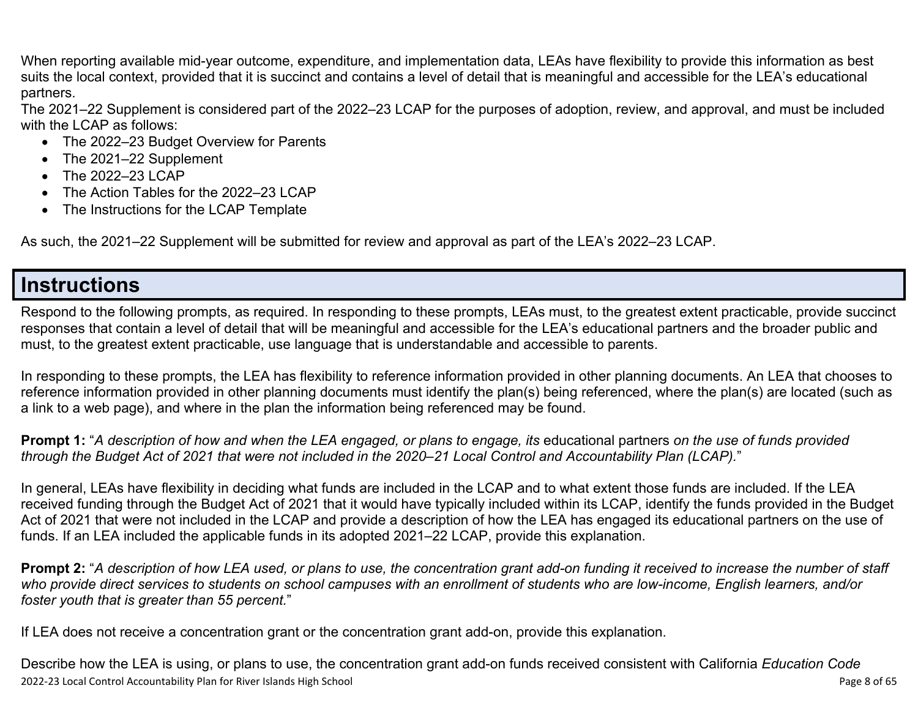When reporting available mid-year outcome, expenditure, and implementation data, LEAs have flexibility to provide this information as best suits the local context, provided that it is succinct and contains a level of detail that is meaningful and accessible for the LEA's educational partners.

The 2021–22 Supplement is considered part of the 2022–23 LCAP for the purposes of adoption, review, and approval, and must be included with the LCAP as follows:

- The 2022–23 Budget Overview for Parents
- The 2021–22 Supplement
- The 2022–23 LCAP
- The Action Tables for the 2022–23 LCAP
- The Instructions for the LCAP Template

As such, the 2021–22 Supplement will be submitted for review and approval as part of the LEA's 2022–23 LCAP.

# Instructions

Respond to the following prompts, as required. In responding to these prompts, LEAs must, to the greatest extent practicable, provide succinct responses that contain a level of detail that will be meaningful and accessible for the LEA's educational partners and the broader public and must, to the greatest extent practicable, use language that is understandable and accessible to parents.

In responding to these prompts, the LEA has flexibility to reference information provided in other planning documents. An LEA that chooses to reference information provided in other planning documents must identify the plan(s) being referenced, where the plan(s) are located (such as a link to a web page), and where in the plan the information being referenced may be found.

**Prompt 1:** "*A description of how and when the LEA engaged, or plans to engage, its* educational partners *on the use of funds provided through the Budget Act of 2021 that were not included in the 2020–21 Local Control and Accountability Plan (LCAP).*"

In general, LEAs have flexibility in deciding what funds are included in the LCAP and to what extent those funds are included. If the LEA received funding through the Budget Act of 2021 that it would have typically included within its LCAP, identify the funds provided in the Budget Act of 2021 that were not included in the LCAP and provide a description of how the LEA has engaged its educational partners on the use of funds. If an LEA included the applicable funds in its adopted 2021–22 LCAP, provide this explanation.

**Prompt 2:** "*A description of how LEA used, or plans to use, the concentration grant add-on funding it received to increase the number of staff who provide direct services to students on school campuses with an enrollment of students who are low-income, English learners, and/or foster youth that is greater than 55 percent.*"

If LEA does not receive a concentration grant or the concentration grant add-on, provide this explanation.

Describe how the LEA is using, or plans to use, the concentration grant add-on funds received consistent with California *Education Code*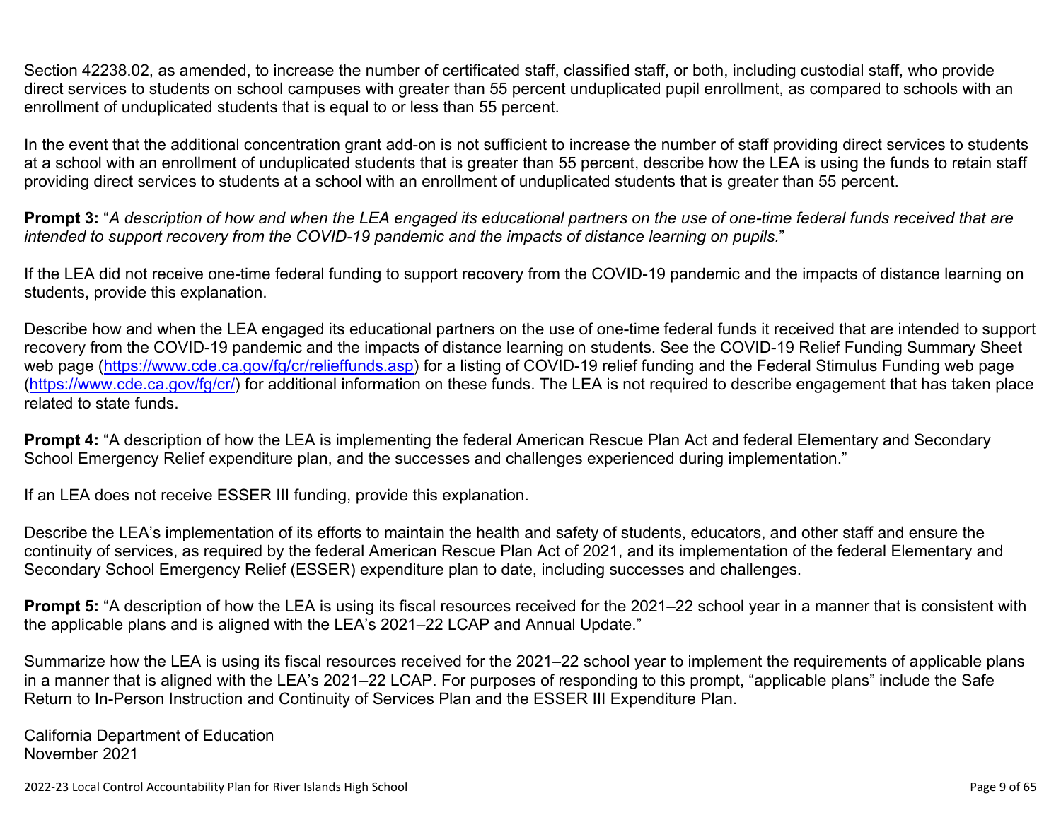Section 42238.02, as amended, to increase the number of certificated staff, classified staff, or both, including custodial staff, who provide direct services to students on school campuses with greater than 55 percent unduplicated pupil enrollment, as compared to schools with an enrollment of unduplicated students that is equal to or less than 55 percent.

In the event that the additional concentration grant add-on is not sufficient to increase the number of staff providing direct services to students at a school with an enrollment of unduplicated students that is greater than 55 percent, describe how the LEA is using the funds to retain staff providing direct services to students at a school with an enrollment of unduplicated students that is greater than 55 percent.

**Prompt 3:** "*A description of how and when the LEA engaged its educational partners on the use of one-time federal funds received that are intended to support recovery from the COVID-19 pandemic and the impacts of distance learning on pupils.*"

If the LEA did not receive one-time federal funding to support recovery from the COVID-19 pandemic and the impacts of distance learning on students, provide this explanation.

Describe how and when the LEA engaged its educational partners on the use of one-time federal funds it received that are intended to support recovery from the COVID-19 pandemic and the impacts of distance learning on students. See the COVID-19 Relief Funding Summary Sheet web page ([https://www.cde.ca.gov/fg/cr/relieffunds.asp](https://www.cde.ca.gov/fg/cr/relieffunds.asp)) for a listing of COVID-19 relief funding and the Federal Stimulus Funding web page ([https://www.cde.ca.gov/fg/cr/](https://www.cde.ca.gov/fg/cr/)) for additional information on these funds. The LEA is not required to describe engagement that has taken place related to state funds.

**Prompt 4:** "A description of how the LEA is implementing the federal American Rescue Plan Act and federal Elementary and Secondary School Emergency Relief expenditure plan, and the successes and challenges experienced during implementation."

If an LEA does not receive ESSER III funding, provide this explanation.

Describe the LEA's implementation of its efforts to maintain the health and safety of students, educators, and other staff and ensure the continuity of services, as required by the federal American Rescue Plan Act of 2021, and its implementation of the federal Elementary and Secondary School Emergency Relief (ESSER) expenditure plan to date, including successes and challenges.

**Prompt 5:** "A description of how the LEA is using its fiscal resources received for the 2021–22 school year in a manner that is consistent with the applicable plans and is aligned with the LEA's 2021–22 LCAP and Annual Update."

Summarize how the LEA is using its fiscal resources received for the 2021–22 school year to implement the requirements of applicable plans in a manner that is aligned with the LEA's 2021–22 LCAP. For purposes of responding to this prompt, "applicable plans" include the Safe Return to In-Person Instruction and Continuity of Services Plan and the ESSER III Expenditure Plan.

California Department of Education
November 2021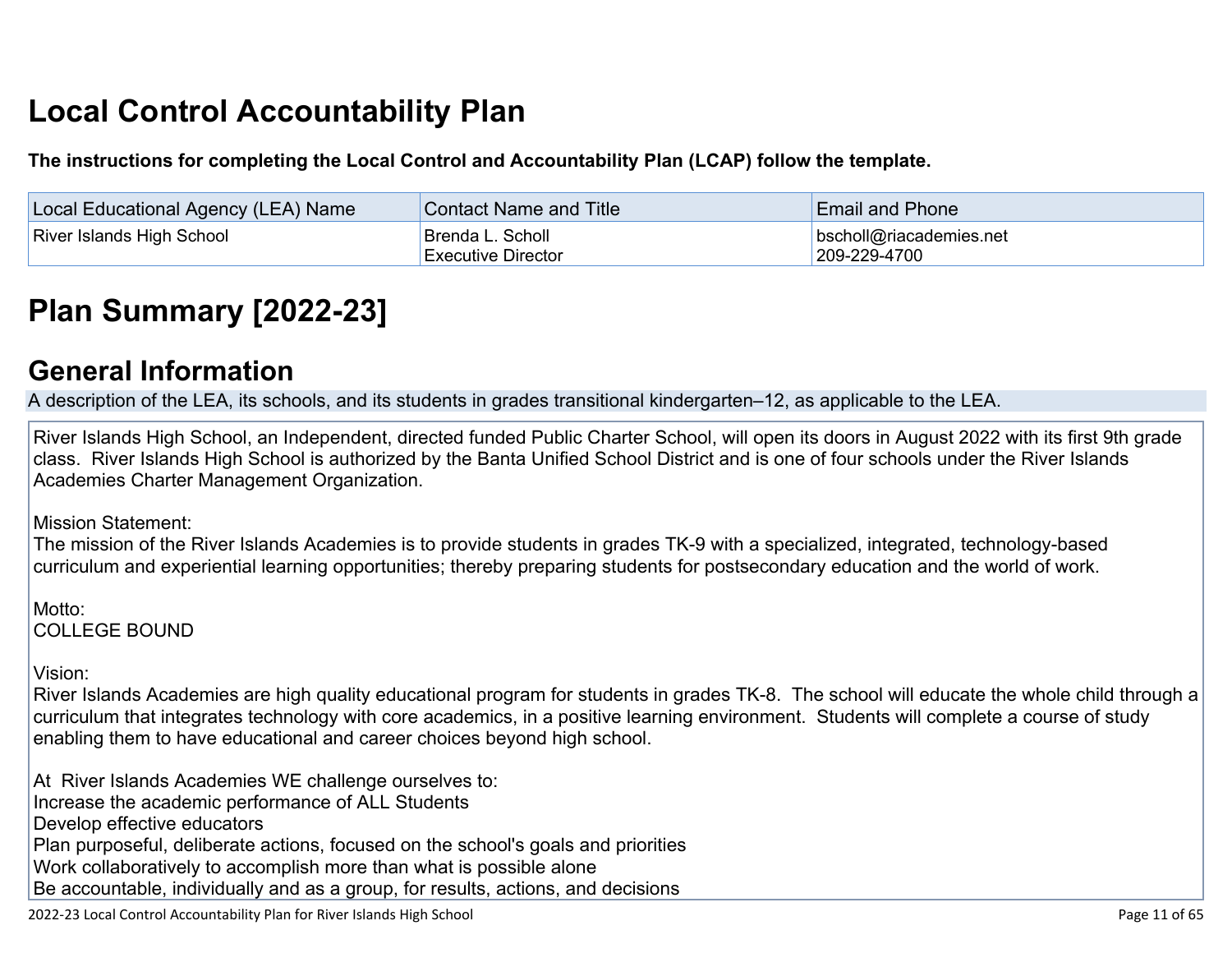# Local Control Accountability Plan

**The instructions for completing the Local Control and Accountability Plan (LCAP) follow the template.**

| Local Educational Agency (LEA) Name | Contact Name and Title | Email and Phone |
| --- | --- | --- |
| River Islands High School | Brenda L. Scholl<br>Executive Director | bscholl@riacademies.net<br>209-229-4700 |

# Plan Summary [2022-23]

## General Information

A description of the LEA, its schools, and its students in grades transitional kindergarten–12, as applicable to the LEA.

River Islands High School, an Independent, directed funded Public Charter School, will open its doors in August 2022 with its first 9th grade class. River Islands High School is authorized by the Banta Unified School District and is one of four schools under the River Islands Academies Charter Management Organization.

Mission Statement:
The mission of the River Islands Academies is to provide students in grades TK-9 with a specialized, integrated, technology-based curriculum and experiential learning opportunities; thereby preparing students for postsecondary education and the world of work.

Motto:
COLLEGE BOUND

Vision:
River Islands Academies are high quality educational program for students in grades TK-8. The school will educate the whole child through a curriculum that integrates technology with core academics, in a positive learning environment. Students will complete a course of study enabling them to have educational and career choices beyond high school.

At River Islands Academies WE challenge ourselves to:
Increase the academic performance of ALL Students
Develop effective educators
Plan purposeful, deliberate actions, focused on the school's goals and priorities
Work collaboratively to accomplish more than what is possible alone
Be accountable, individually and as a group, for results, actions, and decisions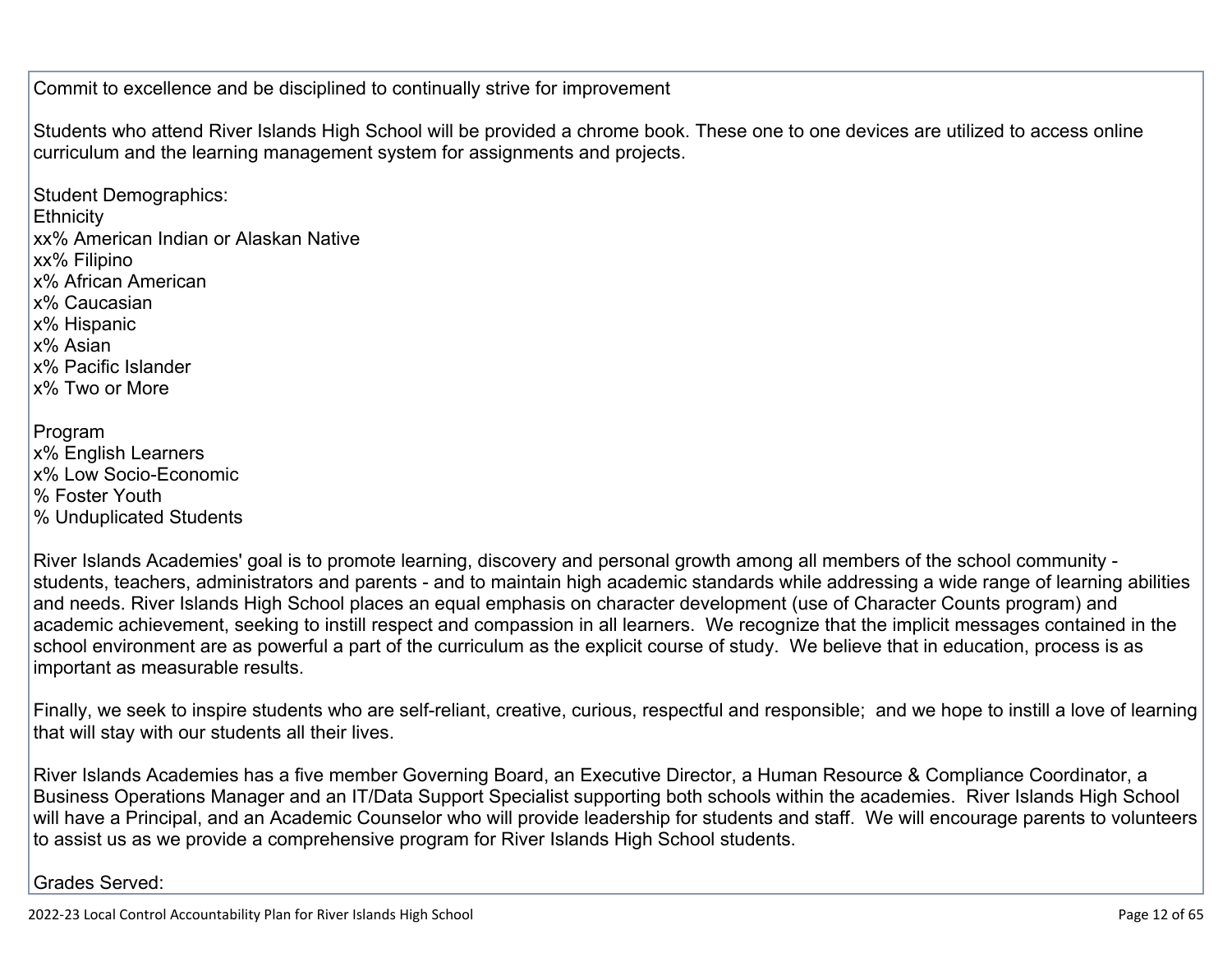Commit to excellence and be disciplined to continually strive for improvement

Students who attend River Islands High School will be provided a chrome book. These one to one devices are utilized to access online curriculum and the learning management system for assignments and projects.

Student Demographics:
Ethnicity
xx% American Indian or Alaskan Native
xx% Filipino
x% African American
x% Caucasian
x% Hispanic
x% Asian
x% Pacific Islander
x% Two or More

Program
x% English Learners
x% Low Socio-Economic
% Foster Youth
% Unduplicated Students

River Islands Academies' goal is to promote learning, discovery and personal growth among all members of the school community - students, teachers, administrators and parents - and to maintain high academic standards while addressing a wide range of learning abilities and needs. River Islands High School places an equal emphasis on character development (use of Character Counts program) and academic achievement, seeking to instill respect and compassion in all learners. We recognize that the implicit messages contained in the school environment are as powerful a part of the curriculum as the explicit course of study. We believe that in education, process is as important as measurable results.

Finally, we seek to inspire students who are self-reliant, creative, curious, respectful and responsible; and we hope to instill a love of learning that will stay with our students all their lives.

River Islands Academies has a five member Governing Board, an Executive Director, a Human Resource & Compliance Coordinator, a Business Operations Manager and an IT/Data Support Specialist supporting both schools within the academies. River Islands High School will have a Principal, and an Academic Counselor who will provide leadership for students and staff. We will encourage parents to volunteers to assist us as we provide a comprehensive program for River Islands High School students.

Grades Served: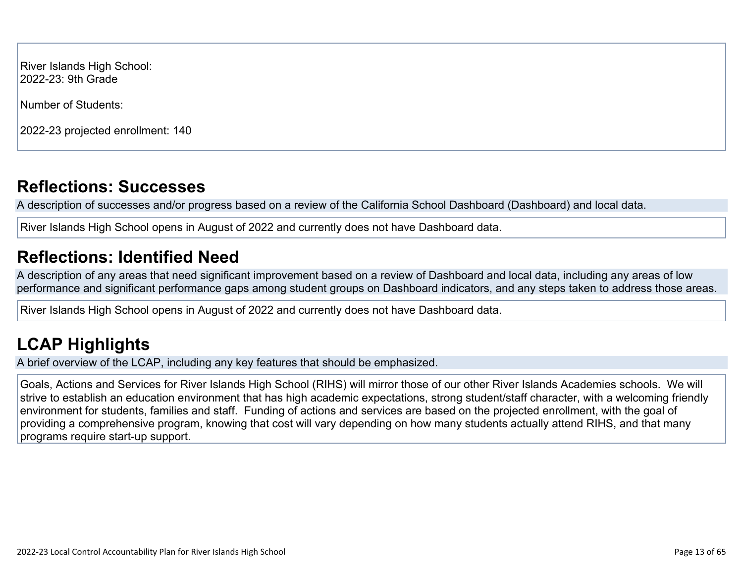River Islands High School:
2022-23: 9th Grade

Number of Students:

2022-23 projected enrollment: 140

## Reflections: Successes

A description of successes and/or progress based on a review of the California School Dashboard (Dashboard) and local data.

River Islands High School opens in August of 2022 and currently does not have Dashboard data.

## Reflections: Identified Need

A description of any areas that need significant improvement based on a review of Dashboard and local data, including any areas of low performance and significant performance gaps among student groups on Dashboard indicators, and any steps taken to address those areas.

River Islands High School opens in August of 2022 and currently does not have Dashboard data.

## LCAP Highlights

A brief overview of the LCAP, including any key features that should be emphasized.

Goals, Actions and Services for River Islands High School (RIHS) will mirror those of our other River Islands Academies schools. We will strive to establish an education environment that has high academic expectations, strong student/staff character, with a welcoming friendly environment for students, families and staff. Funding of actions and services are based on the projected enrollment, with the goal of providing a comprehensive program, knowing that cost will vary depending on how many students actually attend RIHS, and that many programs require start-up support.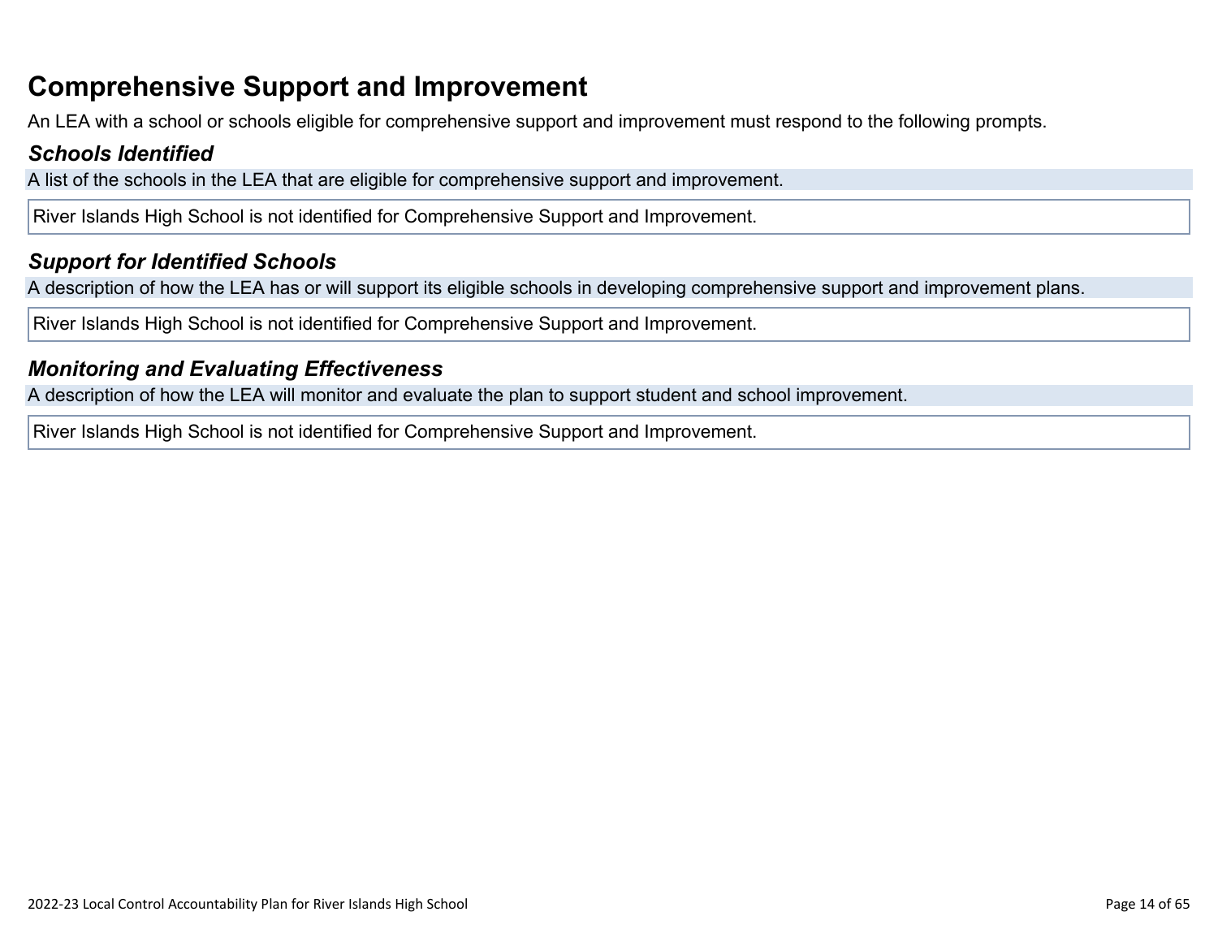# Comprehensive Support and Improvement

An LEA with a school or schools eligible for comprehensive support and improvement must respond to the following prompts.

### *Schools Identified*

A list of the schools in the LEA that are eligible for comprehensive support and improvement.

River Islands High School is not identified for Comprehensive Support and Improvement.

### *Support for Identified Schools*

A description of how the LEA has or will support its eligible schools in developing comprehensive support and improvement plans.

River Islands High School is not identified for Comprehensive Support and Improvement.

### *Monitoring and Evaluating Effectiveness*

A description of how the LEA will monitor and evaluate the plan to support student and school improvement.

River Islands High School is not identified for Comprehensive Support and Improvement.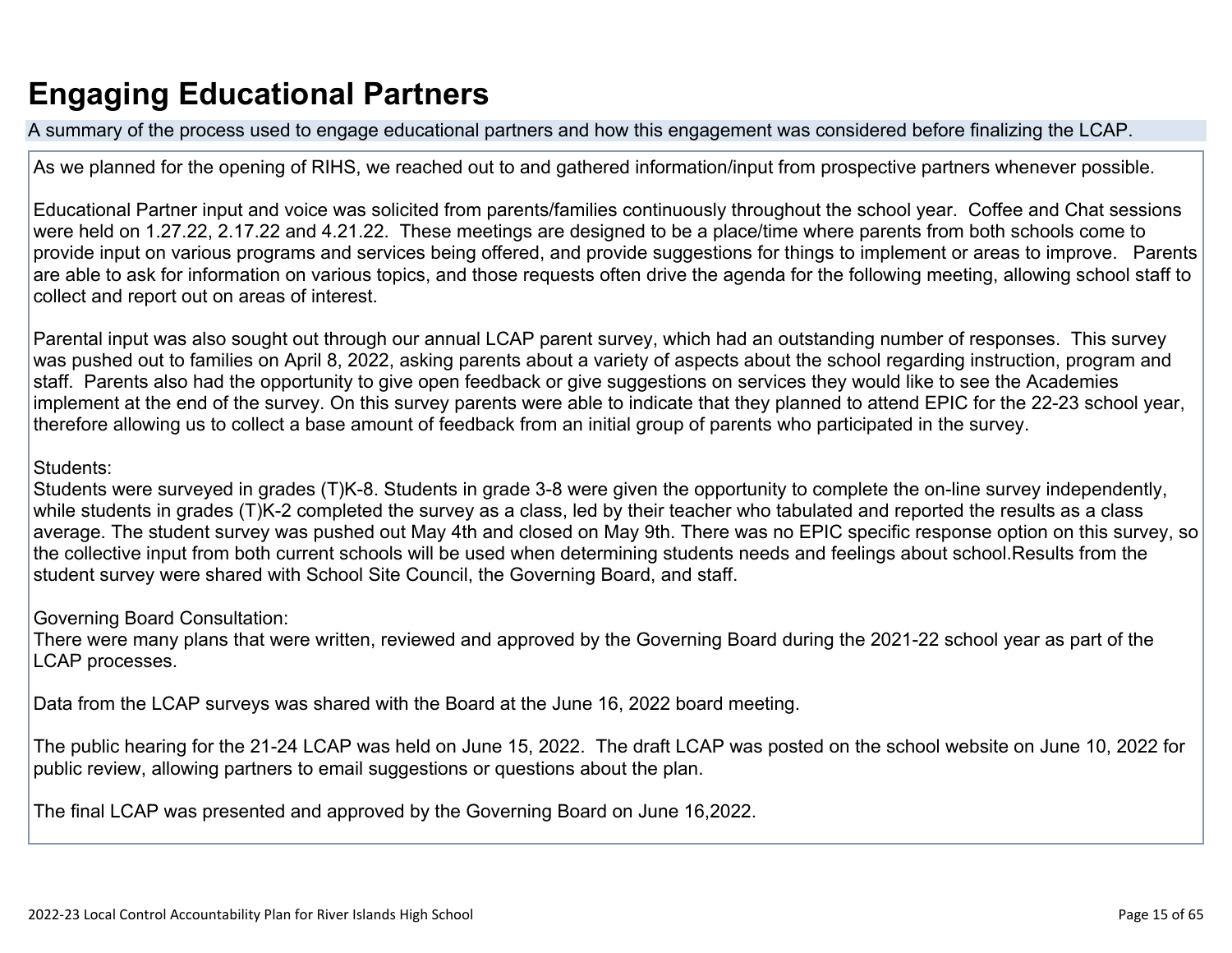# Engaging Educational Partners

A summary of the process used to engage educational partners and how this engagement was considered before finalizing the LCAP.

As we planned for the opening of RIHS, we reached out to and gathered information/input from prospective partners whenever possible.

Educational Partner input and voice was solicited from parents/families continuously throughout the school year. Coffee and Chat sessions were held on 1.27.22, 2.17.22 and 4.21.22. These meetings are designed to be a place/time where parents from both schools come to provide input on various programs and services being offered, and provide suggestions for things to implement or areas to improve. Parents are able to ask for information on various topics, and those requests often drive the agenda for the following meeting, allowing school staff to collect and report out on areas of interest.

Parental input was also sought out through our annual LCAP parent survey, which had an outstanding number of responses. This survey was pushed out to families on April 8, 2022, asking parents about a variety of aspects about the school regarding instruction, program and staff. Parents also had the opportunity to give open feedback or give suggestions on services they would like to see the Academies implement at the end of the survey. On this survey parents were able to indicate that they planned to attend EPIC for the 22-23 school year, therefore allowing us to collect a base amount of feedback from an initial group of parents who participated in the survey.

Students:
Students were surveyed in grades (T)K-8. Students in grade 3-8 were given the opportunity to complete the on-line survey independently, while students in grades (T)K-2 completed the survey as a class, led by their teacher who tabulated and reported the results as a class average. The student survey was pushed out May 4th and closed on May 9th. There was no EPIC specific response option on this survey, so the collective input from both current schools will be used when determining students needs and feelings about school.Results from the student survey were shared with School Site Council, the Governing Board, and staff.

Governing Board Consultation:
There were many plans that were written, reviewed and approved by the Governing Board during the 2021-22 school year as part of the LCAP processes.

Data from the LCAP surveys was shared with the Board at the June 16, 2022 board meeting.

The public hearing for the 21-24 LCAP was held on June 15, 2022. The draft LCAP was posted on the school website on June 10, 2022 for public review, allowing partners to email suggestions or questions about the plan.

The final LCAP was presented and approved by the Governing Board on June 16,2022.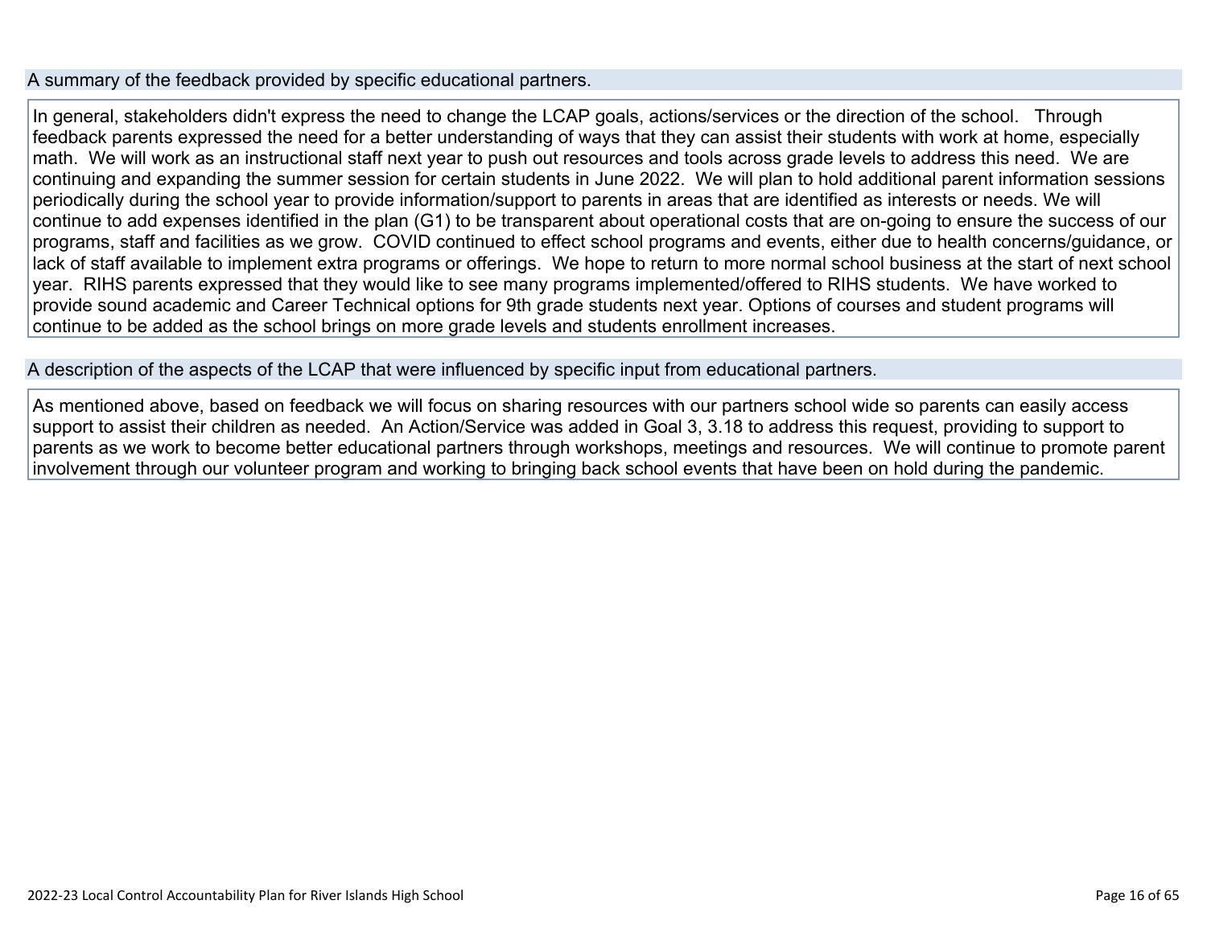### A summary of the feedback provided by specific educational partners.

In general, stakeholders didn't express the need to change the LCAP goals, actions/services or the direction of the school. Through feedback parents expressed the need for a better understanding of ways that they can assist their students with work at home, especially math. We will work as an instructional staff next year to push out resources and tools across grade levels to address this need. We are continuing and expanding the summer session for certain students in June 2022. We will plan to hold additional parent information sessions periodically during the school year to provide information/support to parents in areas that are identified as interests or needs. We will continue to add expenses identified in the plan (G1) to be transparent about operational costs that are on-going to ensure the success of our programs, staff and facilities as we grow. COVID continued to effect school programs and events, either due to health concerns/guidance, or lack of staff available to implement extra programs or offerings. We hope to return to more normal school business at the start of next school year. RIHS parents expressed that they would like to see many programs implemented/offered to RIHS students. We have worked to provide sound academic and Career Technical options for 9th grade students next year. Options of courses and student programs will continue to be added as the school brings on more grade levels and students enrollment increases.

### A description of the aspects of the LCAP that were influenced by specific input from educational partners.

As mentioned above, based on feedback we will focus on sharing resources with our partners school wide so parents can easily access support to assist their children as needed. An Action/Service was added in Goal 3, 3.18 to address this request, providing to support to parents as we work to become better educational partners through workshops, meetings and resources. We will continue to promote parent involvement through our volunteer program and working to bringing back school events that have been on hold during the pandemic.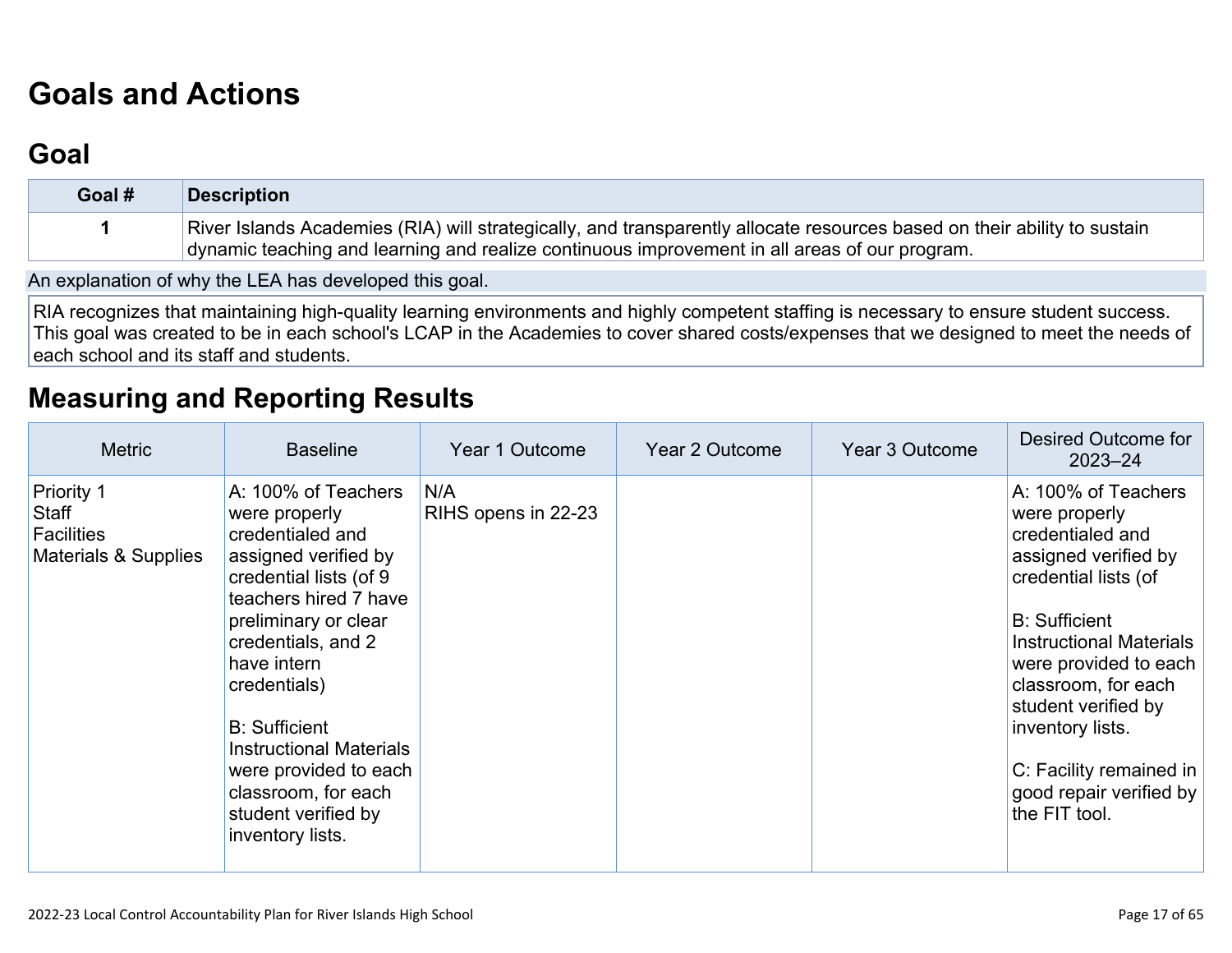# Goals and Actions

## Goal

| Goal # | Description |
| --- | --- |
| 1 | River Islands Academies (RIA) will strategically, and transparently allocate resources based on their ability to sustain dynamic teaching and learning and realize continuous improvement in all areas of our program. |

An explanation of why the LEA has developed this goal.

RIA recognizes that maintaining high-quality learning environments and highly competent staffing is necessary to ensure student success. This goal was created to be in each school's LCAP in the Academies to cover shared costs/expenses that we designed to meet the needs of each school and its staff and students.

# Measuring and Reporting Results

| Metric | Baseline | Year 1 Outcome | Year 2 Outcome | Year 3 Outcome | Desired Outcome for 2023–24 |
| --- | --- | --- | --- | --- | --- |
| Priority 1<br>Staff<br>Facilities<br>Materials & Supplies | A: 100% of Teachers were properly credentialed and assigned verified by credential lists (of 9 teachers hired 7 have preliminary or clear credentials, and 2 have intern credentials)<br><br>B: Sufficient Instructional Materials were provided to each classroom, for each student verified by inventory lists. | N/A<br>RIHS opens in 22-23 | | | A: 100% of Teachers were properly credentialed and assigned verified by credential lists (of<br><br>B: Sufficient Instructional Materials were provided to each classroom, for each student verified by inventory lists.<br><br>C: Facility remained in good repair verified by the FIT tool. |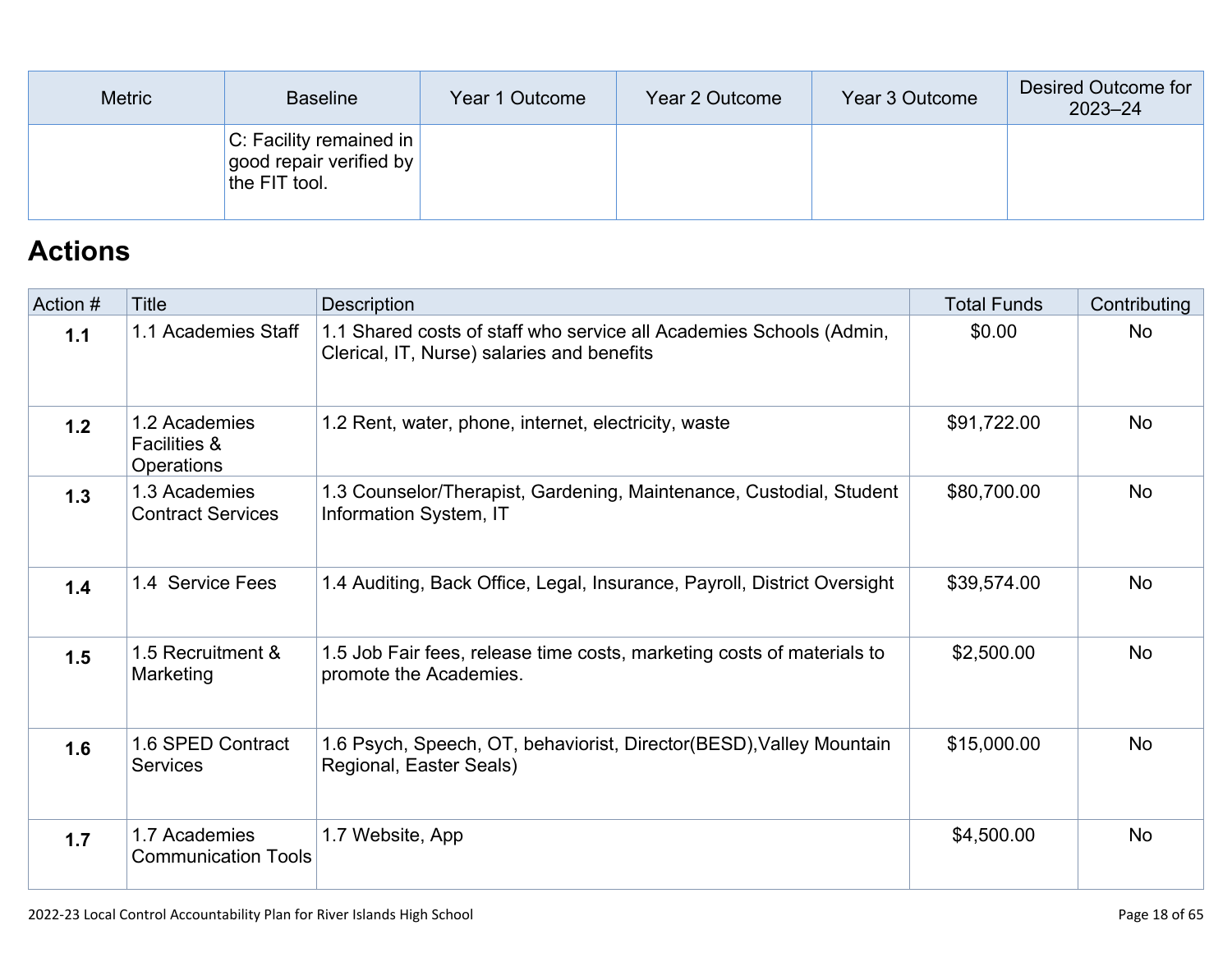| Metric | Baseline | Year 1 Outcome | Year 2 Outcome | Year 3 Outcome | Desired Outcome for 2023–24 |
|---|---|---|---|---|---|
| | C: Facility remained in good repair verified by the FIT tool. | | | | |

## Actions

| Action # | Title | Description | Total Funds | Contributing |
|---|---|---|---|---|
| **1.1** | 1.1 Academies Staff | 1.1 Shared costs of staff who service all Academies Schools (Admin, Clerical, IT, Nurse) salaries and benefits | $0.00 | No |
| **1.2** | 1.2 Academies Facilities & Operations | 1.2 Rent, water, phone, internet, electricity, waste | $91,722.00 | No |
| **1.3** | 1.3 Academies Contract Services | 1.3 Counselor/Therapist, Gardening, Maintenance, Custodial, Student Information System, IT | $80,700.00 | No |
| **1.4** | 1.4 Service Fees | 1.4 Auditing, Back Office, Legal, Insurance, Payroll, District Oversight | $39,574.00 | No |
| **1.5** | 1.5 Recruitment & Marketing | 1.5 Job Fair fees, release time costs, marketing costs of materials to promote the Academies. | $2,500.00 | No |
| **1.6** | 1.6 SPED Contract Services | 1.6 Psych, Speech, OT, behaviorist, Director(BESD),Valley Mountain Regional, Easter Seals) | $15,000.00 | No |
| **1.7** | 1.7 Academies Communication Tools | 1.7 Website, App | $4,500.00 | No |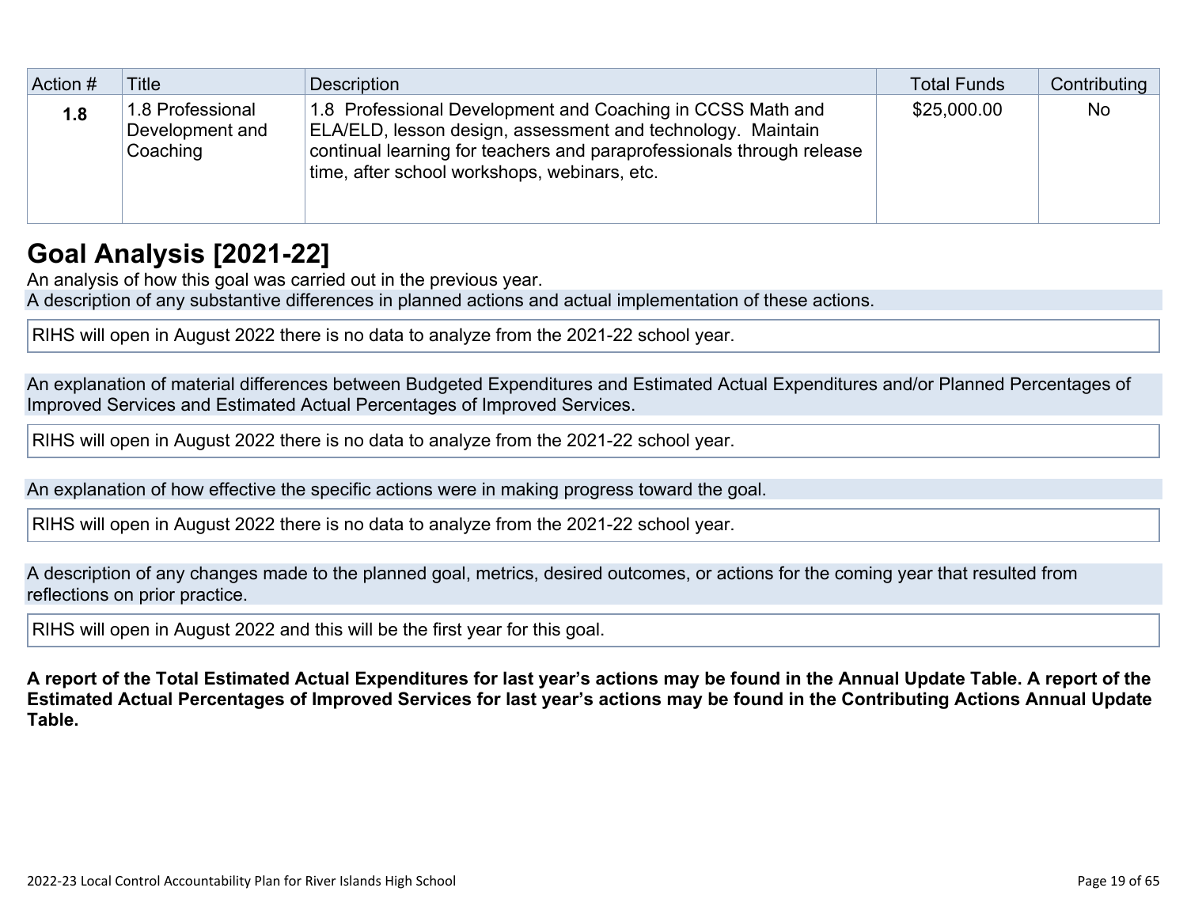| Action # | Title | Description | Total Funds | Contributing |
|---|---|---|---|---|
| **1.8** | 1.8 Professional Development and Coaching | 1.8 Professional Development and Coaching in CCSS Math and ELA/ELD, lesson design, assessment and technology. Maintain continual learning for teachers and paraprofessionals through release time, after school workshops, webinars, etc. | $25,000.00 | No |

## Goal Analysis [2021-22]

An analysis of how this goal was carried out in the previous year.

A description of any substantive differences in planned actions and actual implementation of these actions.

RIHS will open in August 2022 there is no data to analyze from the 2021-22 school year.

An explanation of material differences between Budgeted Expenditures and Estimated Actual Expenditures and/or Planned Percentages of Improved Services and Estimated Actual Percentages of Improved Services.

RIHS will open in August 2022 there is no data to analyze from the 2021-22 school year.

An explanation of how effective the specific actions were in making progress toward the goal.

RIHS will open in August 2022 there is no data to analyze from the 2021-22 school year.

A description of any changes made to the planned goal, metrics, desired outcomes, or actions for the coming year that resulted from reflections on prior practice.

RIHS will open in August 2022 and this will be the first year for this goal.

**A report of the Total Estimated Actual Expenditures for last year's actions may be found in the Annual Update Table. A report of the Estimated Actual Percentages of Improved Services for last year's actions may be found in the Contributing Actions Annual Update Table.**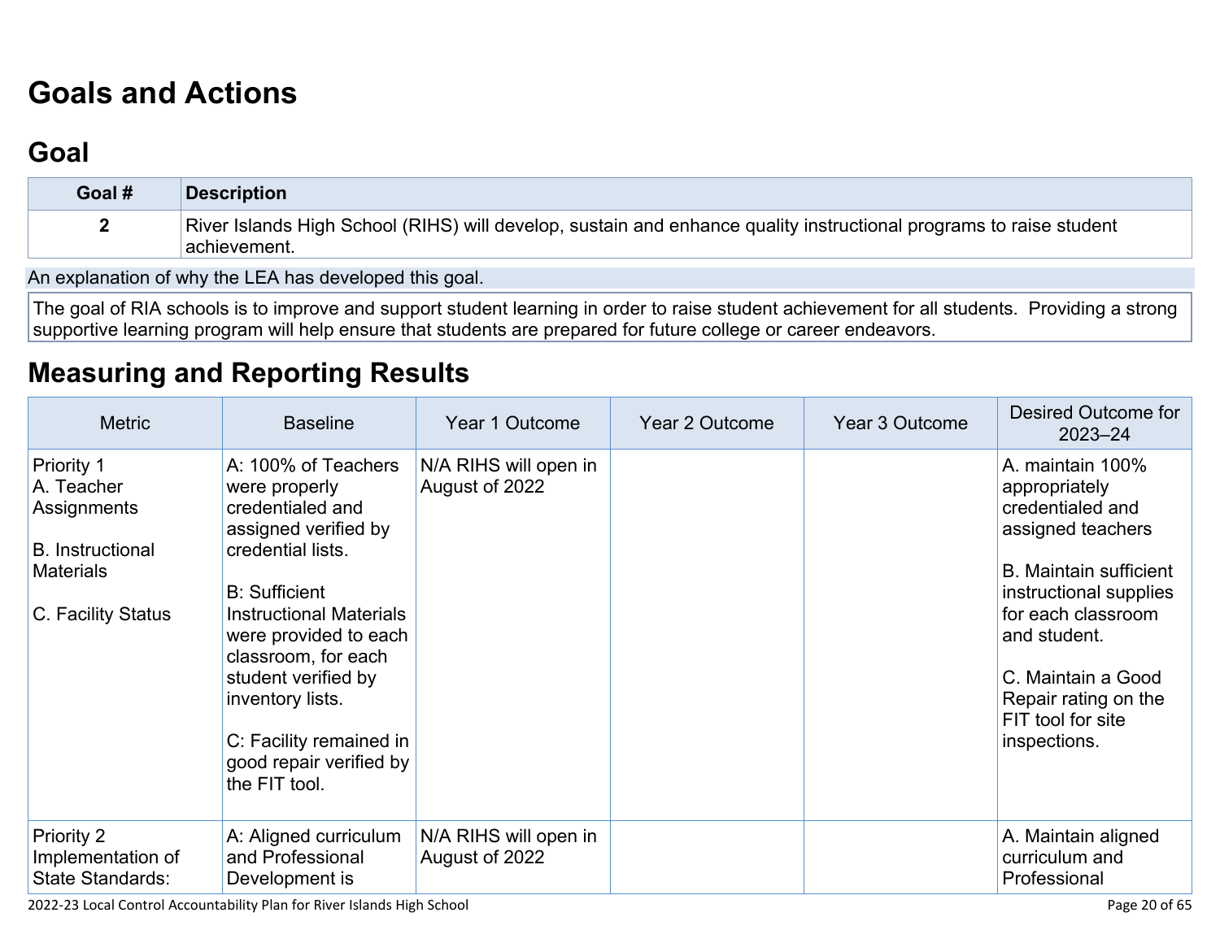# Goals and Actions

## Goal

| Goal # | Description |
|---|---|
| 2 | River Islands High School (RIHS) will develop, sustain and enhance quality instructional programs to raise student achievement. |

An explanation of why the LEA has developed this goal.

The goal of RIA schools is to improve and support student learning in order to raise student achievement for all students. Providing a strong supportive learning program will help ensure that students are prepared for future college or career endeavors.

## Measuring and Reporting Results

| Metric | Baseline | Year 1 Outcome | Year 2 Outcome | Year 3 Outcome | Desired Outcome for 2023–24 |
|---|---|---|---|---|---|
| Priority 1<br>A. Teacher Assignments<br><br>B. Instructional Materials<br><br>C. Facility Status | A: 100% of Teachers were properly credentialed and assigned verified by credential lists.<br><br>B: Sufficient Instructional Materials were provided to each classroom, for each student verified by inventory lists.<br><br>C: Facility remained in good repair verified by the FIT tool. | N/A RIHS will open in August of 2022 | | | A. maintain 100% appropriately credentialed and assigned teachers<br><br>B. Maintain sufficient instructional supplies for each classroom and student.<br><br>C. Maintain a Good Repair rating on the FIT tool for site inspections. |
| Priority 2<br>Implementation of State Standards: | A: Aligned curriculum and Professional Development is | N/A RIHS will open in August of 2022 | | | A. Maintain aligned curriculum and Professional |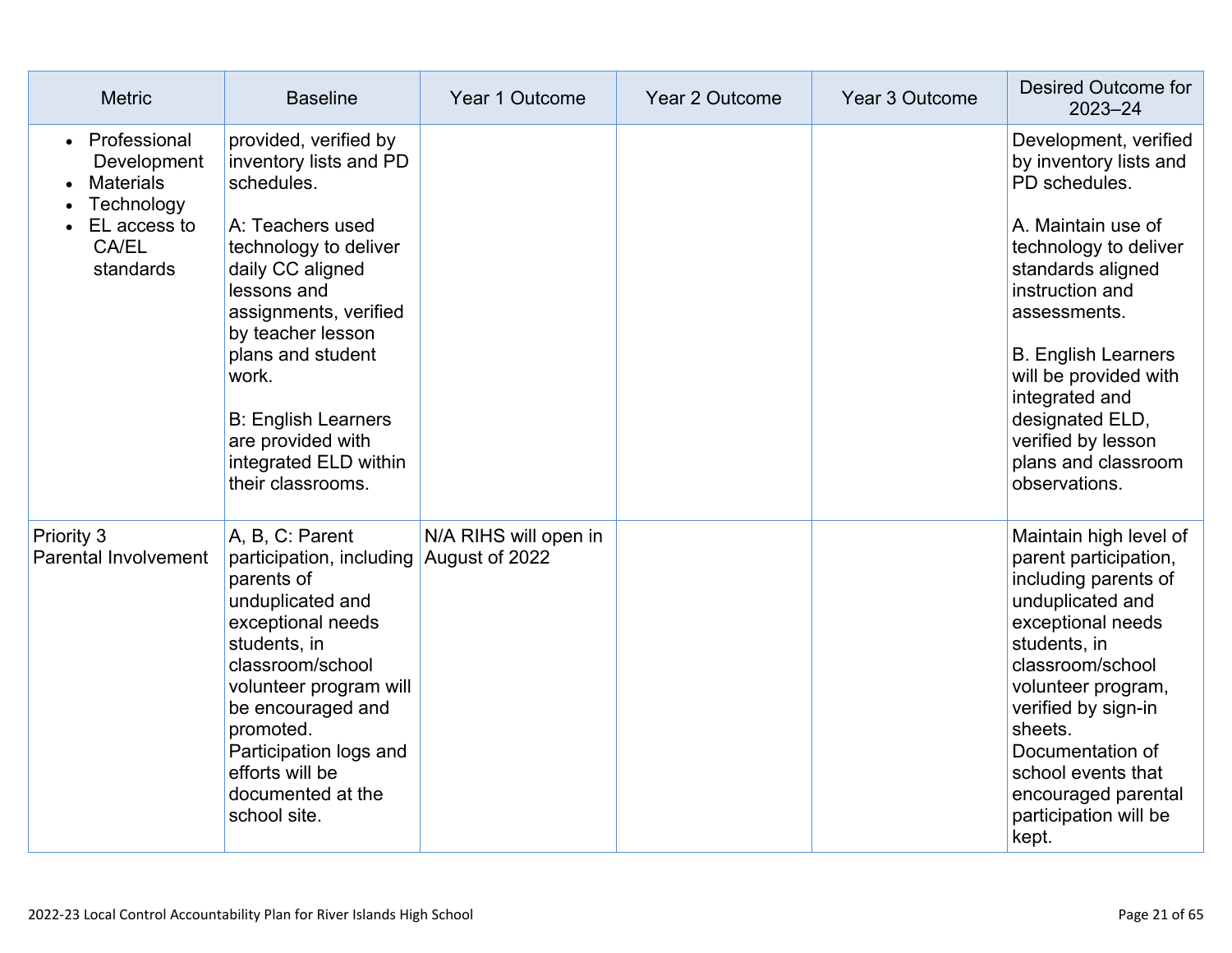| Metric | Baseline | Year 1 Outcome | Year 2 Outcome | Year 3 Outcome | Desired Outcome for 2023–24 |
|---|---|---|---|---|---|
| • Professional Development<br>• Materials<br>• Technology<br>• EL access to CA/EL standards | provided, verified by inventory lists and PD schedules.<br><br>A: Teachers used technology to deliver daily CC aligned lessons and assignments, verified by teacher lesson plans and student work.<br><br>B: English Learners are provided with integrated ELD within their classrooms. | | | | Development, verified by inventory lists and PD schedules.<br><br>A. Maintain use of technology to deliver standards aligned instruction and assessments.<br><br>B. English Learners will be provided with integrated and designated ELD, verified by lesson plans and classroom observations. |
| Priority 3<br>Parental Involvement | A, B, C: Parent participation, including parents of unduplicated and exceptional needs students, in classroom/school volunteer program will be encouraged and promoted. Participation logs and efforts will be documented at the school site. | N/A RIHS will open in August of 2022 | | | Maintain high level of parent participation, including parents of unduplicated and exceptional needs students, in classroom/school volunteer program, verified by sign-in sheets. Documentation of school events that encouraged parental participation will be kept. |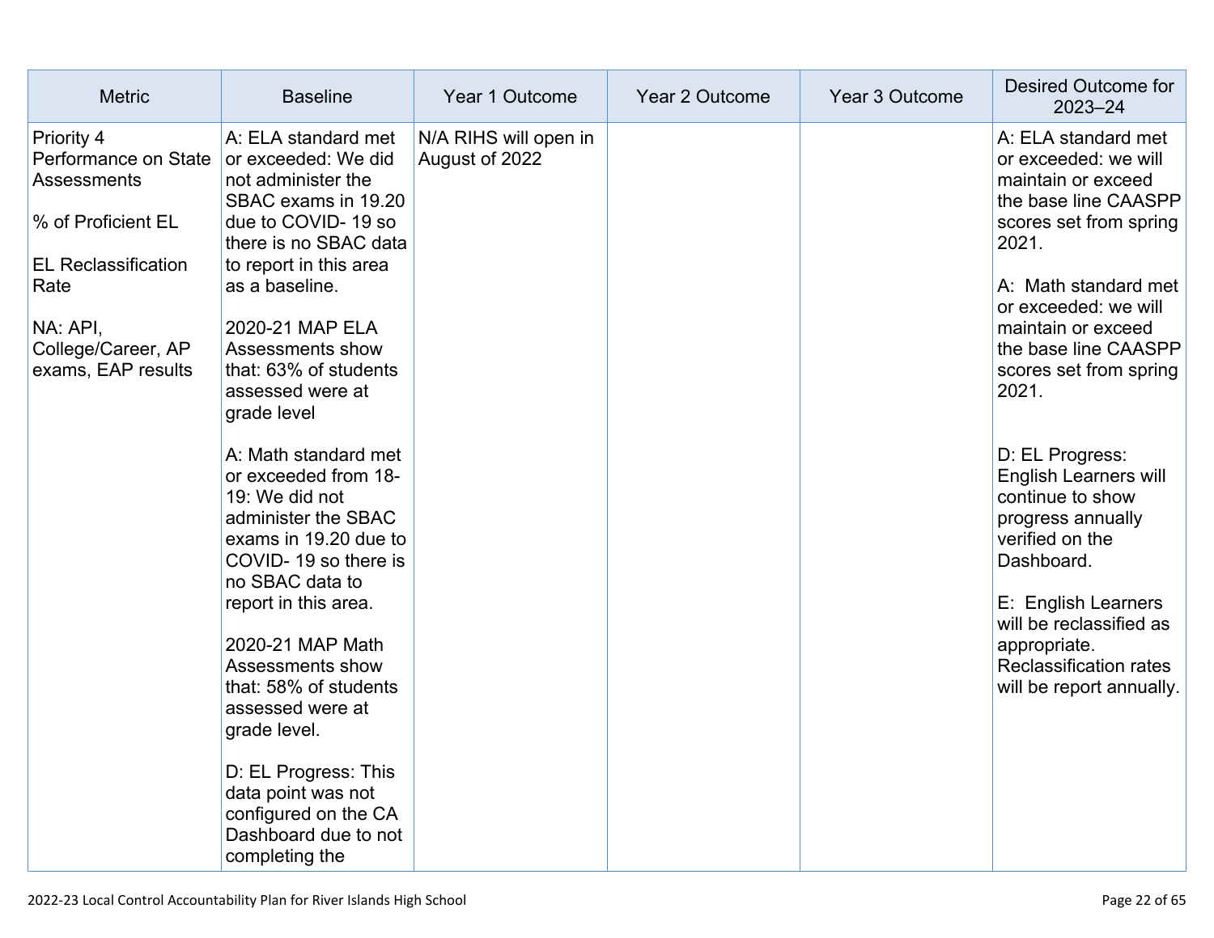| Metric | Baseline | Year 1 Outcome | Year 2 Outcome | Year 3 Outcome | Desired Outcome for 2023–24 |
|---|---|---|---|---|---|
| Priority 4 Performance on State Assessments<br><br>% of Proficient EL<br><br>EL Reclassification Rate<br><br>NA: API, College/Career, AP exams, EAP results | A: ELA standard met or exceeded: We did not administer the SBAC exams in 19.20 due to COVID- 19 so there is no SBAC data to report in this area as a baseline.<br><br>2020-21 MAP ELA Assessments show that: 63% of students assessed were at grade level<br><br>A: Math standard met or exceeded from 18-19: We did not administer the SBAC exams in 19.20 due to COVID- 19 so there is no SBAC data to report in this area.<br><br>2020-21 MAP Math Assessments show that: 58% of students assessed were at grade level.<br><br>D: EL Progress: This data point was not configured on the CA Dashboard due to not completing the | N/A RIHS will open in August of 2022 | | | A: ELA standard met or exceeded: we will maintain or exceed the base line CAASPP scores set from spring 2021.<br><br>A: Math standard met or exceeded: we will maintain or exceed the base line CAASPP scores set from spring 2021.<br><br>D: EL Progress: English Learners will continue to show progress annually verified on the Dashboard.<br><br>E: English Learners will be reclassified as appropriate. Reclassification rates will be report annually. |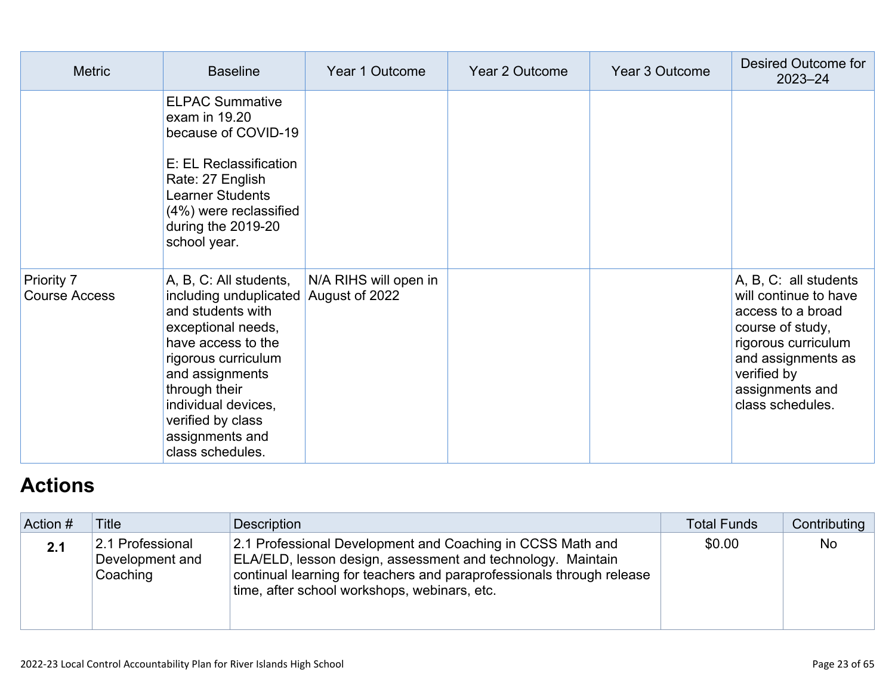| Metric | Baseline | Year 1 Outcome | Year 2 Outcome | Year 3 Outcome | Desired Outcome for 2023–24 |
|---|---|---|---|---|---|
| | ELPAC Summative exam in 19.20 because of COVID-19<br><br>E: EL Reclassification Rate: 27 English Learner Students (4%) were reclassified during the 2019-20 school year. | | | | |
| Priority 7<br>Course Access | A, B, C: All students, including unduplicated and students with exceptional needs, have access to the rigorous curriculum and assignments through their individual devices, verified by class assignments and class schedules. | N/A RIHS will open in August of 2022 | | | A, B, C: all students will continue to have access to a broad course of study, rigorous curriculum and assignments as verified by assignments and class schedules. |

## Actions

| Action # | Title | Description | Total Funds | Contributing |
|---|---|---|---|---|
| **2.1** | 2.1 Professional Development and Coaching | 2.1 Professional Development and Coaching in CCSS Math and ELA/ELD, lesson design, assessment and technology. Maintain continual learning for teachers and paraprofessionals through release time, after school workshops, webinars, etc. | $0.00 | No |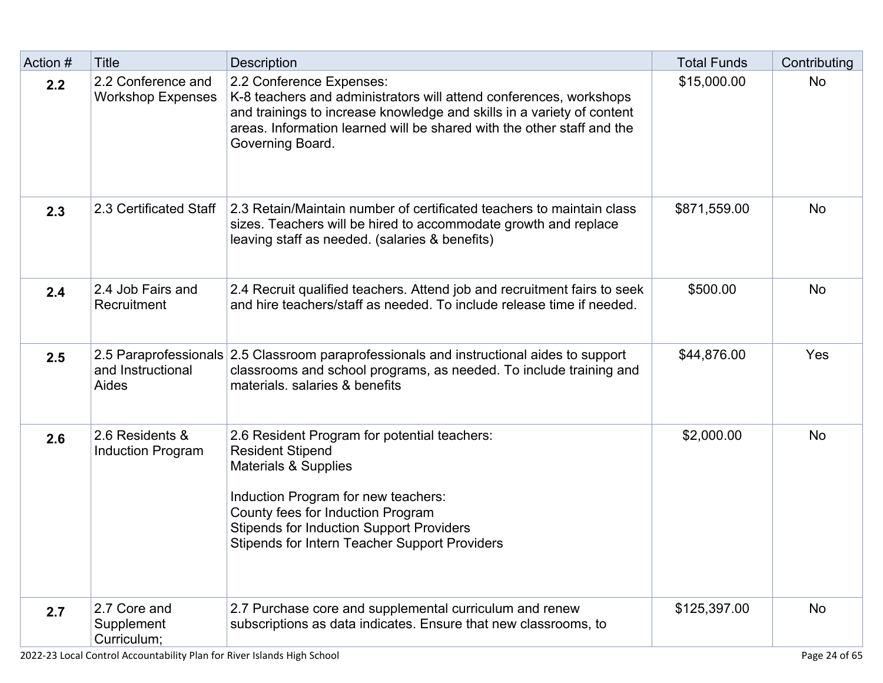| Action # | Title | Description | Total Funds | Contributing |
|---|---|---|---|---|
| **2.2** | 2.2 Conference and Workshop Expenses | 2.2 Conference Expenses:<br>K-8 teachers and administrators will attend conferences, workshops and trainings to increase knowledge and skills in a variety of content areas. Information learned will be shared with the other staff and the Governing Board. | $15,000.00 | No |
| **2.3** | 2.3 Certificated Staff | 2.3 Retain/Maintain number of certificated teachers to maintain class sizes. Teachers will be hired to accommodate growth and replace leaving staff as needed. (salaries & benefits) | $871,559.00 | No |
| **2.4** | 2.4 Job Fairs and Recruitment | 2.4 Recruit qualified teachers. Attend job and recruitment fairs to seek and hire teachers/staff as needed. To include release time if needed. | $500.00 | No |
| **2.5** | 2.5 Paraprofessionals and Instructional Aides | 2.5 Classroom paraprofessionals and instructional aides to support classrooms and school programs, as needed. To include training and materials. salaries & benefits | $44,876.00 | Yes |
| **2.6** | 2.6 Residents & Induction Program | 2.6 Resident Program for potential teachers:<br>Resident Stipend<br>Materials & Supplies<br><br>Induction Program for new teachers:<br>County fees for Induction Program<br>Stipends for Induction Support Providers<br>Stipends for Intern Teacher Support Providers | $2,000.00 | No |
| **2.7** | 2.7 Core and Supplement Curriculum; | 2.7 Purchase core and supplemental curriculum and renew subscriptions as data indicates. Ensure that new classrooms, to | $125,397.00 | No |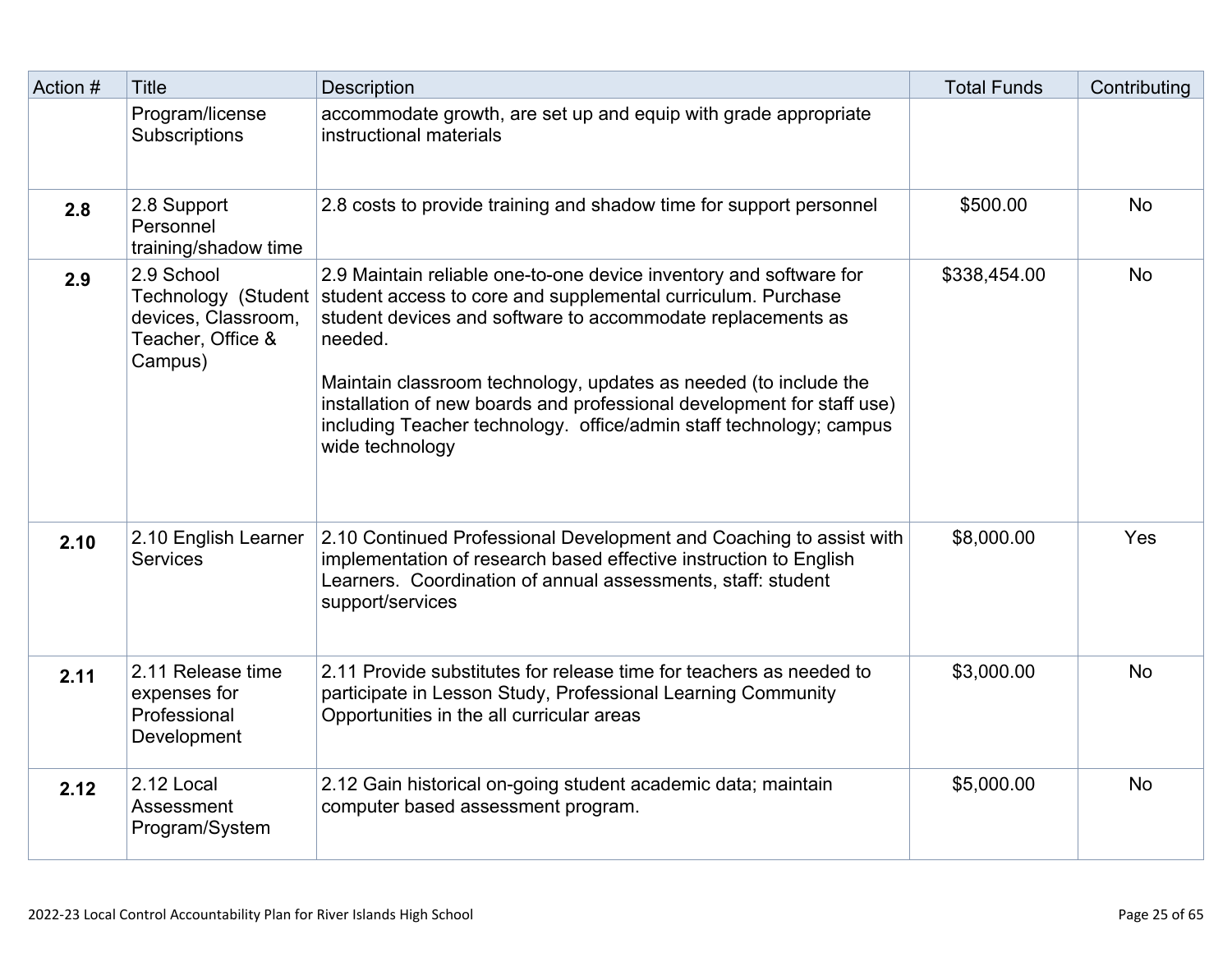| Action # | Title | Description | Total Funds | Contributing |
| --- | --- | --- | --- | --- |
| | Program/license Subscriptions | accommodate growth, are set up and equip with grade appropriate instructional materials | | |
| **2.8** | 2.8 Support Personnel training/shadow time | 2.8 costs to provide training and shadow time for support personnel | $500.00 | No |
| **2.9** | 2.9 School Technology (Student devices, Classroom, Teacher, Office & Campus) | 2.9 Maintain reliable one-to-one device inventory and software for student access to core and supplemental curriculum. Purchase student devices and software to accommodate replacements as needed.<br><br>Maintain classroom technology, updates as needed (to include the installation of new boards and professional development for staff use) including Teacher technology. office/admin staff technology; campus wide technology | $338,454.00 | No |
| **2.10** | 2.10 English Learner Services | 2.10 Continued Professional Development and Coaching to assist with implementation of research based effective instruction to English Learners. Coordination of annual assessments, staff: student support/services | $8,000.00 | Yes |
| **2.11** | 2.11 Release time expenses for Professional Development | 2.11 Provide substitutes for release time for teachers as needed to participate in Lesson Study, Professional Learning Community Opportunities in the all curricular areas | $3,000.00 | No |
| **2.12** | 2.12 Local Assessment Program/System | 2.12 Gain historical on-going student academic data; maintain computer based assessment program. | $5,000.00 | No |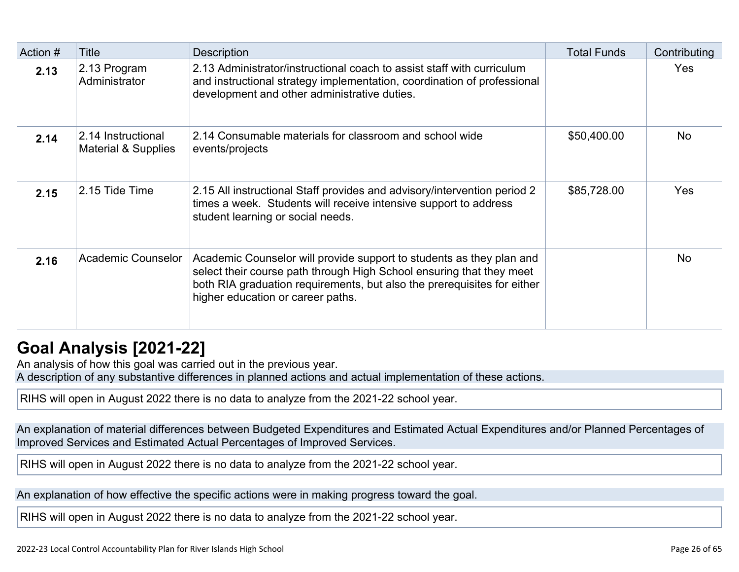| Action # | Title | Description | Total Funds | Contributing |
| --- | --- | --- | --- | --- |
| **2.13** | 2.13 Program Administrator | 2.13 Administrator/instructional coach to assist staff with curriculum and instructional strategy implementation, coordination of professional development and other administrative duties. | | Yes |
| **2.14** | 2.14 Instructional Material & Supplies | 2.14 Consumable materials for classroom and school wide events/projects | $50,400.00 | No |
| **2.15** | 2.15 Tide Time | 2.15 All instructional Staff provides and advisory/intervention period 2 times a week. Students will receive intensive support to address student learning or social needs. | $85,728.00 | Yes |
| **2.16** | Academic Counselor | Academic Counselor will provide support to students as they plan and select their course path through High School ensuring that they meet both RIA graduation requirements, but also the prerequisites for either higher education or career paths. | | No |

## Goal Analysis [2021-22]

An analysis of how this goal was carried out in the previous year.

A description of any substantive differences in planned actions and actual implementation of these actions.

RIHS will open in August 2022 there is no data to analyze from the 2021-22 school year.

An explanation of material differences between Budgeted Expenditures and Estimated Actual Expenditures and/or Planned Percentages of Improved Services and Estimated Actual Percentages of Improved Services.

RIHS will open in August 2022 there is no data to analyze from the 2021-22 school year.

An explanation of how effective the specific actions were in making progress toward the goal.

RIHS will open in August 2022 there is no data to analyze from the 2021-22 school year.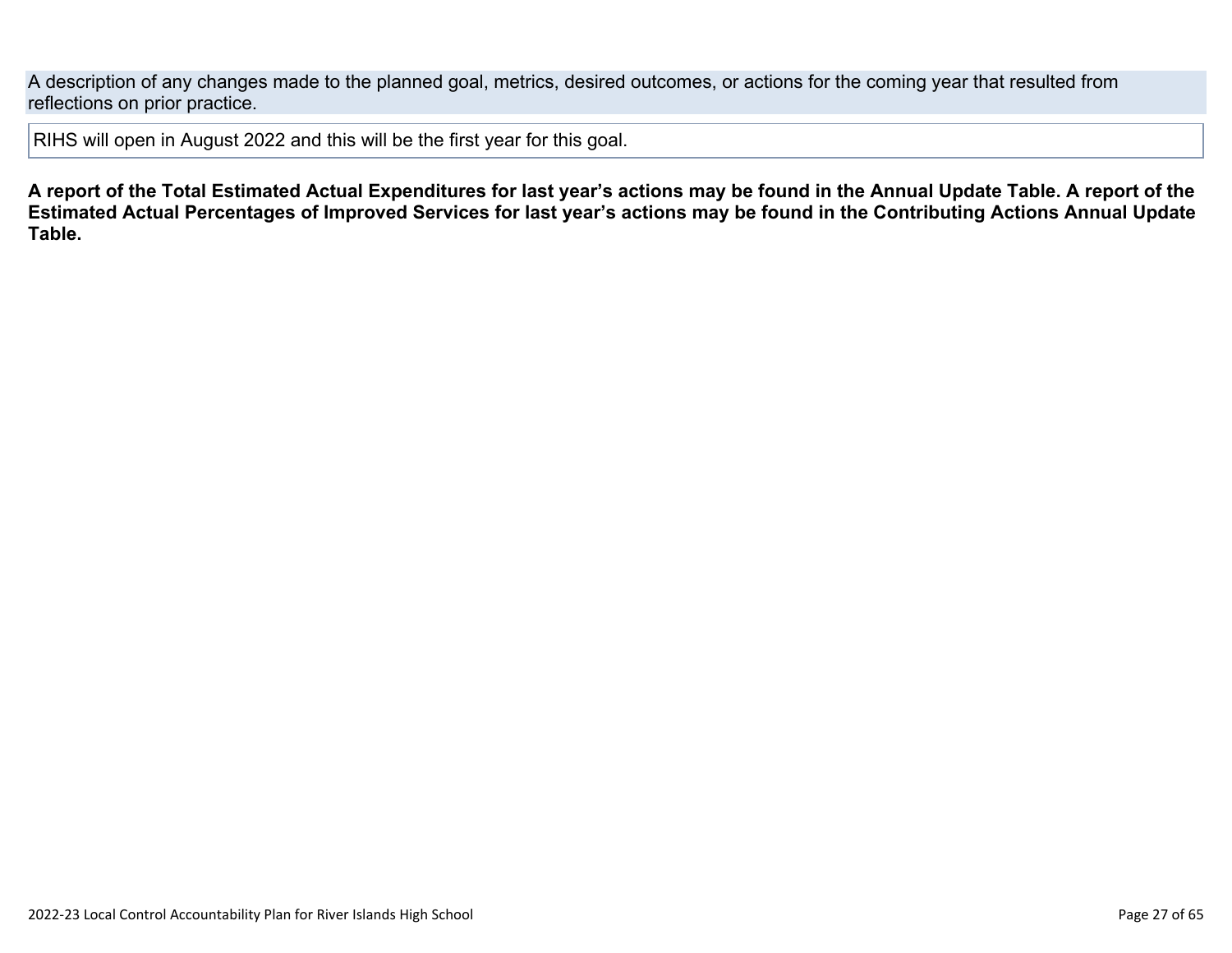A description of any changes made to the planned goal, metrics, desired outcomes, or actions for the coming year that resulted from reflections on prior practice.

RIHS will open in August 2022 and this will be the first year for this goal.

**A report of the Total Estimated Actual Expenditures for last year's actions may be found in the Annual Update Table. A report of the Estimated Actual Percentages of Improved Services for last year's actions may be found in the Contributing Actions Annual Update Table.**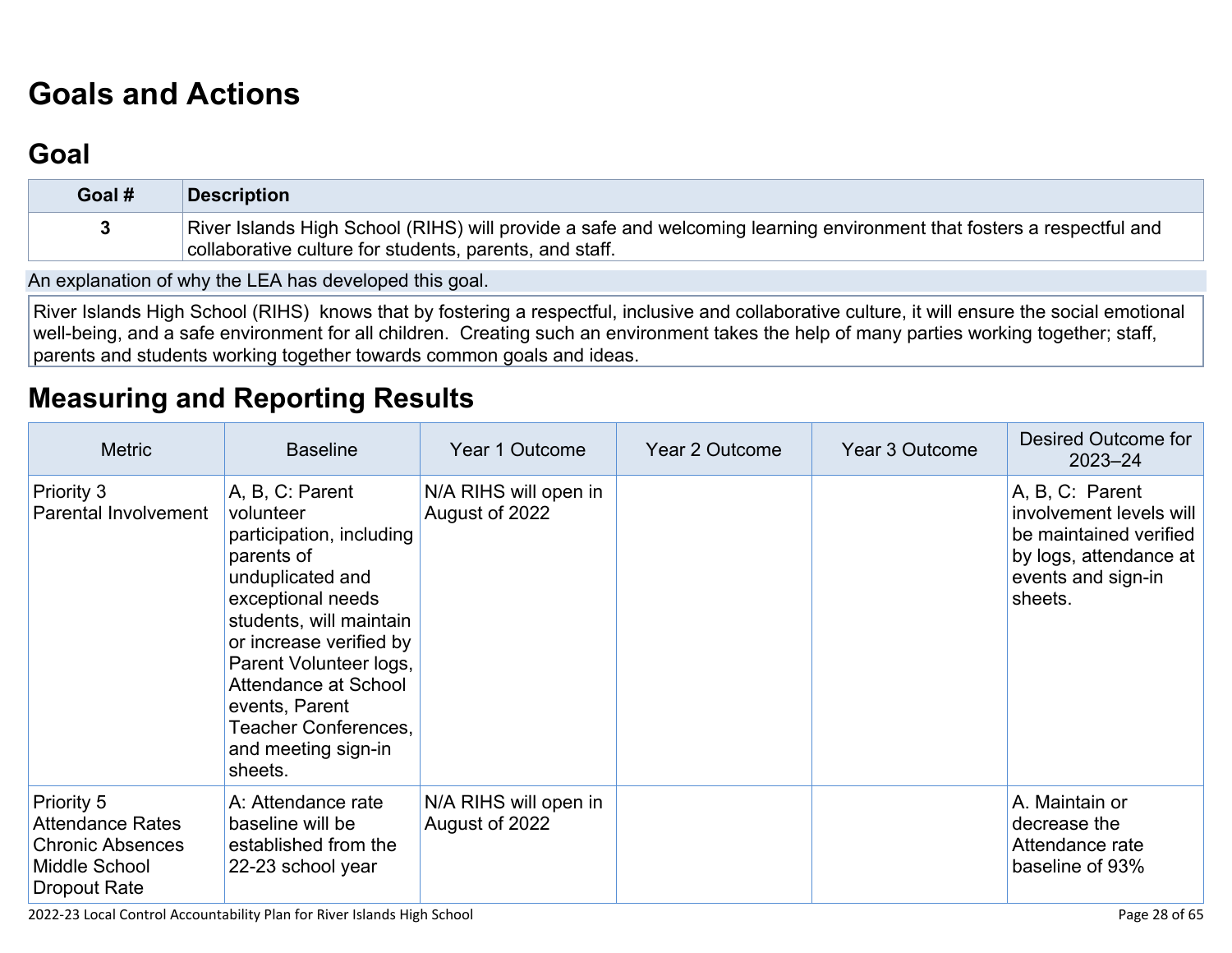# Goals and Actions

## Goal

| Goal # | Description |
|---|---|
| 3 | River Islands High School (RIHS) will provide a safe and welcoming learning environment that fosters a respectful and collaborative culture for students, parents, and staff. |

An explanation of why the LEA has developed this goal.

River Islands High School (RIHS) knows that by fostering a respectful, inclusive and collaborative culture, it will ensure the social emotional well-being, and a safe environment for all children. Creating such an environment takes the help of many parties working together; staff, parents and students working together towards common goals and ideas.

# Measuring and Reporting Results

| Metric | Baseline | Year 1 Outcome | Year 2 Outcome | Year 3 Outcome | Desired Outcome for 2023–24 |
|---|---|---|---|---|---|
| Priority 3<br>Parental Involvement | A, B, C: Parent volunteer participation, including parents of unduplicated and exceptional needs students, will maintain or increase verified by Parent Volunteer logs, Attendance at School events, Parent Teacher Conferences, and meeting sign-in sheets. | N/A RIHS will open in August of 2022 | | | A, B, C: Parent involvement levels will be maintained verified by logs, attendance at events and sign-in sheets. |
| Priority 5<br>Attendance Rates<br>Chronic Absences<br>Middle School<br>Dropout Rate | A: Attendance rate baseline will be established from the 22-23 school year | N/A RIHS will open in August of 2022 | | | A. Maintain or decrease the Attendance rate baseline of 93% |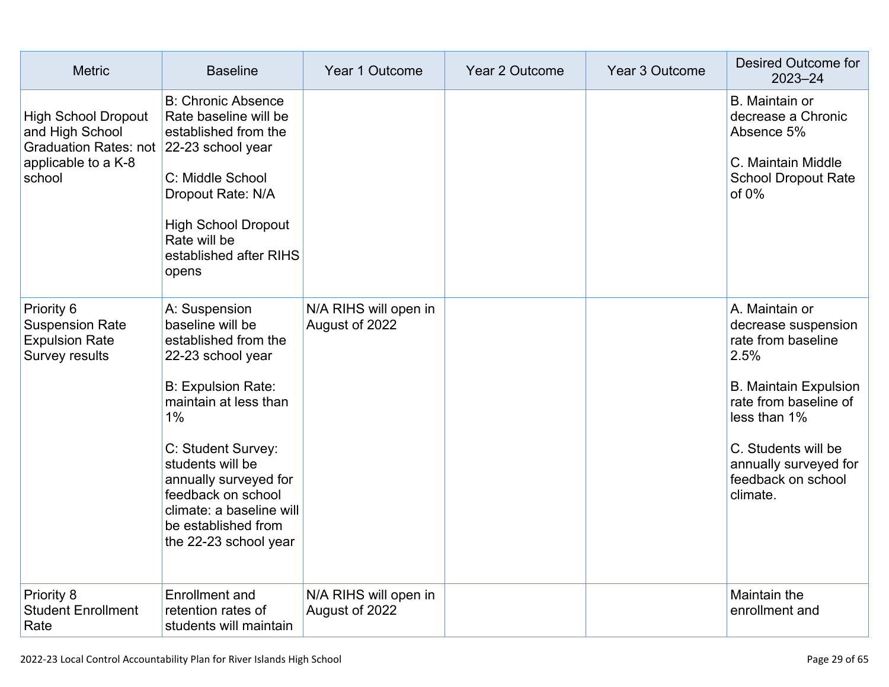| Metric | Baseline | Year 1 Outcome | Year 2 Outcome | Year 3 Outcome | Desired Outcome for 2023–24 |
|---|---|---|---|---|---|
| High School Dropout and High School Graduation Rates: not applicable to a K-8 school | B: Chronic Absence Rate baseline will be established from the 22-23 school year<br><br>C: Middle School Dropout Rate: N/A<br><br>High School Dropout Rate will be established after RIHS opens | | | | B. Maintain or decrease a Chronic Absence 5%<br><br>C. Maintain Middle School Dropout Rate of 0% |
| Priority 6<br>Suspension Rate<br>Expulsion Rate<br>Survey results | A: Suspension baseline will be established from the 22-23 school year<br><br>B: Expulsion Rate: maintain at less than 1%<br><br>C: Student Survey: students will be annually surveyed for feedback on school climate: a baseline will be established from the 22-23 school year | N/A RIHS will open in August of 2022 | | | A. Maintain or decrease suspension rate from baseline 2.5%<br><br>B. Maintain Expulsion rate from baseline of less than 1%<br><br>C. Students will be annually surveyed for feedback on school climate. |
| Priority 8<br>Student Enrollment Rate | Enrollment and retention rates of students will maintain | N/A RIHS will open in August of 2022 | | | Maintain the enrollment and |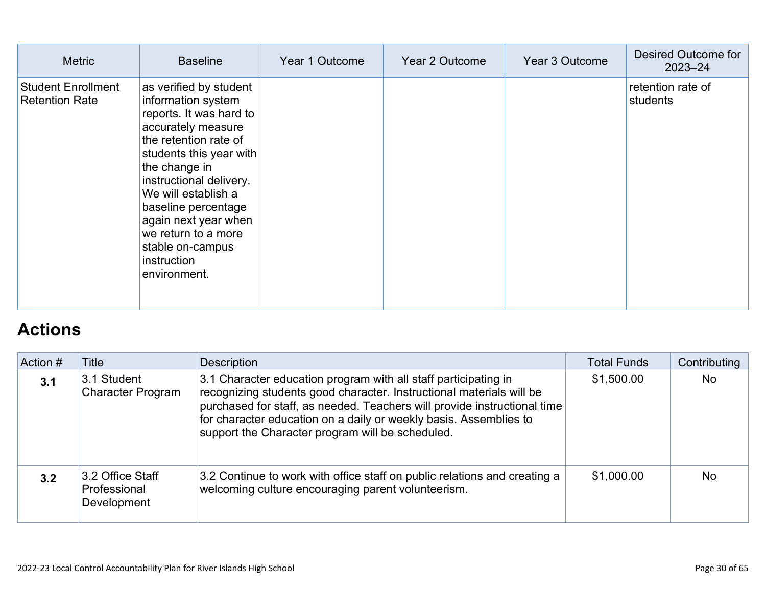| Metric | Baseline | Year 1 Outcome | Year 2 Outcome | Year 3 Outcome | Desired Outcome for 2023–24 |
|---|---|---|---|---|---|
| Student Enrollment Retention Rate | as verified by student information system reports. It was hard to accurately measure the retention rate of students this year with the change in instructional delivery. We will establish a baseline percentage again next year when we return to a more stable on-campus instruction environment. | | | | retention rate of students |

## Actions

| Action # | Title | Description | Total Funds | Contributing |
|---|---|---|---|---|
| **3.1** | 3.1 Student Character Program | 3.1 Character education program with all staff participating in recognizing students good character. Instructional materials will be purchased for staff, as needed. Teachers will provide instructional time for character education on a daily or weekly basis. Assemblies to support the Character program will be scheduled. | $1,500.00 | No |
| **3.2** | 3.2 Office Staff Professional Development | 3.2 Continue to work with office staff on public relations and creating a welcoming culture encouraging parent volunteerism. | $1,000.00 | No |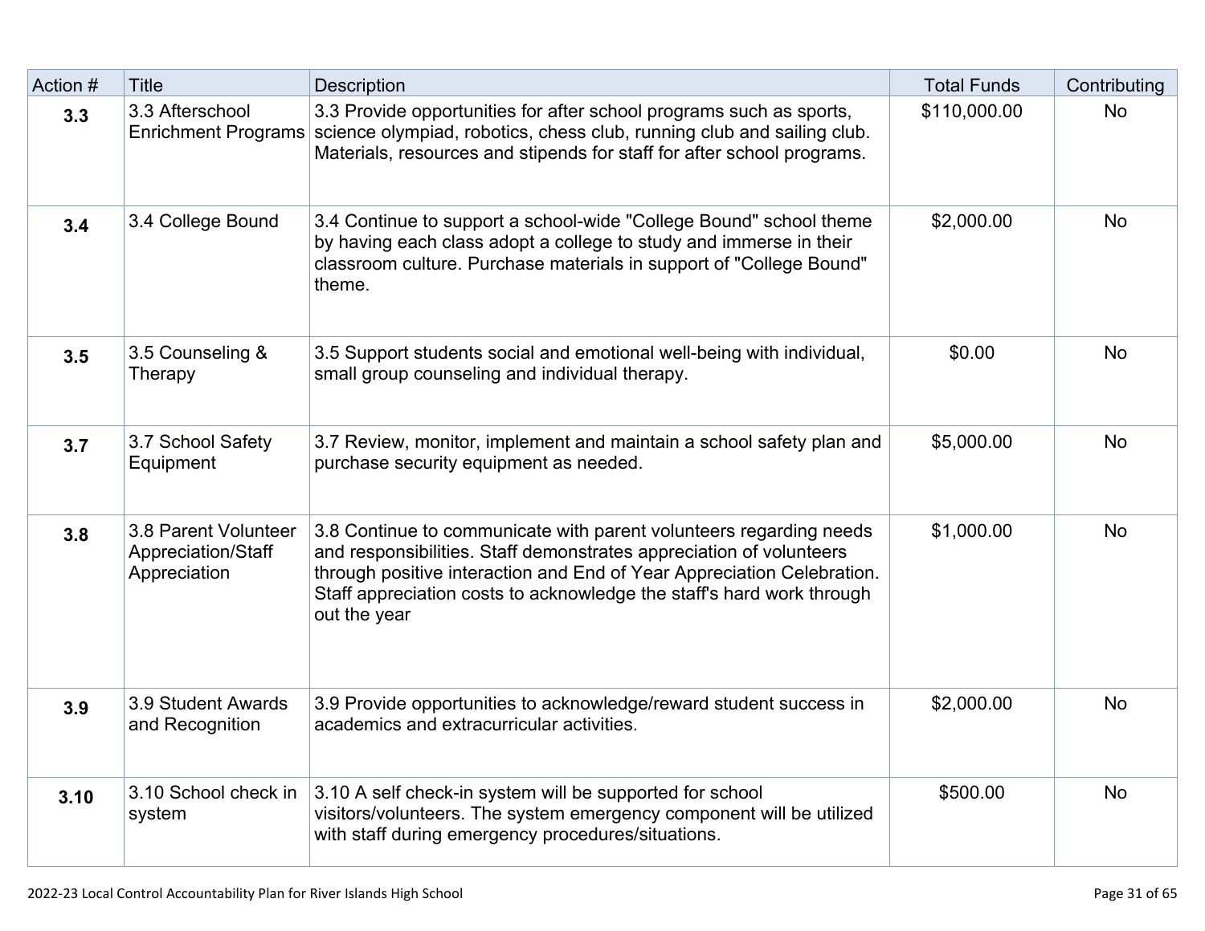| Action # | Title | Description | Total Funds | Contributing |
|---|---|---|---|---|
| **3.3** | 3.3 Afterschool Enrichment Programs | 3.3 Provide opportunities for after school programs such as sports, science olympiad, robotics, chess club, running club and sailing club. Materials, resources and stipends for staff for after school programs. | $110,000.00 | No |
| **3.4** | 3.4 College Bound | 3.4 Continue to support a school-wide "College Bound" school theme by having each class adopt a college to study and immerse in their classroom culture. Purchase materials in support of "College Bound" theme. | $2,000.00 | No |
| **3.5** | 3.5 Counseling & Therapy | 3.5 Support students social and emotional well-being with individual, small group counseling and individual therapy. | $0.00 | No |
| **3.7** | 3.7 School Safety Equipment | 3.7 Review, monitor, implement and maintain a school safety plan and purchase security equipment as needed. | $5,000.00 | No |
| **3.8** | 3.8 Parent Volunteer Appreciation/Staff Appreciation | 3.8 Continue to communicate with parent volunteers regarding needs and responsibilities. Staff demonstrates appreciation of volunteers through positive interaction and End of Year Appreciation Celebration. Staff appreciation costs to acknowledge the staff's hard work through out the year | $1,000.00 | No |
| **3.9** | 3.9 Student Awards and Recognition | 3.9 Provide opportunities to acknowledge/reward student success in academics and extracurricular activities. | $2,000.00 | No |
| **3.10** | 3.10 School check in system | 3.10 A self check-in system will be supported for school visitors/volunteers. The system emergency component will be utilized with staff during emergency procedures/situations. | $500.00 | No |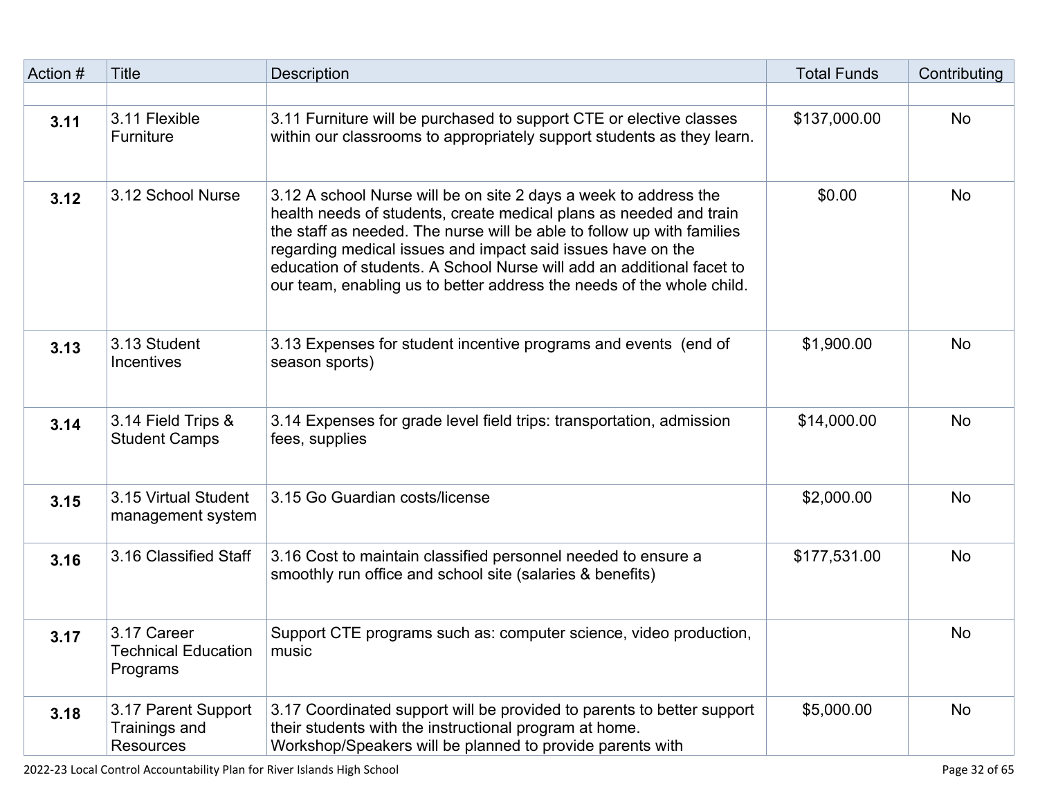| Action # | Title | Description | Total Funds | Contributing |
|---|---|---|---|---|
| | | | | |
| **3.11** | 3.11 Flexible Furniture | 3.11 Furniture will be purchased to support CTE or elective classes within our classrooms to appropriately support students as they learn. | $137,000.00 | No |
| **3.12** | 3.12 School Nurse | 3.12 A school Nurse will be on site 2 days a week to address the health needs of students, create medical plans as needed and train the staff as needed. The nurse will be able to follow up with families regarding medical issues and impact said issues have on the education of students. A School Nurse will add an additional facet to our team, enabling us to better address the needs of the whole child. | $0.00 | No |
| **3.13** | 3.13 Student Incentives | 3.13 Expenses for student incentive programs and events (end of season sports) | $1,900.00 | No |
| **3.14** | 3.14 Field Trips & Student Camps | 3.14 Expenses for grade level field trips: transportation, admission fees, supplies | $14,000.00 | No |
| **3.15** | 3.15 Virtual Student management system | 3.15 Go Guardian costs/license | $2,000.00 | No |
| **3.16** | 3.16 Classified Staff | 3.16 Cost to maintain classified personnel needed to ensure a smoothly run office and school site (salaries & benefits) | $177,531.00 | No |
| **3.17** | 3.17 Career Technical Education Programs | Support CTE programs such as: computer science, video production, music | | No |
| **3.18** | 3.17 Parent Support Trainings and Resources | 3.17 Coordinated support will be provided to parents to better support their students with the instructional program at home. Workshop/Speakers will be planned to provide parents with | $5,000.00 | No |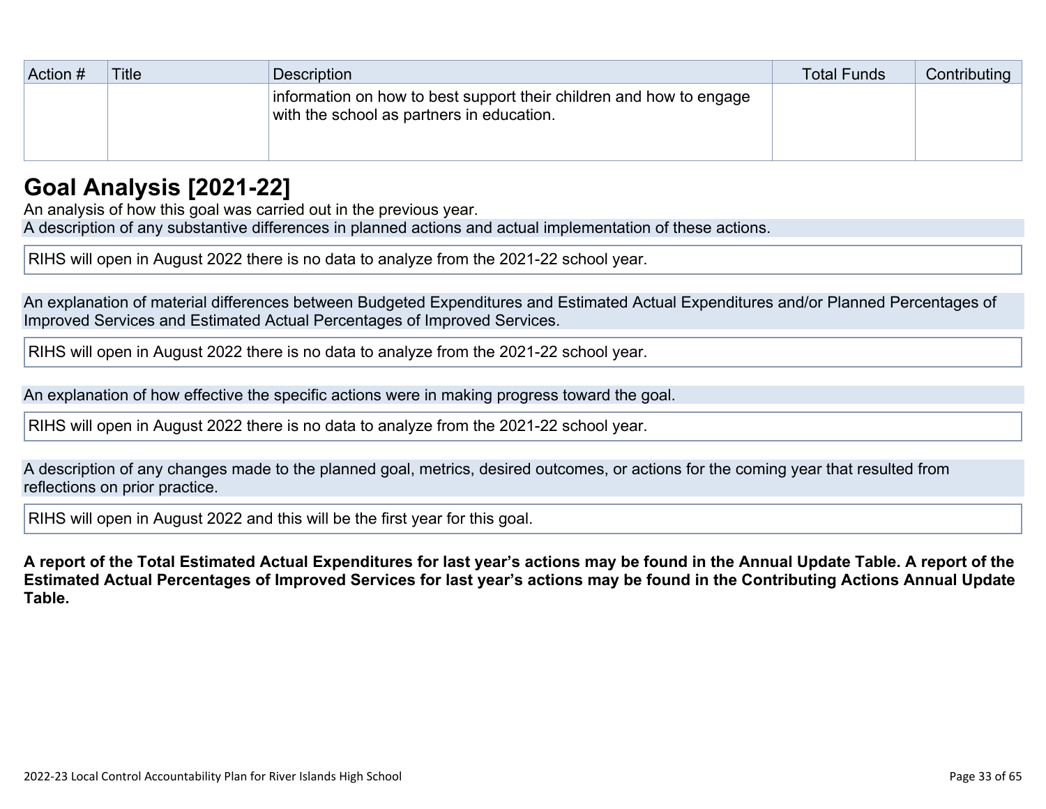| Action # | Title | Description | Total Funds | Contributing |
| --- | --- | --- | --- | --- |
| | | information on how to best support their children and how to engage with the school as partners in education. | | |

## Goal Analysis [2021-22]

An analysis of how this goal was carried out in the previous year.

A description of any substantive differences in planned actions and actual implementation of these actions.

RIHS will open in August 2022 there is no data to analyze from the 2021-22 school year.

An explanation of material differences between Budgeted Expenditures and Estimated Actual Expenditures and/or Planned Percentages of Improved Services and Estimated Actual Percentages of Improved Services.

RIHS will open in August 2022 there is no data to analyze from the 2021-22 school year.

An explanation of how effective the specific actions were in making progress toward the goal.

RIHS will open in August 2022 there is no data to analyze from the 2021-22 school year.

A description of any changes made to the planned goal, metrics, desired outcomes, or actions for the coming year that resulted from reflections on prior practice.

RIHS will open in August 2022 and this will be the first year for this goal.

**A report of the Total Estimated Actual Expenditures for last year's actions may be found in the Annual Update Table. A report of the Estimated Actual Percentages of Improved Services for last year's actions may be found in the Contributing Actions Annual Update Table.**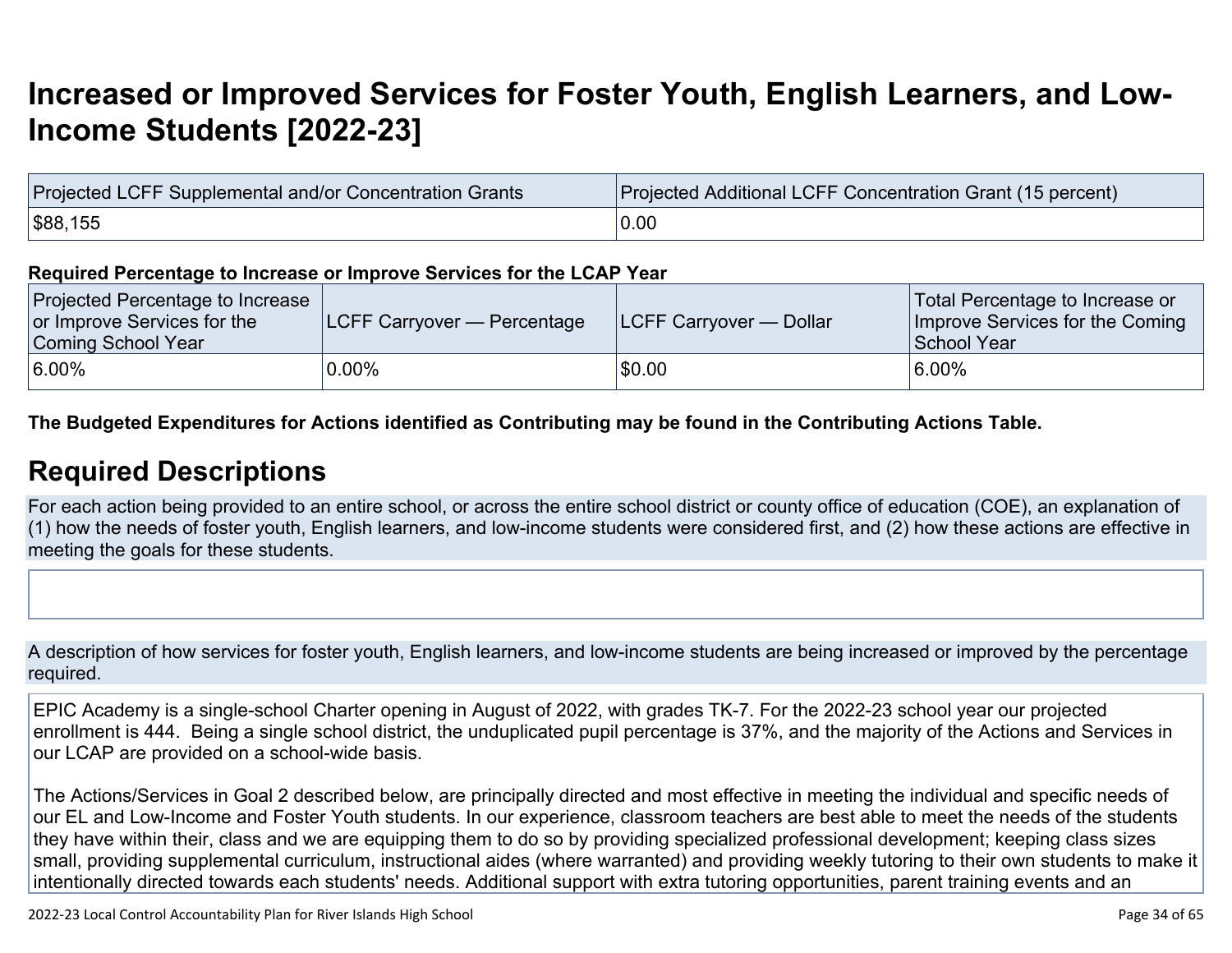# Increased or Improved Services for Foster Youth, English Learners, and Low-Income Students [2022-23]

| Projected LCFF Supplemental and/or Concentration Grants | Projected Additional LCFF Concentration Grant (15 percent) |
| --- | --- |
| $88,155 | 0.00 |

**Required Percentage to Increase or Improve Services for the LCAP Year**

| Projected Percentage to Increase or Improve Services for the Coming School Year | LCFF Carryover — Percentage | LCFF Carryover — Dollar | Total Percentage to Increase or Improve Services for the Coming School Year |
| --- | --- | --- | --- |
| 6.00% | 0.00% | $0.00 | 6.00% |

**The Budgeted Expenditures for Actions identified as Contributing may be found in the Contributing Actions Table.**

## Required Descriptions

For each action being provided to an entire school, or across the entire school district or county office of education (COE), an explanation of (1) how the needs of foster youth, English learners, and low-income students were considered first, and (2) how these actions are effective in meeting the goals for these students.

A description of how services for foster youth, English learners, and low-income students are being increased or improved by the percentage required.

EPIC Academy is a single-school Charter opening in August of 2022, with grades TK-7. For the 2022-23 school year our projected enrollment is 444. Being a single school district, the unduplicated pupil percentage is 37%, and the majority of the Actions and Services in our LCAP are provided on a school-wide basis.

The Actions/Services in Goal 2 described below, are principally directed and most effective in meeting the individual and specific needs of our EL and Low-Income and Foster Youth students. In our experience, classroom teachers are best able to meet the needs of the students they have within their, class and we are equipping them to do so by providing specialized professional development; keeping class sizes small, providing supplemental curriculum, instructional aides (where warranted) and providing weekly tutoring to their own students to make it intentionally directed towards each students' needs. Additional support with extra tutoring opportunities, parent training events and an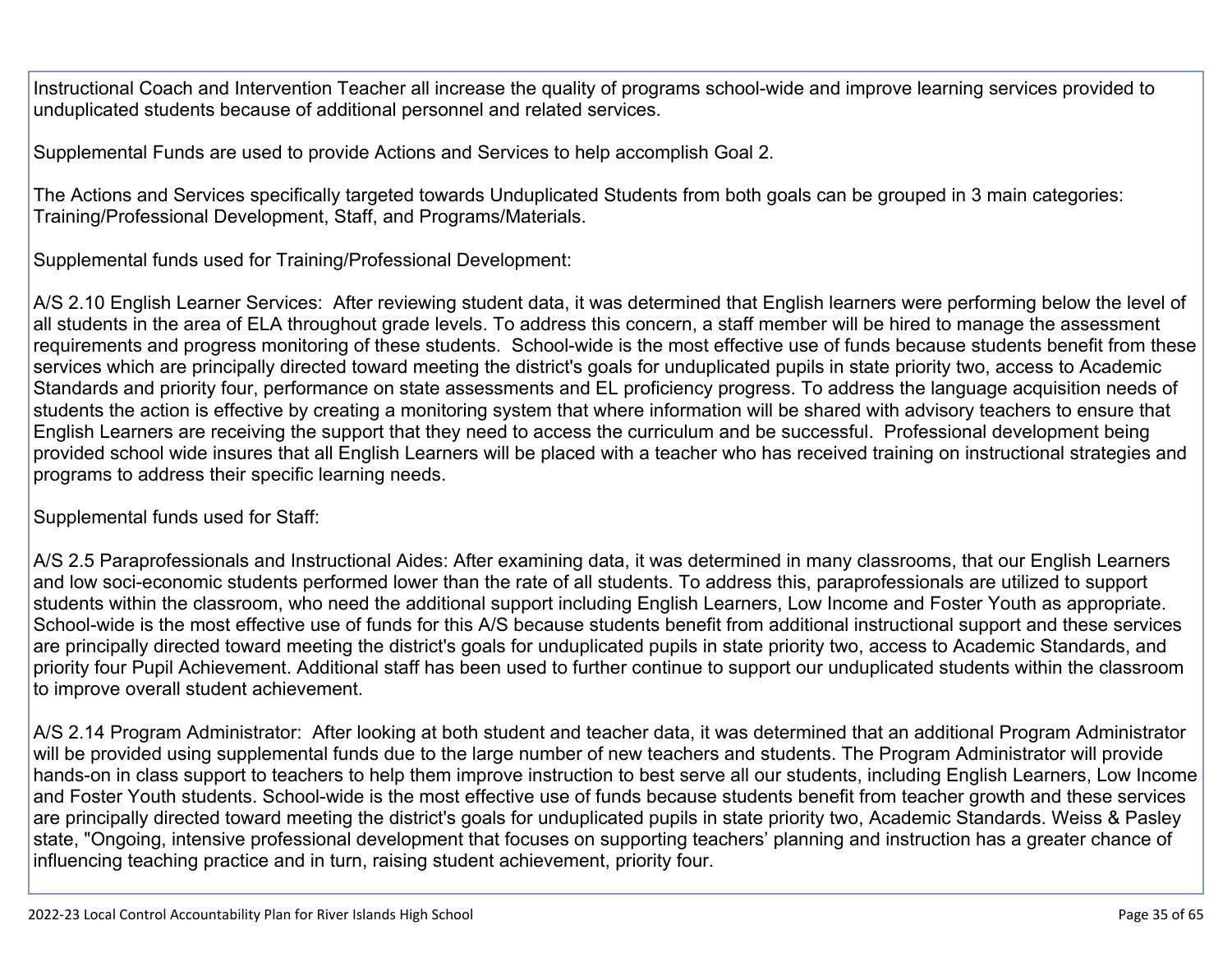Instructional Coach and Intervention Teacher all increase the quality of programs school-wide and improve learning services provided to unduplicated students because of additional personnel and related services.

Supplemental Funds are used to provide Actions and Services to help accomplish Goal 2.

The Actions and Services specifically targeted towards Unduplicated Students from both goals can be grouped in 3 main categories: Training/Professional Development, Staff, and Programs/Materials.

Supplemental funds used for Training/Professional Development:

A/S 2.10 English Learner Services: After reviewing student data, it was determined that English learners were performing below the level of all students in the area of ELA throughout grade levels. To address this concern, a staff member will be hired to manage the assessment requirements and progress monitoring of these students. School-wide is the most effective use of funds because students benefit from these services which are principally directed toward meeting the district's goals for unduplicated pupils in state priority two, access to Academic Standards and priority four, performance on state assessments and EL proficiency progress. To address the language acquisition needs of students the action is effective by creating a monitoring system that where information will be shared with advisory teachers to ensure that English Learners are receiving the support that they need to access the curriculum and be successful. Professional development being provided school wide insures that all English Learners will be placed with a teacher who has received training on instructional strategies and programs to address their specific learning needs.

Supplemental funds used for Staff:

A/S 2.5 Paraprofessionals and Instructional Aides: After examining data, it was determined in many classrooms, that our English Learners and low soci-economic students performed lower than the rate of all students. To address this, paraprofessionals are utilized to support students within the classroom, who need the additional support including English Learners, Low Income and Foster Youth as appropriate. School-wide is the most effective use of funds for this A/S because students benefit from additional instructional support and these services are principally directed toward meeting the district's goals for unduplicated pupils in state priority two, access to Academic Standards, and priority four Pupil Achievement. Additional staff has been used to further continue to support our unduplicated students within the classroom to improve overall student achievement.

A/S 2.14 Program Administrator: After looking at both student and teacher data, it was determined that an additional Program Administrator will be provided using supplemental funds due to the large number of new teachers and students. The Program Administrator will provide hands-on in class support to teachers to help them improve instruction to best serve all our students, including English Learners, Low Income and Foster Youth students. School-wide is the most effective use of funds because students benefit from teacher growth and these services are principally directed toward meeting the district's goals for unduplicated pupils in state priority two, Academic Standards. Weiss & Pasley state, "Ongoing, intensive professional development that focuses on supporting teachers' planning and instruction has a greater chance of influencing teaching practice and in turn, raising student achievement, priority four.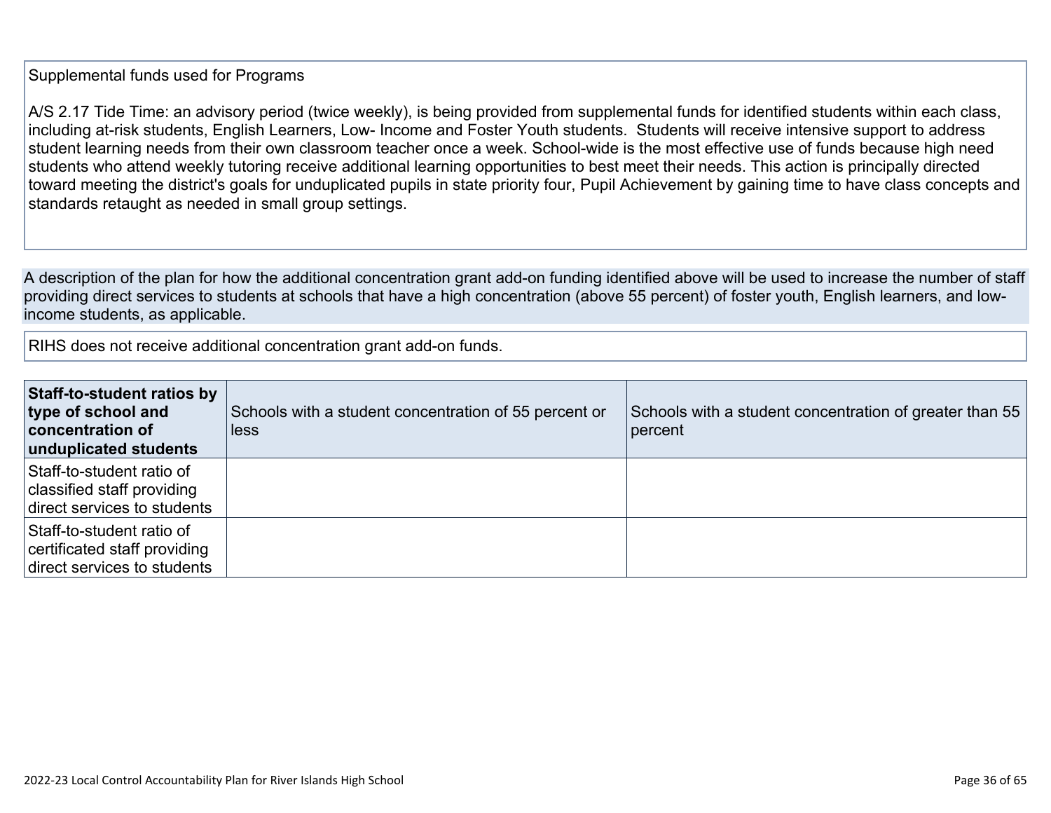Supplemental funds used for Programs

A/S 2.17 Tide Time: an advisory period (twice weekly), is being provided from supplemental funds for identified students within each class, including at-risk students, English Learners, Low- Income and Foster Youth students.  Students will receive intensive support to address student learning needs from their own classroom teacher once a week. School-wide is the most effective use of funds because high need students who attend weekly tutoring receive additional learning opportunities to best meet their needs. This action is principally directed toward meeting the district's goals for unduplicated pupils in state priority four, Pupil Achievement by gaining time to have class concepts and standards retaught as needed in small group settings.

A description of the plan for how the additional concentration grant add-on funding identified above will be used to increase the number of staff providing direct services to students at schools that have a high concentration (above 55 percent) of foster youth, English learners, and low-income students, as applicable.

RIHS does not receive additional concentration grant add-on funds.

| **Staff-to-student ratios by type of school and concentration of unduplicated students** | Schools with a student concentration of 55 percent or less | Schools with a student concentration of greater than 55 percent |
|---|---|---|
| Staff-to-student ratio of classified staff providing direct services to students | | |
| Staff-to-student ratio of certificated staff providing direct services to students | | |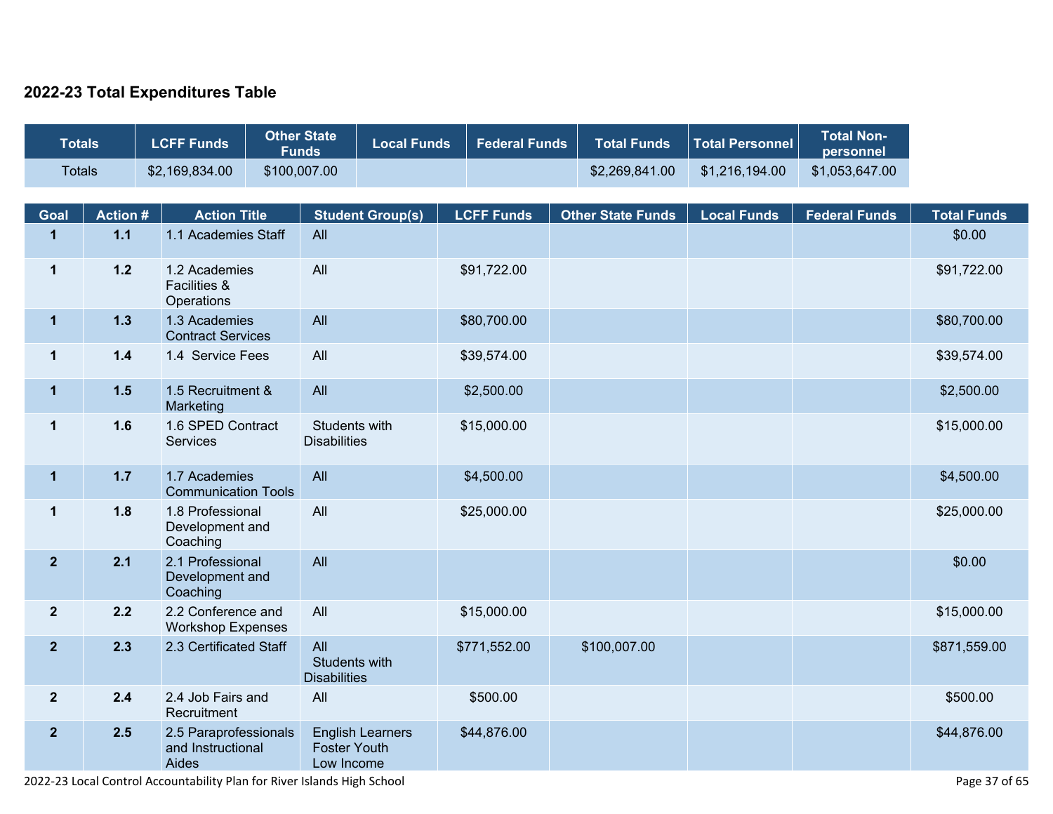## 2022-23 Total Expenditures Table

| Totals | LCFF Funds | Other State Funds | Local Funds | Federal Funds | Total Funds | Total Personnel | Total Non-personnel |
|---|---|---|---|---|---|---|---|
| Totals | $2,169,834.00 | $100,007.00 | | | $2,269,841.00 | $1,216,194.00 | $1,053,647.00 |

| Goal | Action # | Action Title | Student Group(s) | LCFF Funds | Other State Funds | Local Funds | Federal Funds | Total Funds |
|---|---|---|---|---|---|---|---|---|
| 1 | 1.1 | 1.1 Academies Staff | All | | | | | $0.00 |
| 1 | 1.2 | 1.2 Academies Facilities & Operations | All | $91,722.00 | | | | $91,722.00 |
| 1 | 1.3 | 1.3 Academies Contract Services | All | $80,700.00 | | | | $80,700.00 |
| 1 | 1.4 | 1.4 Service Fees | All | $39,574.00 | | | | $39,574.00 |
| 1 | 1.5 | 1.5 Recruitment & Marketing | All | $2,500.00 | | | | $2,500.00 |
| 1 | 1.6 | 1.6 SPED Contract Services | Students with Disabilities | $15,000.00 | | | | $15,000.00 |
| 1 | 1.7 | 1.7 Academies Communication Tools | All | $4,500.00 | | | | $4,500.00 |
| 1 | 1.8 | 1.8 Professional Development and Coaching | All | $25,000.00 | | | | $25,000.00 |
| 2 | 2.1 | 2.1 Professional Development and Coaching | All | | | | | $0.00 |
| 2 | 2.2 | 2.2 Conference and Workshop Expenses | All | $15,000.00 | | | | $15,000.00 |
| 2 | 2.3 | 2.3 Certificated Staff | All<br>Students with Disabilities | $771,552.00 | $100,007.00 | | | $871,559.00 |
| 2 | 2.4 | 2.4 Job Fairs and Recruitment | All | $500.00 | | | | $500.00 |
| 2 | 2.5 | 2.5 Paraprofessionals and Instructional Aides | English Learners<br>Foster Youth<br>Low Income | $44,876.00 | | | | $44,876.00 |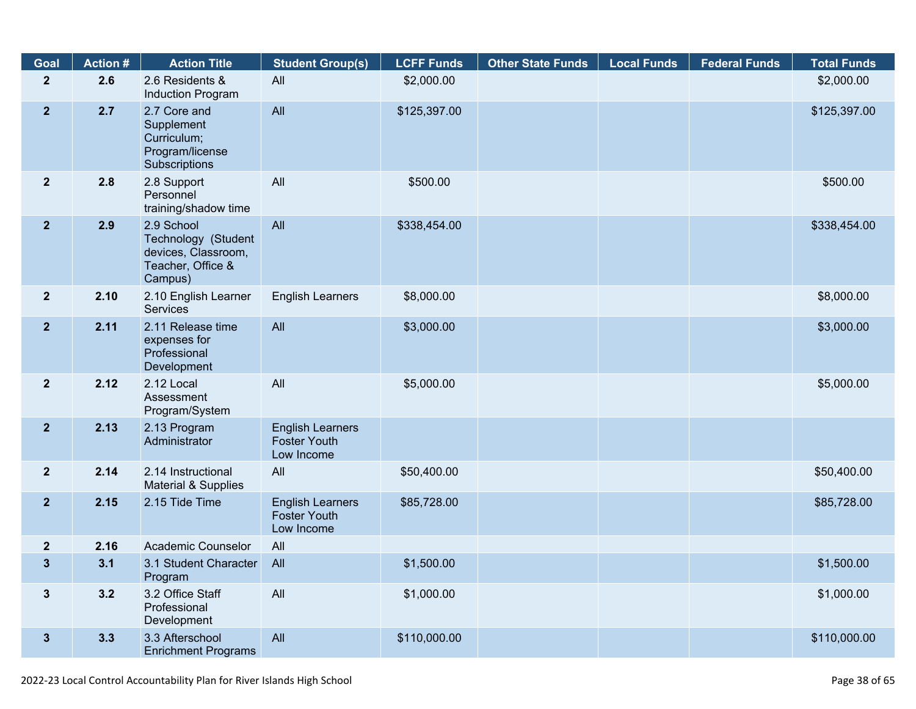| Goal | Action # | Action Title | Student Group(s) | LCFF Funds | Other State Funds | Local Funds | Federal Funds | Total Funds |
|---|---|---|---|---|---|---|---|---|
| 2 | 2.6 | 2.6 Residents & Induction Program | All | $2,000.00 | | | | $2,000.00 |
| 2 | 2.7 | 2.7 Core and Supplement Curriculum; Program/license Subscriptions | All | $125,397.00 | | | | $125,397.00 |
| 2 | 2.8 | 2.8 Support Personnel training/shadow time | All | $500.00 | | | | $500.00 |
| 2 | 2.9 | 2.9 School Technology (Student devices, Classroom, Teacher, Office & Campus) | All | $338,454.00 | | | | $338,454.00 |
| 2 | 2.10 | 2.10 English Learner Services | English Learners | $8,000.00 | | | | $8,000.00 |
| 2 | 2.11 | 2.11 Release time expenses for Professional Development | All | $3,000.00 | | | | $3,000.00 |
| 2 | 2.12 | 2.12 Local Assessment Program/System | All | $5,000.00 | | | | $5,000.00 |
| 2 | 2.13 | 2.13 Program Administrator | English Learners<br>Foster Youth<br>Low Income | | | | | |
| 2 | 2.14 | 2.14 Instructional Material & Supplies | All | $50,400.00 | | | | $50,400.00 |
| 2 | 2.15 | 2.15 Tide Time | English Learners<br>Foster Youth<br>Low Income | $85,728.00 | | | | $85,728.00 |
| 2 | 2.16 | Academic Counselor | All | | | | | |
| 3 | 3.1 | 3.1 Student Character Program | All | $1,500.00 | | | | $1,500.00 |
| 3 | 3.2 | 3.2 Office Staff Professional Development | All | $1,000.00 | | | | $1,000.00 |
| 3 | 3.3 | 3.3 Afterschool Enrichment Programs | All | $110,000.00 | | | | $110,000.00 |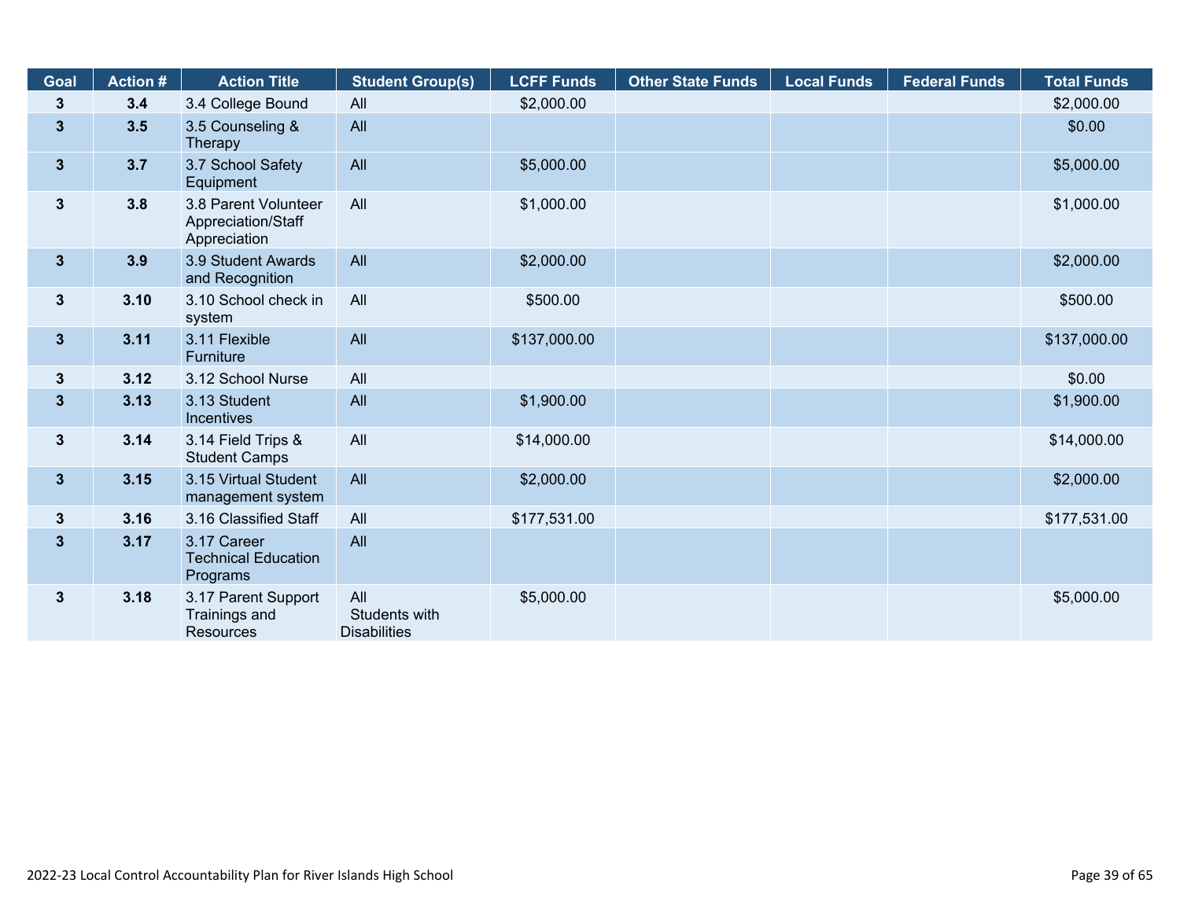| Goal | Action # | Action Title | Student Group(s) | LCFF Funds | Other State Funds | Local Funds | Federal Funds | Total Funds |
|---|---|---|---|---|---|---|---|---|
| 3 | 3.4 | 3.4 College Bound | All | $2,000.00 | | | | $2,000.00 |
| 3 | 3.5 | 3.5 Counseling & Therapy | All | | | | | $0.00 |
| 3 | 3.7 | 3.7 School Safety Equipment | All | $5,000.00 | | | | $5,000.00 |
| 3 | 3.8 | 3.8 Parent Volunteer Appreciation/Staff Appreciation | All | $1,000.00 | | | | $1,000.00 |
| 3 | 3.9 | 3.9 Student Awards and Recognition | All | $2,000.00 | | | | $2,000.00 |
| 3 | 3.10 | 3.10 School check in system | All | $500.00 | | | | $500.00 |
| 3 | 3.11 | 3.11 Flexible Furniture | All | $137,000.00 | | | | $137,000.00 |
| 3 | 3.12 | 3.12 School Nurse | All | | | | | $0.00 |
| 3 | 3.13 | 3.13 Student Incentives | All | $1,900.00 | | | | $1,900.00 |
| 3 | 3.14 | 3.14 Field Trips & Student Camps | All | $14,000.00 | | | | $14,000.00 |
| 3 | 3.15 | 3.15 Virtual Student management system | All | $2,000.00 | | | | $2,000.00 |
| 3 | 3.16 | 3.16 Classified Staff | All | $177,531.00 | | | | $177,531.00 |
| 3 | 3.17 | 3.17 Career Technical Education Programs | All | | | | | |
| 3 | 3.18 | 3.17 Parent Support Trainings and Resources | All<br>Students with Disabilities | $5,000.00 | | | | $5,000.00 |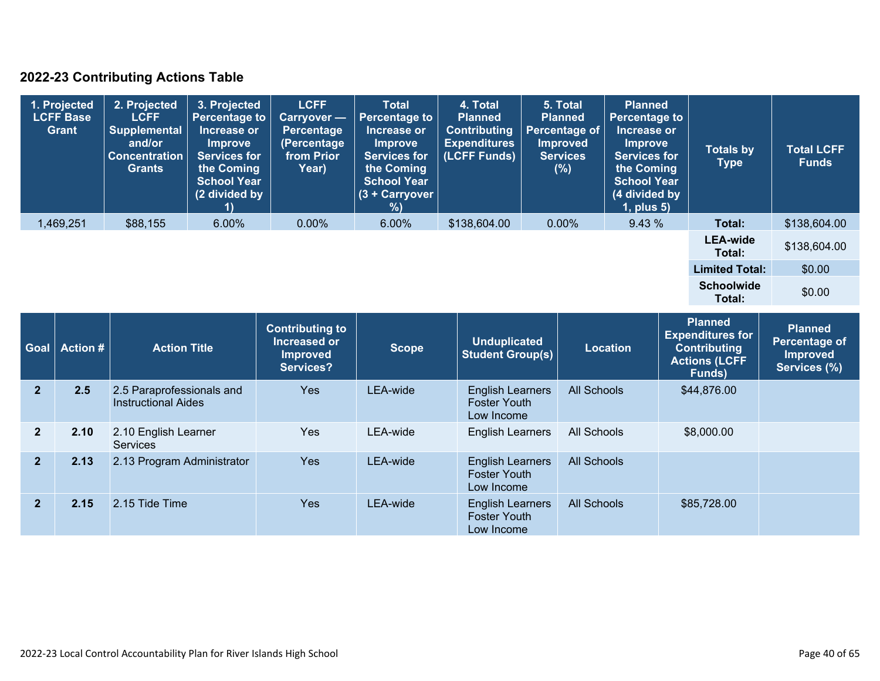## 2022-23 Contributing Actions Table

| 1. Projected LCFF Base Grant | 2. Projected LCFF Supplemental and/or Concentration Grants | 3. Projected Percentage to Increase or Improve Services for the Coming School Year (2 divided by 1) | LCFF Carryover — Percentage (Percentage from Prior Year) | Total Percentage to Increase or Improve Services for the Coming School Year (3 + Carryover %) | 4. Total Planned Contributing Expenditures (LCFF Funds) | 5. Total Planned Percentage of Improved Services (%) | Planned Percentage to Increase or Improve Services for the Coming School Year (4 divided by 1, plus 5) | Totals by Type | Total LCFF Funds |
|---|---|---|---|---|---|---|---|---|---|
| 1,469,251 | $88,155 | 6.00% | 0.00% | 6.00% | $138,604.00 | 0.00% | 9.43 % | **Total:** | $138,604.00 |
| | | | | | | | | **LEA-wide Total:** | $138,604.00 |
| | | | | | | | | **Limited Total:** | $0.00 |
| | | | | | | | | **Schoolwide Total:** | $0.00 |

| Goal | Action # | Action Title | Contributing to Increased or Improved Services? | Scope | Unduplicated Student Group(s) | Location | Planned Expenditures for Contributing Actions (LCFF Funds) | Planned Percentage of Improved Services (%) |
|---|---|---|---|---|---|---|---|---|
| 2 | 2.5 | 2.5 Paraprofessionals and Instructional Aides | Yes | LEA-wide | English Learners Foster Youth Low Income | All Schools | $44,876.00 | |
| 2 | 2.10 | 2.10 English Learner Services | Yes | LEA-wide | English Learners | All Schools | $8,000.00 | |
| 2 | 2.13 | 2.13 Program Administrator | Yes | LEA-wide | English Learners Foster Youth Low Income | All Schools | | |
| 2 | 2.15 | 2.15 Tide Time | Yes | LEA-wide | English Learners Foster Youth Low Income | All Schools | $85,728.00 | |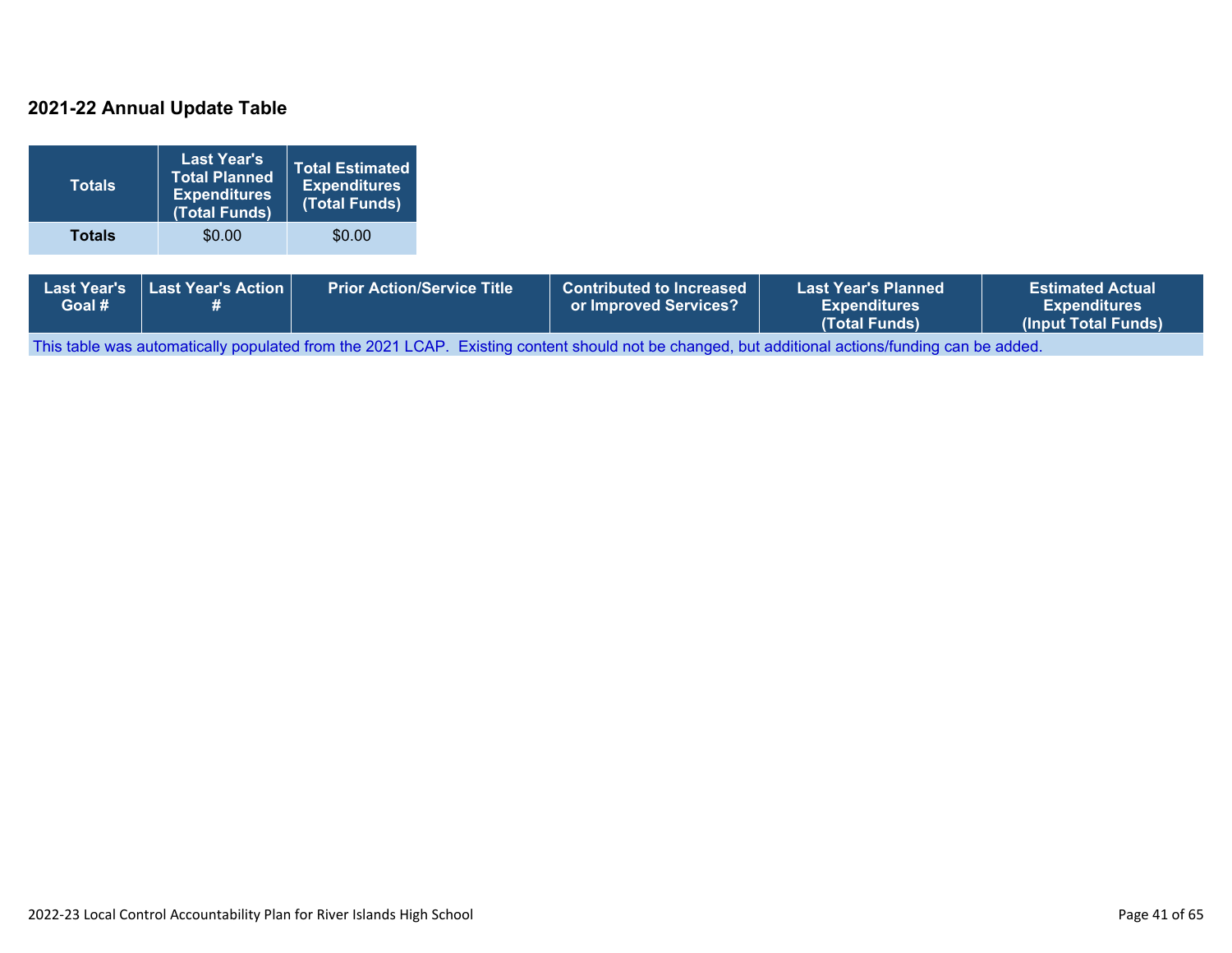## 2021-22 Annual Update Table

| Totals | Last Year's Total Planned Expenditures (Total Funds) | Total Estimated Expenditures (Total Funds) |
|---|---|---|
| **Totals** | $0.00 | $0.00 |

| Last Year's Goal # | Last Year's Action # | Prior Action/Service Title | Contributed to Increased or Improved Services? | Last Year's Planned Expenditures (Total Funds) | Estimated Actual Expenditures (Input Total Funds) |
|---|---|---|---|---|---|
| This table was automatically populated from the 2021 LCAP. Existing content should not be changed, but additional actions/funding can be added. | | | | | |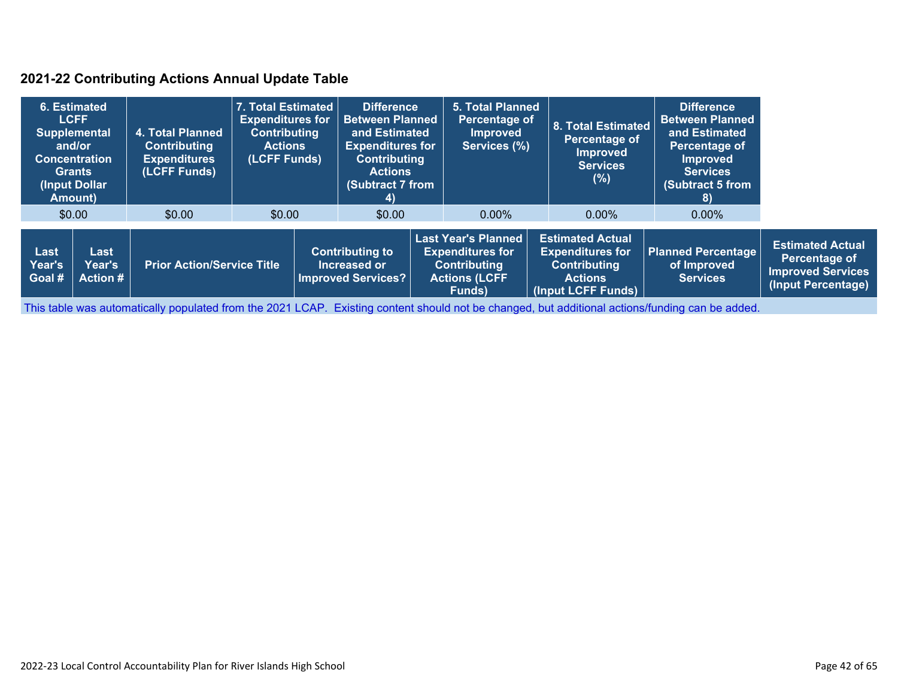## 2021-22 Contributing Actions Annual Update Table

| 6. Estimated LCFF Supplemental and/or Concentration Grants (Input Dollar Amount) | 4. Total Planned Contributing Expenditures (LCFF Funds) | 7. Total Estimated Expenditures for Contributing Actions (LCFF Funds) | Difference Between Planned and Estimated Expenditures for Contributing Actions (Subtract 7 from 4) | 5. Total Planned Percentage of Improved Services (%) | 8. Total Estimated Percentage of Improved Services (%) | Difference Between Planned and Estimated Percentage of Improved Services (Subtract 5 from 8) |
|---|---|---|---|---|---|---|
| $0.00 | $0.00 | $0.00 | $0.00 | 0.00% | 0.00% | 0.00% |

| Last Year's Goal # | Last Year's Action # | Prior Action/Service Title | Contributing to Increased or Improved Services? | Last Year's Planned Expenditures for Contributing Actions (LCFF Funds) | Estimated Actual Expenditures for Contributing Actions (Input LCFF Funds) | Planned Percentage of Improved Services | Estimated Actual Percentage of Improved Services (Input Percentage) |
|---|---|---|---|---|---|---|---|
| This table was automatically populated from the 2021 LCAP. Existing content should not be changed, but additional actions/funding can be added. | | | | | | | |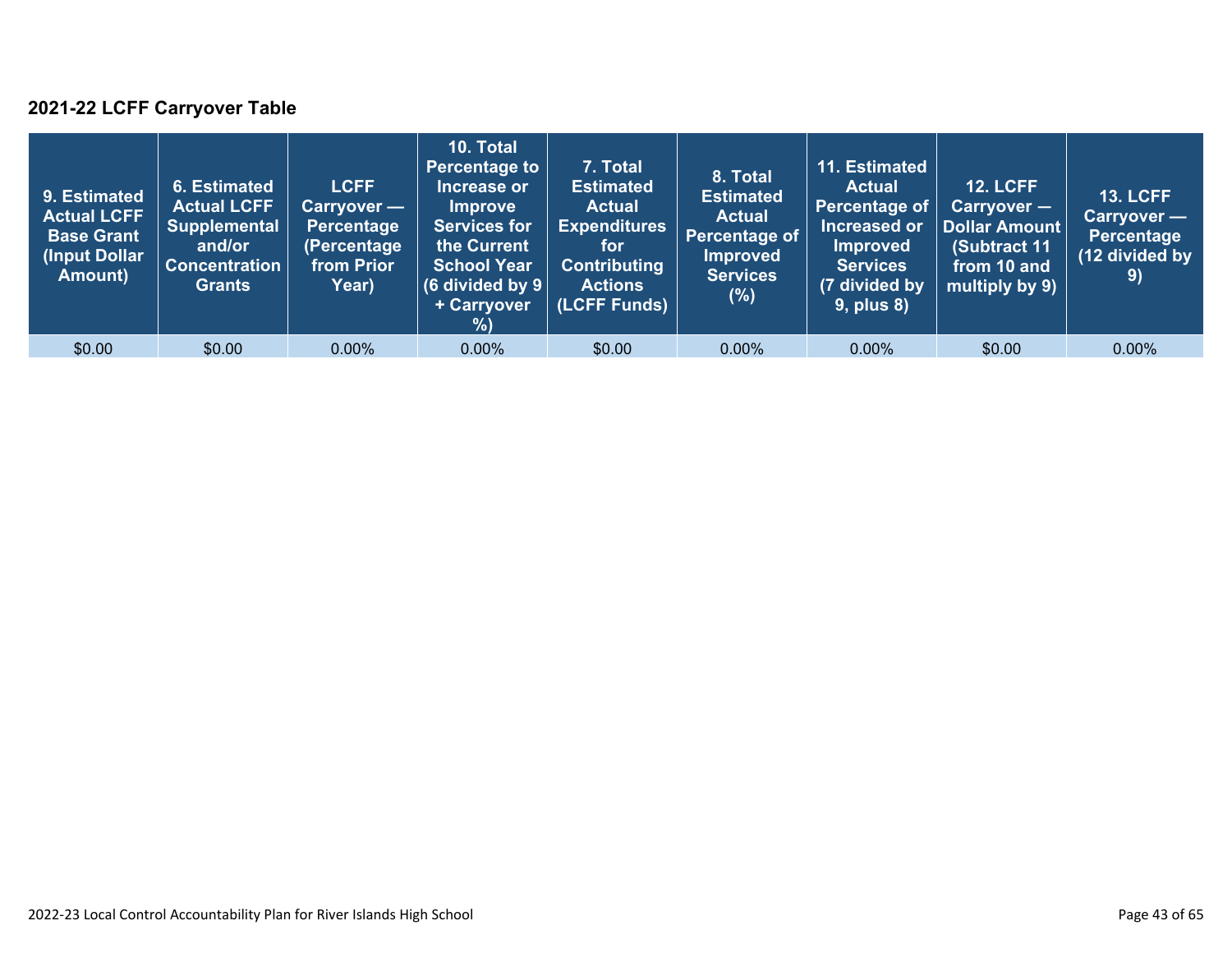### 2021-22 LCFF Carryover Table

| 9. Estimated Actual LCFF Base Grant (Input Dollar Amount) | 6. Estimated Actual LCFF Supplemental and/or Concentration Grants | LCFF Carryover — Percentage (Percentage from Prior Year) | 10. Total Percentage to Increase or Improve Services for the Current School Year (6 divided by 9 + Carryover %) | 7. Total Estimated Actual Expenditures for Contributing Actions (LCFF Funds) | 8. Total Estimated Actual Percentage of Improved Services (%) | 11. Estimated Actual Percentage of Increased or Improved Services (7 divided by 9, plus 8) | 12. LCFF Carryover — Dollar Amount (Subtract 11 from 10 and multiply by 9) | 13. LCFF Carryover — Percentage (12 divided by 9) |
|---|---|---|---|---|---|---|---|---|
| $0.00 | $0.00 | 0.00% | 0.00% | $0.00 | 0.00% | 0.00% | $0.00 | 0.00% |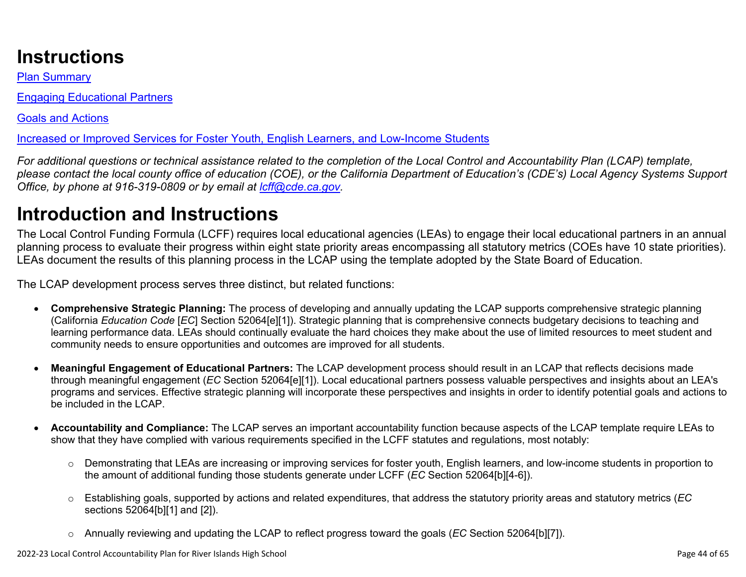# Instructions

[Plan Summary](#)

[Engaging Educational Partners](#)

[Goals and Actions](#)

[Increased or Improved Services for Foster Youth, English Learners, and Low-Income Students](#)

*For additional questions or technical assistance related to the completion of the Local Control and Accountability Plan (LCAP) template, please contact the local county office of education (COE), or the California Department of Education's (CDE's) Local Agency Systems Support Office, by phone at 916-319-0809 or by email at [lcff@cde.ca.gov](mailto:lcff@cde.ca.gov).*

# Introduction and Instructions

The Local Control Funding Formula (LCFF) requires local educational agencies (LEAs) to engage their local educational partners in an annual planning process to evaluate their progress within eight state priority areas encompassing all statutory metrics (COEs have 10 state priorities). LEAs document the results of this planning process in the LCAP using the template adopted by the State Board of Education.

The LCAP development process serves three distinct, but related functions:

- **Comprehensive Strategic Planning:** The process of developing and annually updating the LCAP supports comprehensive strategic planning (California *Education Code* [*EC*] Section 52064[e][1]). Strategic planning that is comprehensive connects budgetary decisions to teaching and learning performance data. LEAs should continually evaluate the hard choices they make about the use of limited resources to meet student and community needs to ensure opportunities and outcomes are improved for all students.

- **Meaningful Engagement of Educational Partners:** The LCAP development process should result in an LCAP that reflects decisions made through meaningful engagement (*EC* Section 52064[e][1]). Local educational partners possess valuable perspectives and insights about an LEA's programs and services. Effective strategic planning will incorporate these perspectives and insights in order to identify potential goals and actions to be included in the LCAP.

- **Accountability and Compliance:** The LCAP serves an important accountability function because aspects of the LCAP template require LEAs to show that they have complied with various requirements specified in the LCFF statutes and regulations, most notably:

    - Demonstrating that LEAs are increasing or improving services for foster youth, English learners, and low-income students in proportion to the amount of additional funding those students generate under LCFF (*EC* Section 52064[b][4-6]).

    - Establishing goals, supported by actions and related expenditures, that address the statutory priority areas and statutory metrics (*EC* sections 52064[b][1] and [2]).

    - Annually reviewing and updating the LCAP to reflect progress toward the goals (*EC* Section 52064[b][7]).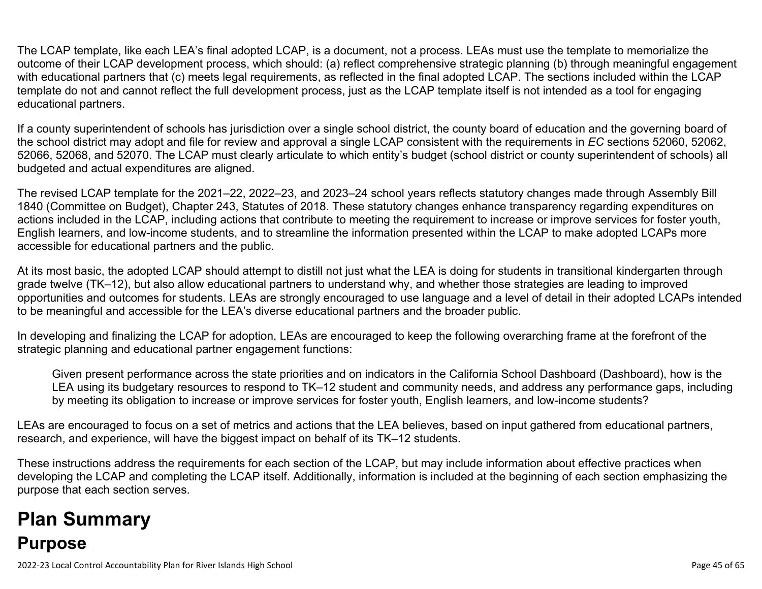The LCAP template, like each LEA's final adopted LCAP, is a document, not a process. LEAs must use the template to memorialize the outcome of their LCAP development process, which should: (a) reflect comprehensive strategic planning (b) through meaningful engagement with educational partners that (c) meets legal requirements, as reflected in the final adopted LCAP. The sections included within the LCAP template do not and cannot reflect the full development process, just as the LCAP template itself is not intended as a tool for engaging educational partners.

If a county superintendent of schools has jurisdiction over a single school district, the county board of education and the governing board of the school district may adopt and file for review and approval a single LCAP consistent with the requirements in *EC* sections 52060, 52062, 52066, 52068, and 52070. The LCAP must clearly articulate to which entity's budget (school district or county superintendent of schools) all budgeted and actual expenditures are aligned.

The revised LCAP template for the 2021–22, 2022–23, and 2023–24 school years reflects statutory changes made through Assembly Bill 1840 (Committee on Budget), Chapter 243, Statutes of 2018. These statutory changes enhance transparency regarding expenditures on actions included in the LCAP, including actions that contribute to meeting the requirement to increase or improve services for foster youth, English learners, and low-income students, and to streamline the information presented within the LCAP to make adopted LCAPs more accessible for educational partners and the public.

At its most basic, the adopted LCAP should attempt to distill not just what the LEA is doing for students in transitional kindergarten through grade twelve (TK–12), but also allow educational partners to understand why, and whether those strategies are leading to improved opportunities and outcomes for students. LEAs are strongly encouraged to use language and a level of detail in their adopted LCAPs intended to be meaningful and accessible for the LEA's diverse educational partners and the broader public.

In developing and finalizing the LCAP for adoption, LEAs are encouraged to keep the following overarching frame at the forefront of the strategic planning and educational partner engagement functions:

> Given present performance across the state priorities and on indicators in the California School Dashboard (Dashboard), how is the LEA using its budgetary resources to respond to TK–12 student and community needs, and address any performance gaps, including by meeting its obligation to increase or improve services for foster youth, English learners, and low-income students?

LEAs are encouraged to focus on a set of metrics and actions that the LEA believes, based on input gathered from educational partners, research, and experience, will have the biggest impact on behalf of its TK–12 students.

These instructions address the requirements for each section of the LCAP, but may include information about effective practices when developing the LCAP and completing the LCAP itself. Additionally, information is included at the beginning of each section emphasizing the purpose that each section serves.

# Plan Summary

## Purpose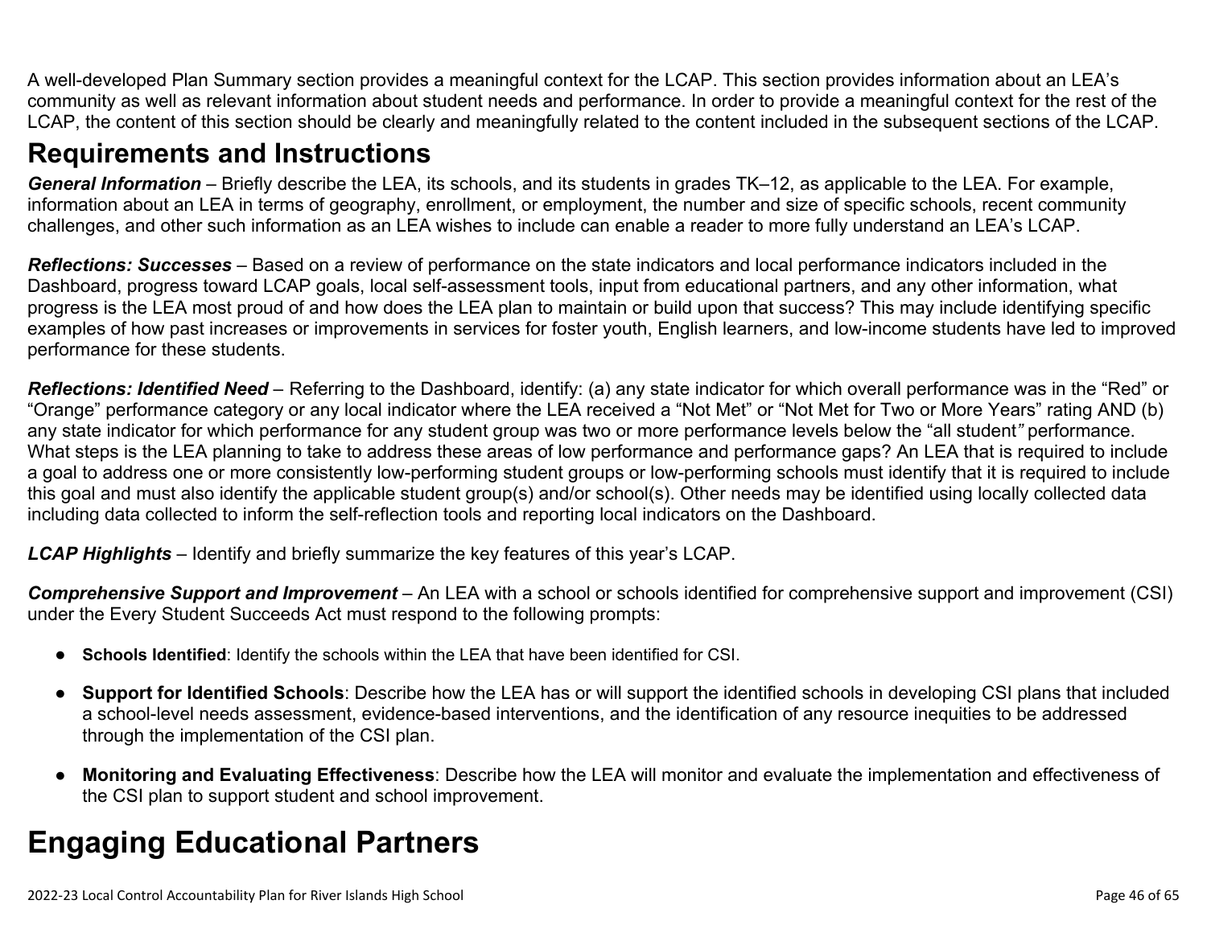A well-developed Plan Summary section provides a meaningful context for the LCAP. This section provides information about an LEA's community as well as relevant information about student needs and performance. In order to provide a meaningful context for the rest of the LCAP, the content of this section should be clearly and meaningfully related to the content included in the subsequent sections of the LCAP.

## Requirements and Instructions

***General Information*** – Briefly describe the LEA, its schools, and its students in grades TK–12, as applicable to the LEA. For example, information about an LEA in terms of geography, enrollment, or employment, the number and size of specific schools, recent community challenges, and other such information as an LEA wishes to include can enable a reader to more fully understand an LEA's LCAP.

***Reflections: Successes*** – Based on a review of performance on the state indicators and local performance indicators included in the Dashboard, progress toward LCAP goals, local self-assessment tools, input from educational partners, and any other information, what progress is the LEA most proud of and how does the LEA plan to maintain or build upon that success? This may include identifying specific examples of how past increases or improvements in services for foster youth, English learners, and low-income students have led to improved performance for these students.

***Reflections: Identified Need*** – Referring to the Dashboard, identify: (a) any state indicator for which overall performance was in the "Red" or "Orange" performance category or any local indicator where the LEA received a "Not Met" or "Not Met for Two or More Years" rating AND (b) any state indicator for which performance for any student group was two or more performance levels below the "all student" performance. What steps is the LEA planning to take to address these areas of low performance and performance gaps? An LEA that is required to include a goal to address one or more consistently low-performing student groups or low-performing schools must identify that it is required to include this goal and must also identify the applicable student group(s) and/or school(s). Other needs may be identified using locally collected data including data collected to inform the self-reflection tools and reporting local indicators on the Dashboard.

***LCAP Highlights*** – Identify and briefly summarize the key features of this year's LCAP.

***Comprehensive Support and Improvement*** – An LEA with a school or schools identified for comprehensive support and improvement (CSI) under the Every Student Succeeds Act must respond to the following prompts:

- **Schools Identified**: Identify the schools within the LEA that have been identified for CSI.
- **Support for Identified Schools**: Describe how the LEA has or will support the identified schools in developing CSI plans that included a school-level needs assessment, evidence-based interventions, and the identification of any resource inequities to be addressed through the implementation of the CSI plan.
- **Monitoring and Evaluating Effectiveness**: Describe how the LEA will monitor and evaluate the implementation and effectiveness of the CSI plan to support student and school improvement.

# Engaging Educational Partners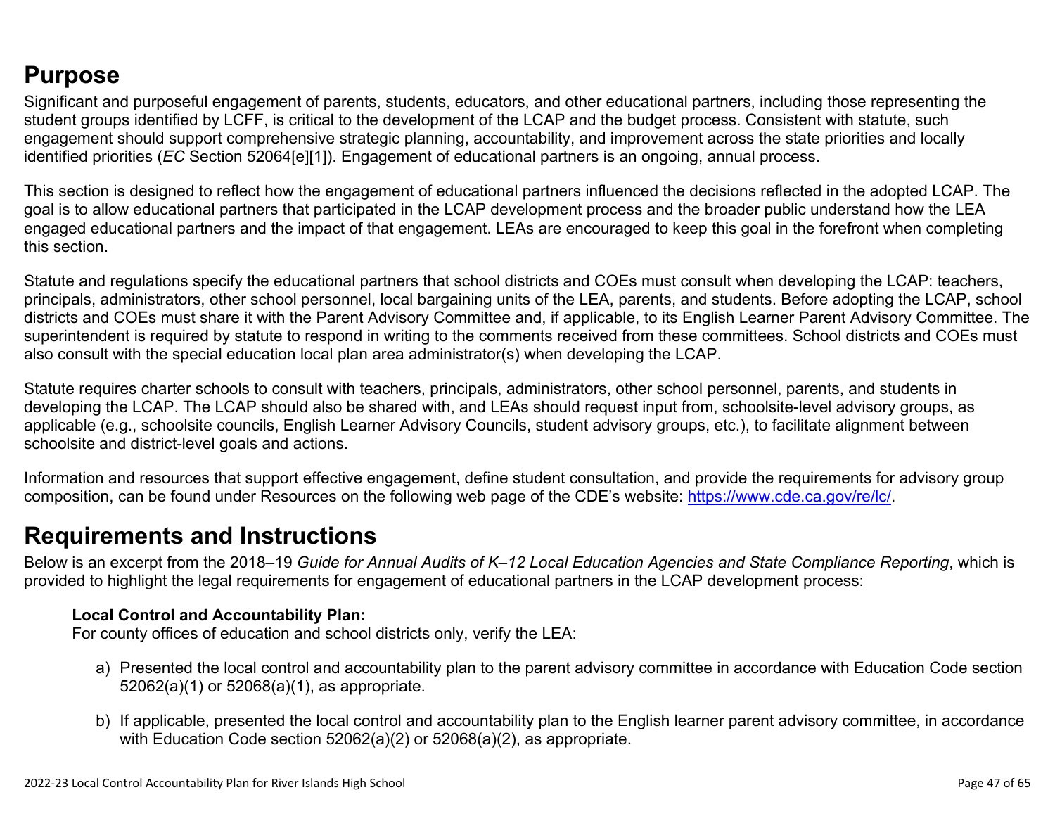## Purpose

Significant and purposeful engagement of parents, students, educators, and other educational partners, including those representing the student groups identified by LCFF, is critical to the development of the LCAP and the budget process. Consistent with statute, such engagement should support comprehensive strategic planning, accountability, and improvement across the state priorities and locally identified priorities (*EC* Section 52064[e][1]). Engagement of educational partners is an ongoing, annual process.

This section is designed to reflect how the engagement of educational partners influenced the decisions reflected in the adopted LCAP. The goal is to allow educational partners that participated in the LCAP development process and the broader public understand how the LEA engaged educational partners and the impact of that engagement. LEAs are encouraged to keep this goal in the forefront when completing this section.

Statute and regulations specify the educational partners that school districts and COEs must consult when developing the LCAP: teachers, principals, administrators, other school personnel, local bargaining units of the LEA, parents, and students. Before adopting the LCAP, school districts and COEs must share it with the Parent Advisory Committee and, if applicable, to its English Learner Parent Advisory Committee. The superintendent is required by statute to respond in writing to the comments received from these committees. School districts and COEs must also consult with the special education local plan area administrator(s) when developing the LCAP.

Statute requires charter schools to consult with teachers, principals, administrators, other school personnel, parents, and students in developing the LCAP. The LCAP should also be shared with, and LEAs should request input from, schoolsite-level advisory groups, as applicable (e.g., schoolsite councils, English Learner Advisory Councils, student advisory groups, etc.), to facilitate alignment between schoolsite and district-level goals and actions.

Information and resources that support effective engagement, define student consultation, and provide the requirements for advisory group composition, can be found under Resources on the following web page of the CDE's website: https://www.cde.ca.gov/re/lc/.

## Requirements and Instructions

Below is an excerpt from the 2018–19 *Guide for Annual Audits of K–12 Local Education Agencies and State Compliance Reporting*, which is provided to highlight the legal requirements for engagement of educational partners in the LCAP development process:

> **Local Control and Accountability Plan:**
> For county offices of education and school districts only, verify the LEA:
>
> a) Presented the local control and accountability plan to the parent advisory committee in accordance with Education Code section 52062(a)(1) or 52068(a)(1), as appropriate.
>
> b) If applicable, presented the local control and accountability plan to the English learner parent advisory committee, in accordance with Education Code section 52062(a)(2) or 52068(a)(2), as appropriate.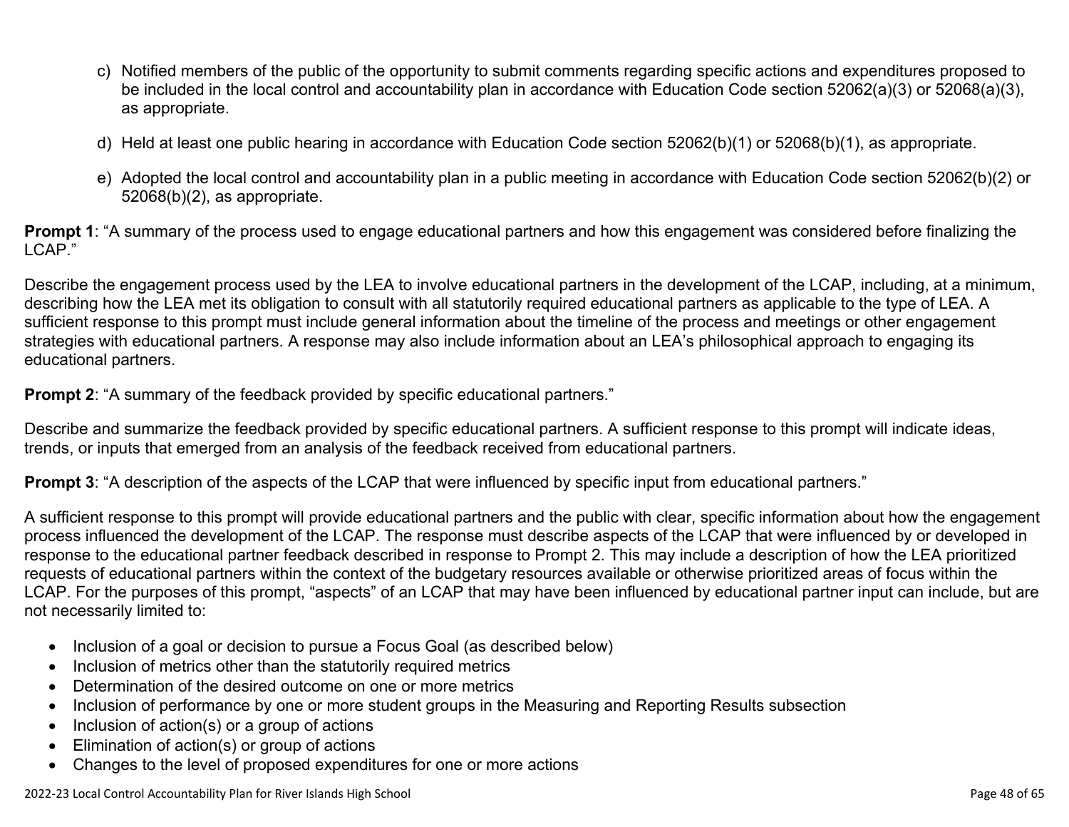c) Notified members of the public of the opportunity to submit comments regarding specific actions and expenditures proposed to be included in the local control and accountability plan in accordance with Education Code section 52062(a)(3) or 52068(a)(3), as appropriate.

d) Held at least one public hearing in accordance with Education Code section 52062(b)(1) or 52068(b)(1), as appropriate.

e) Adopted the local control and accountability plan in a public meeting in accordance with Education Code section 52062(b)(2) or 52068(b)(2), as appropriate.

**Prompt 1**: "A summary of the process used to engage educational partners and how this engagement was considered before finalizing the LCAP."

Describe the engagement process used by the LEA to involve educational partners in the development of the LCAP, including, at a minimum, describing how the LEA met its obligation to consult with all statutorily required educational partners as applicable to the type of LEA. A sufficient response to this prompt must include general information about the timeline of the process and meetings or other engagement strategies with educational partners. A response may also include information about an LEA's philosophical approach to engaging its educational partners.

**Prompt 2**: "A summary of the feedback provided by specific educational partners."

Describe and summarize the feedback provided by specific educational partners. A sufficient response to this prompt will indicate ideas, trends, or inputs that emerged from an analysis of the feedback received from educational partners.

**Prompt 3**: "A description of the aspects of the LCAP that were influenced by specific input from educational partners."

A sufficient response to this prompt will provide educational partners and the public with clear, specific information about how the engagement process influenced the development of the LCAP. The response must describe aspects of the LCAP that were influenced by or developed in response to the educational partner feedback described in response to Prompt 2. This may include a description of how the LEA prioritized requests of educational partners within the context of the budgetary resources available or otherwise prioritized areas of focus within the LCAP. For the purposes of this prompt, "aspects" of an LCAP that may have been influenced by educational partner input can include, but are not necessarily limited to:

- Inclusion of a goal or decision to pursue a Focus Goal (as described below)
- Inclusion of metrics other than the statutorily required metrics
- Determination of the desired outcome on one or more metrics
- Inclusion of performance by one or more student groups in the Measuring and Reporting Results subsection
- Inclusion of action(s) or a group of actions
- Elimination of action(s) or group of actions
- Changes to the level of proposed expenditures for one or more actions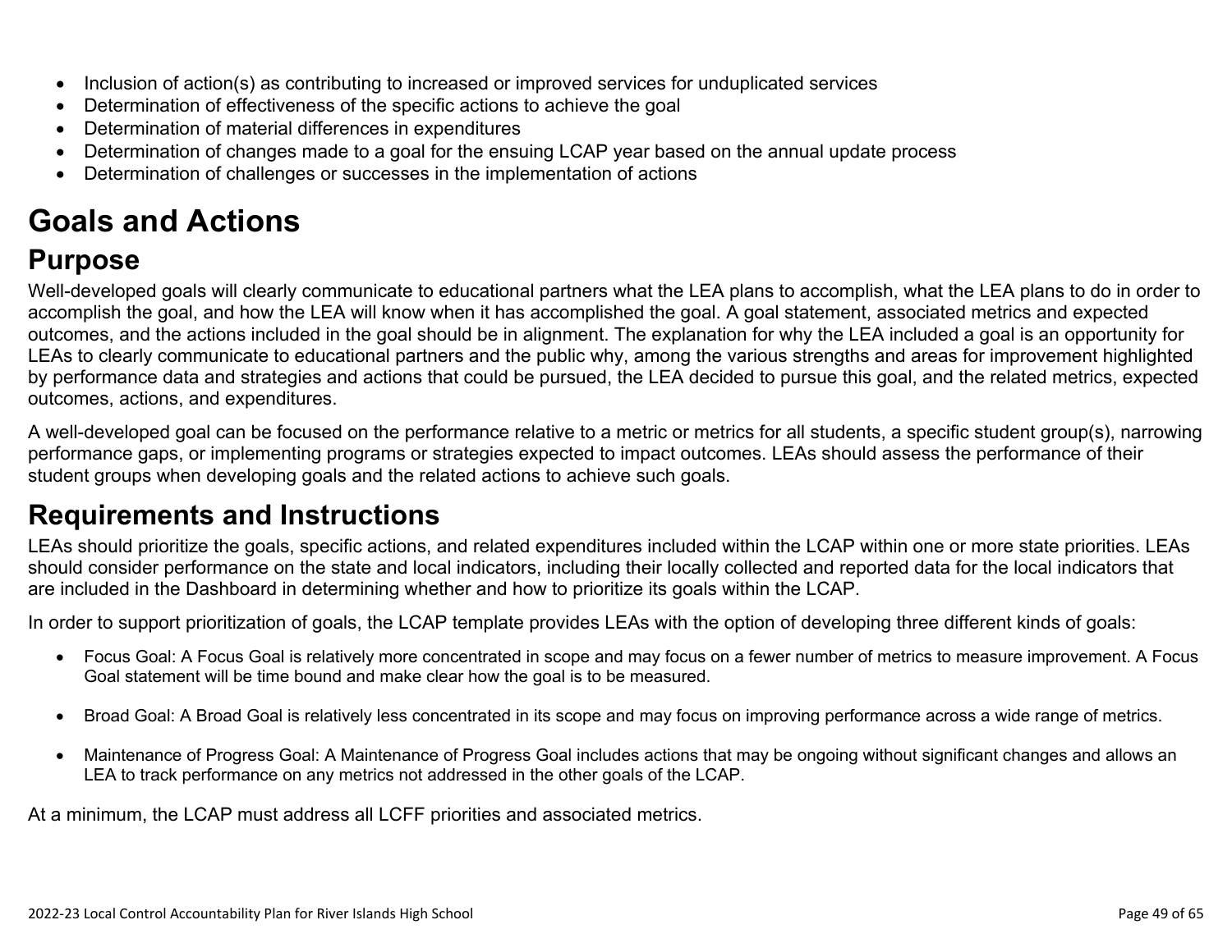- Inclusion of action(s) as contributing to increased or improved services for unduplicated services
- Determination of effectiveness of the specific actions to achieve the goal
- Determination of material differences in expenditures
- Determination of changes made to a goal for the ensuing LCAP year based on the annual update process
- Determination of challenges or successes in the implementation of actions

# Goals and Actions

## Purpose

Well-developed goals will clearly communicate to educational partners what the LEA plans to accomplish, what the LEA plans to do in order to accomplish the goal, and how the LEA will know when it has accomplished the goal. A goal statement, associated metrics and expected outcomes, and the actions included in the goal should be in alignment. The explanation for why the LEA included a goal is an opportunity for LEAs to clearly communicate to educational partners and the public why, among the various strengths and areas for improvement highlighted by performance data and strategies and actions that could be pursued, the LEA decided to pursue this goal, and the related metrics, expected outcomes, actions, and expenditures.

A well-developed goal can be focused on the performance relative to a metric or metrics for all students, a specific student group(s), narrowing performance gaps, or implementing programs or strategies expected to impact outcomes. LEAs should assess the performance of their student groups when developing goals and the related actions to achieve such goals.

## Requirements and Instructions

LEAs should prioritize the goals, specific actions, and related expenditures included within the LCAP within one or more state priorities. LEAs should consider performance on the state and local indicators, including their locally collected and reported data for the local indicators that are included in the Dashboard in determining whether and how to prioritize its goals within the LCAP.

In order to support prioritization of goals, the LCAP template provides LEAs with the option of developing three different kinds of goals:

- Focus Goal: A Focus Goal is relatively more concentrated in scope and may focus on a fewer number of metrics to measure improvement. A Focus Goal statement will be time bound and make clear how the goal is to be measured.

- Broad Goal: A Broad Goal is relatively less concentrated in its scope and may focus on improving performance across a wide range of metrics.

- Maintenance of Progress Goal: A Maintenance of Progress Goal includes actions that may be ongoing without significant changes and allows an LEA to track performance on any metrics not addressed in the other goals of the LCAP.

At a minimum, the LCAP must address all LCFF priorities and associated metrics.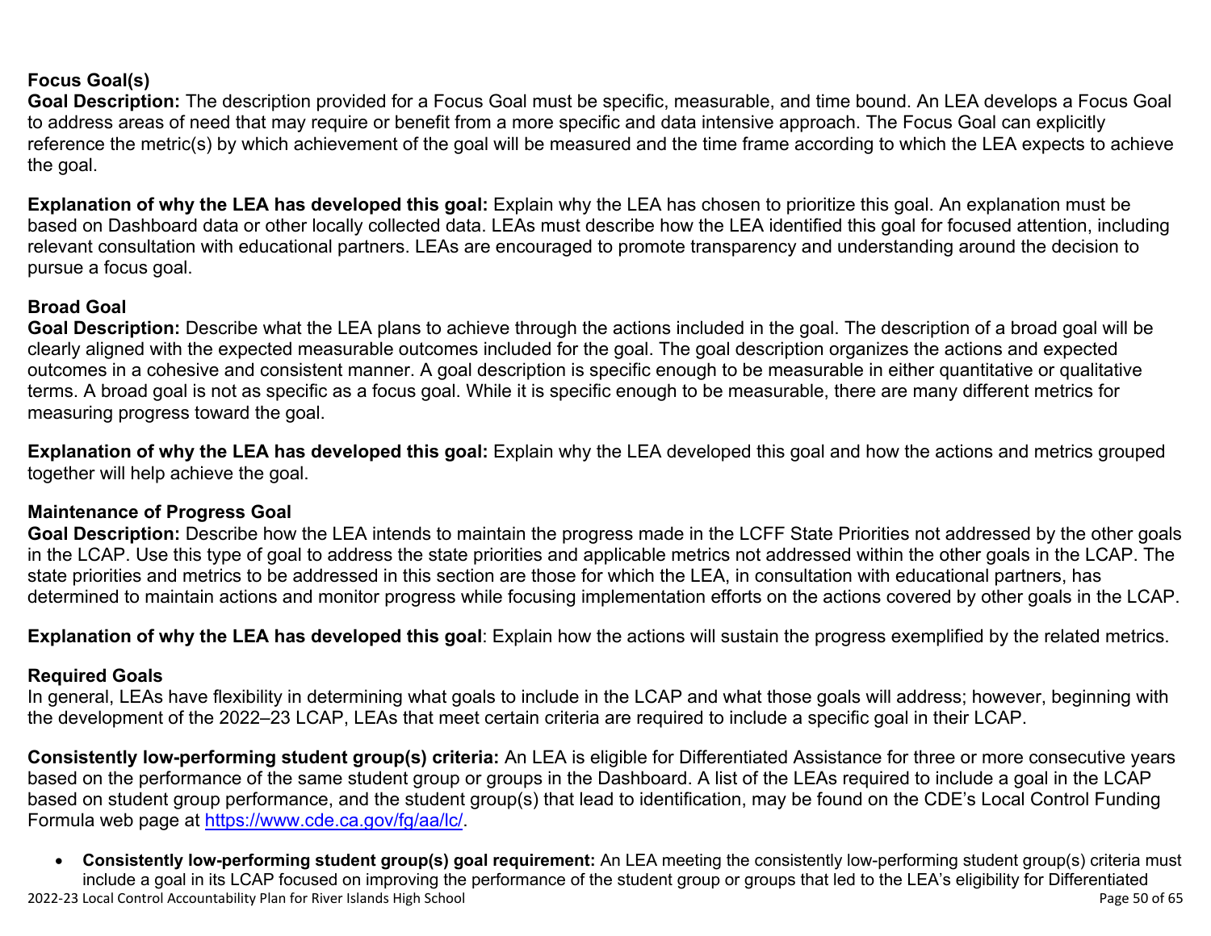### Focus Goal(s)

**Goal Description:** The description provided for a Focus Goal must be specific, measurable, and time bound. An LEA develops a Focus Goal to address areas of need that may require or benefit from a more specific and data intensive approach. The Focus Goal can explicitly reference the metric(s) by which achievement of the goal will be measured and the time frame according to which the LEA expects to achieve the goal.

**Explanation of why the LEA has developed this goal:** Explain why the LEA has chosen to prioritize this goal. An explanation must be based on Dashboard data or other locally collected data. LEAs must describe how the LEA identified this goal for focused attention, including relevant consultation with educational partners. LEAs are encouraged to promote transparency and understanding around the decision to pursue a focus goal.

### Broad Goal

**Goal Description:** Describe what the LEA plans to achieve through the actions included in the goal. The description of a broad goal will be clearly aligned with the expected measurable outcomes included for the goal. The goal description organizes the actions and expected outcomes in a cohesive and consistent manner. A goal description is specific enough to be measurable in either quantitative or qualitative terms. A broad goal is not as specific as a focus goal. While it is specific enough to be measurable, there are many different metrics for measuring progress toward the goal.

**Explanation of why the LEA has developed this goal:** Explain why the LEA developed this goal and how the actions and metrics grouped together will help achieve the goal.

### Maintenance of Progress Goal

**Goal Description:** Describe how the LEA intends to maintain the progress made in the LCFF State Priorities not addressed by the other goals in the LCAP. Use this type of goal to address the state priorities and applicable metrics not addressed within the other goals in the LCAP. The state priorities and metrics to be addressed in this section are those for which the LEA, in consultation with educational partners, has determined to maintain actions and monitor progress while focusing implementation efforts on the actions covered by other goals in the LCAP.

**Explanation of why the LEA has developed this goal**: Explain how the actions will sustain the progress exemplified by the related metrics.

### Required Goals

In general, LEAs have flexibility in determining what goals to include in the LCAP and what those goals will address; however, beginning with the development of the 2022–23 LCAP, LEAs that meet certain criteria are required to include a specific goal in their LCAP.

**Consistently low-performing student group(s) criteria:** An LEA is eligible for Differentiated Assistance for three or more consecutive years based on the performance of the same student group or groups in the Dashboard. A list of the LEAs required to include a goal in the LCAP based on student group performance, and the student group(s) that lead to identification, may be found on the CDE's Local Control Funding Formula web page at https://www.cde.ca.gov/fg/aa/lc/.

- **Consistently low-performing student group(s) goal requirement:** An LEA meeting the consistently low-performing student group(s) criteria must include a goal in its LCAP focused on improving the performance of the student group or groups that led to the LEA's eligibility for Differentiated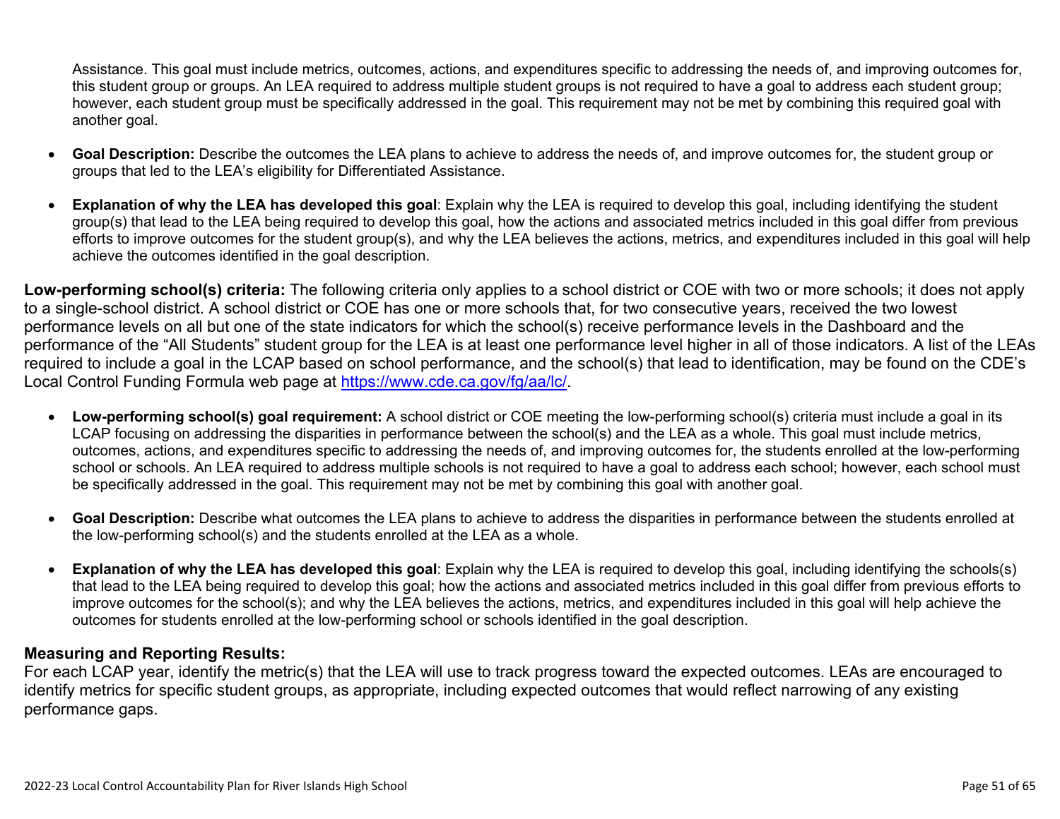Assistance. This goal must include metrics, outcomes, actions, and expenditures specific to addressing the needs of, and improving outcomes for, this student group or groups. An LEA required to address multiple student groups is not required to have a goal to address each student group; however, each student group must be specifically addressed in the goal. This requirement may not be met by combining this required goal with another goal.

- **Goal Description:** Describe the outcomes the LEA plans to achieve to address the needs of, and improve outcomes for, the student group or groups that led to the LEA's eligibility for Differentiated Assistance.
- **Explanation of why the LEA has developed this goal**: Explain why the LEA is required to develop this goal, including identifying the student group(s) that lead to the LEA being required to develop this goal, how the actions and associated metrics included in this goal differ from previous efforts to improve outcomes for the student group(s), and why the LEA believes the actions, metrics, and expenditures included in this goal will help achieve the outcomes identified in the goal description.

**Low-performing school(s) criteria:** The following criteria only applies to a school district or COE with two or more schools; it does not apply to a single-school district. A school district or COE has one or more schools that, for two consecutive years, received the two lowest performance levels on all but one of the state indicators for which the school(s) receive performance levels in the Dashboard and the performance of the "All Students" student group for the LEA is at least one performance level higher in all of those indicators. A list of the LEAs required to include a goal in the LCAP based on school performance, and the school(s) that lead to identification, may be found on the CDE's Local Control Funding Formula web page at [https://www.cde.ca.gov/fg/aa/lc/](https://www.cde.ca.gov/fg/aa/lc/).

- **Low-performing school(s) goal requirement:** A school district or COE meeting the low-performing school(s) criteria must include a goal in its LCAP focusing on addressing the disparities in performance between the school(s) and the LEA as a whole. This goal must include metrics, outcomes, actions, and expenditures specific to addressing the needs of, and improving outcomes for, the students enrolled at the low-performing school or schools. An LEA required to address multiple schools is not required to have a goal to address each school; however, each school must be specifically addressed in the goal. This requirement may not be met by combining this goal with another goal.
- **Goal Description:** Describe what outcomes the LEA plans to achieve to address the disparities in performance between the students enrolled at the low-performing school(s) and the students enrolled at the LEA as a whole.
- **Explanation of why the LEA has developed this goal**: Explain why the LEA is required to develop this goal, including identifying the schools(s) that lead to the LEA being required to develop this goal; how the actions and associated metrics included in this goal differ from previous efforts to improve outcomes for the school(s); and why the LEA believes the actions, metrics, and expenditures included in this goal will help achieve the outcomes for students enrolled at the low-performing school or schools identified in the goal description.

### Measuring and Reporting Results:

For each LCAP year, identify the metric(s) that the LEA will use to track progress toward the expected outcomes. LEAs are encouraged to identify metrics for specific student groups, as appropriate, including expected outcomes that would reflect narrowing of any existing performance gaps.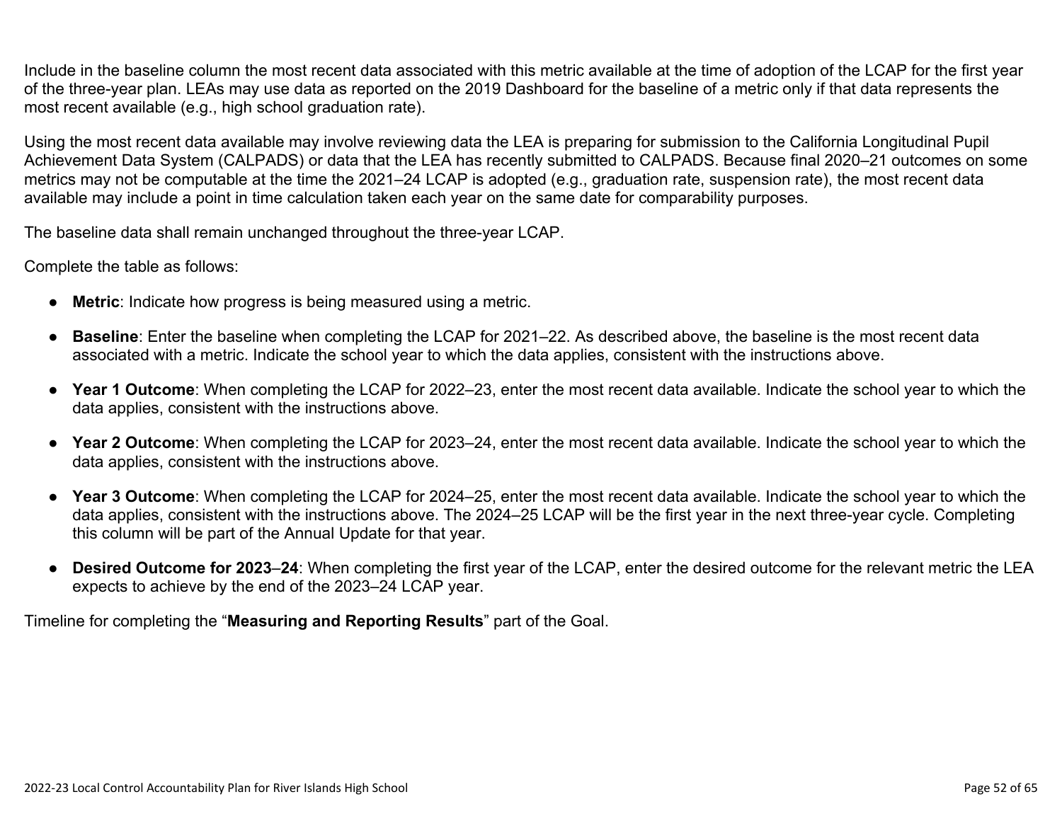Include in the baseline column the most recent data associated with this metric available at the time of adoption of the LCAP for the first year of the three-year plan. LEAs may use data as reported on the 2019 Dashboard for the baseline of a metric only if that data represents the most recent available (e.g., high school graduation rate).

Using the most recent data available may involve reviewing data the LEA is preparing for submission to the California Longitudinal Pupil Achievement Data System (CALPADS) or data that the LEA has recently submitted to CALPADS. Because final 2020–21 outcomes on some metrics may not be computable at the time the 2021–24 LCAP is adopted (e.g., graduation rate, suspension rate), the most recent data available may include a point in time calculation taken each year on the same date for comparability purposes.

The baseline data shall remain unchanged throughout the three-year LCAP.

Complete the table as follows:

- **Metric**: Indicate how progress is being measured using a metric.
- **Baseline**: Enter the baseline when completing the LCAP for 2021–22. As described above, the baseline is the most recent data associated with a metric. Indicate the school year to which the data applies, consistent with the instructions above.
- **Year 1 Outcome**: When completing the LCAP for 2022–23, enter the most recent data available. Indicate the school year to which the data applies, consistent with the instructions above.
- **Year 2 Outcome**: When completing the LCAP for 2023–24, enter the most recent data available. Indicate the school year to which the data applies, consistent with the instructions above.
- **Year 3 Outcome**: When completing the LCAP for 2024–25, enter the most recent data available. Indicate the school year to which the data applies, consistent with the instructions above. The 2024–25 LCAP will be the first year in the next three-year cycle. Completing this column will be part of the Annual Update for that year.
- **Desired Outcome for 2023–24**: When completing the first year of the LCAP, enter the desired outcome for the relevant metric the LEA expects to achieve by the end of the 2023–24 LCAP year.

Timeline for completing the "**Measuring and Reporting Results**" part of the Goal.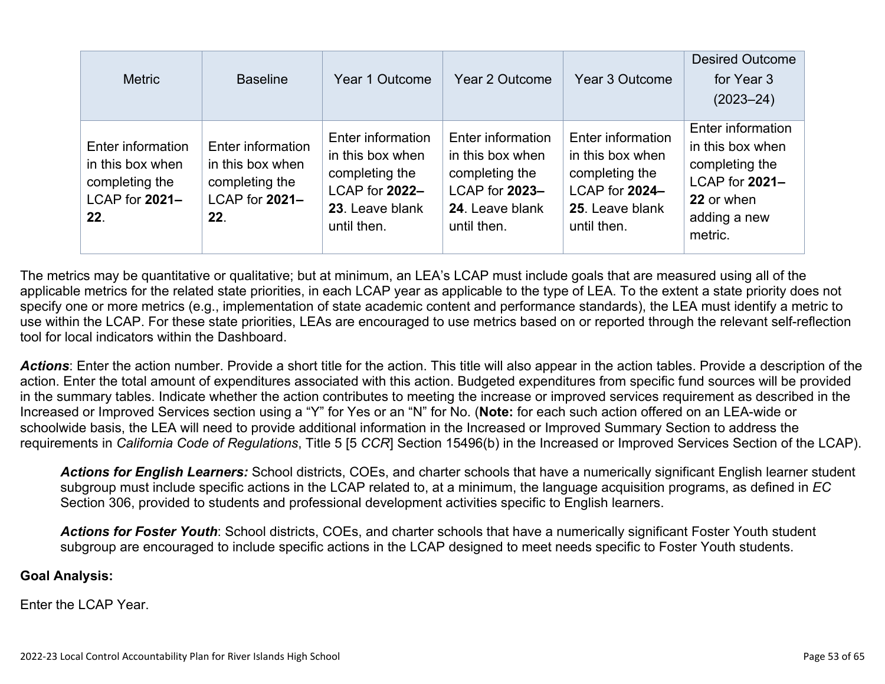| Metric | Baseline | Year 1 Outcome | Year 2 Outcome | Year 3 Outcome | Desired Outcome for Year 3 (2023–24) |
|---|---|---|---|---|---|
| Enter information in this box when completing the LCAP for **2021–22**. | Enter information in this box when completing the LCAP for **2021–22**. | Enter information in this box when completing the LCAP for **2022–23**. Leave blank until then. | Enter information in this box when completing the LCAP for **2023–24**. Leave blank until then. | Enter information in this box when completing the LCAP for **2024–25**. Leave blank until then. | Enter information in this box when completing the LCAP for **2021–22** or when adding a new metric. |

The metrics may be quantitative or qualitative; but at minimum, an LEA's LCAP must include goals that are measured using all of the applicable metrics for the related state priorities, in each LCAP year as applicable to the type of LEA. To the extent a state priority does not specify one or more metrics (e.g., implementation of state academic content and performance standards), the LEA must identify a metric to use within the LCAP. For these state priorities, LEAs are encouraged to use metrics based on or reported through the relevant self-reflection tool for local indicators within the Dashboard.

***Actions***: Enter the action number. Provide a short title for the action. This title will also appear in the action tables. Provide a description of the action. Enter the total amount of expenditures associated with this action. Budgeted expenditures from specific fund sources will be provided in the summary tables. Indicate whether the action contributes to meeting the increase or improved services requirement as described in the Increased or Improved Services section using a "Y" for Yes or an "N" for No. (**Note:** for each such action offered on an LEA-wide or schoolwide basis, the LEA will need to provide additional information in the Increased or Improved Summary Section to address the requirements in *California Code of Regulations*, Title 5 [5 *CCR*] Section 15496(b) in the Increased or Improved Services Section of the LCAP).

> ***Actions for English Learners:*** School districts, COEs, and charter schools that have a numerically significant English learner student subgroup must include specific actions in the LCAP related to, at a minimum, the language acquisition programs, as defined in *EC* Section 306, provided to students and professional development activities specific to English learners.
>
> ***Actions for Foster Youth***: School districts, COEs, and charter schools that have a numerically significant Foster Youth student subgroup are encouraged to include specific actions in the LCAP designed to meet needs specific to Foster Youth students.

**Goal Analysis:**

Enter the LCAP Year.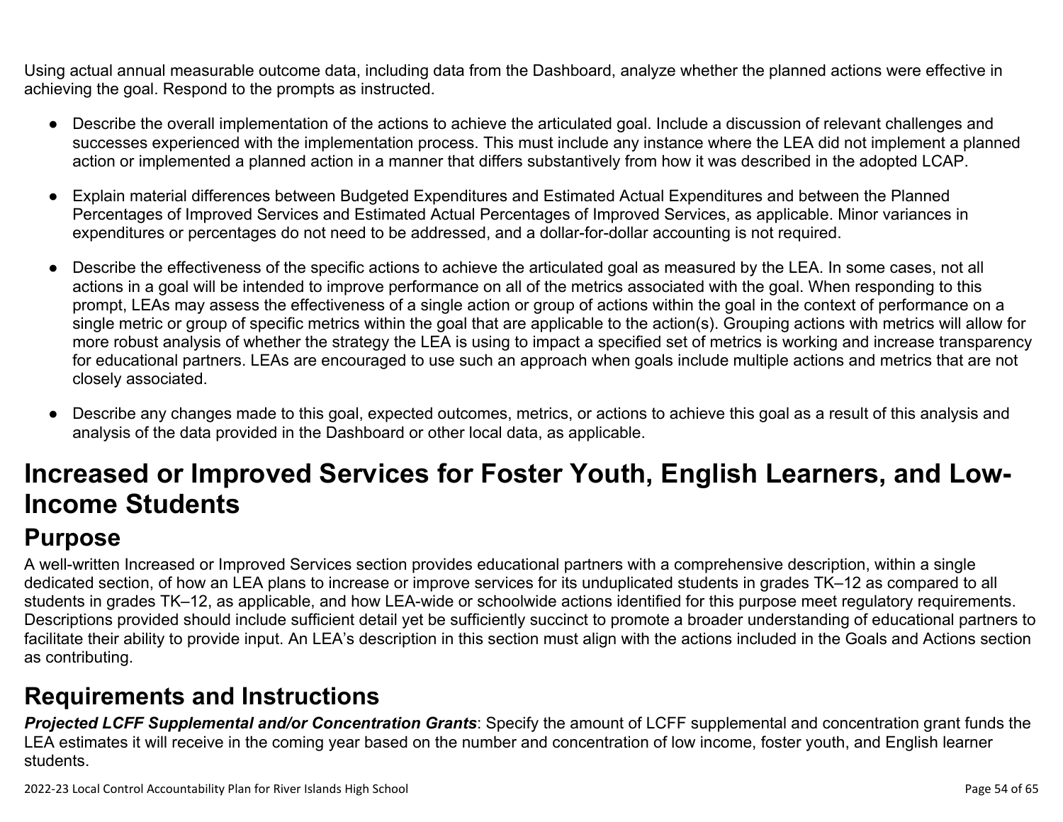Using actual annual measurable outcome data, including data from the Dashboard, analyze whether the planned actions were effective in achieving the goal. Respond to the prompts as instructed.

- Describe the overall implementation of the actions to achieve the articulated goal. Include a discussion of relevant challenges and successes experienced with the implementation process. This must include any instance where the LEA did not implement a planned action or implemented a planned action in a manner that differs substantively from how it was described in the adopted LCAP.
- Explain material differences between Budgeted Expenditures and Estimated Actual Expenditures and between the Planned Percentages of Improved Services and Estimated Actual Percentages of Improved Services, as applicable. Minor variances in expenditures or percentages do not need to be addressed, and a dollar-for-dollar accounting is not required.
- Describe the effectiveness of the specific actions to achieve the articulated goal as measured by the LEA. In some cases, not all actions in a goal will be intended to improve performance on all of the metrics associated with the goal. When responding to this prompt, LEAs may assess the effectiveness of a single action or group of actions within the goal in the context of performance on a single metric or group of specific metrics within the goal that are applicable to the action(s). Grouping actions with metrics will allow for more robust analysis of whether the strategy the LEA is using to impact a specified set of metrics is working and increase transparency for educational partners. LEAs are encouraged to use such an approach when goals include multiple actions and metrics that are not closely associated.
- Describe any changes made to this goal, expected outcomes, metrics, or actions to achieve this goal as a result of this analysis and analysis of the data provided in the Dashboard or other local data, as applicable.

# Increased or Improved Services for Foster Youth, English Learners, and Low-Income Students

## Purpose

A well-written Increased or Improved Services section provides educational partners with a comprehensive description, within a single dedicated section, of how an LEA plans to increase or improve services for its unduplicated students in grades TK–12 as compared to all students in grades TK–12, as applicable, and how LEA-wide or schoolwide actions identified for this purpose meet regulatory requirements. Descriptions provided should include sufficient detail yet be sufficiently succinct to promote a broader understanding of educational partners to facilitate their ability to provide input. An LEA's description in this section must align with the actions included in the Goals and Actions section as contributing.

## Requirements and Instructions

***Projected LCFF Supplemental and/or Concentration Grants***: Specify the amount of LCFF supplemental and concentration grant funds the LEA estimates it will receive in the coming year based on the number and concentration of low income, foster youth, and English learner students.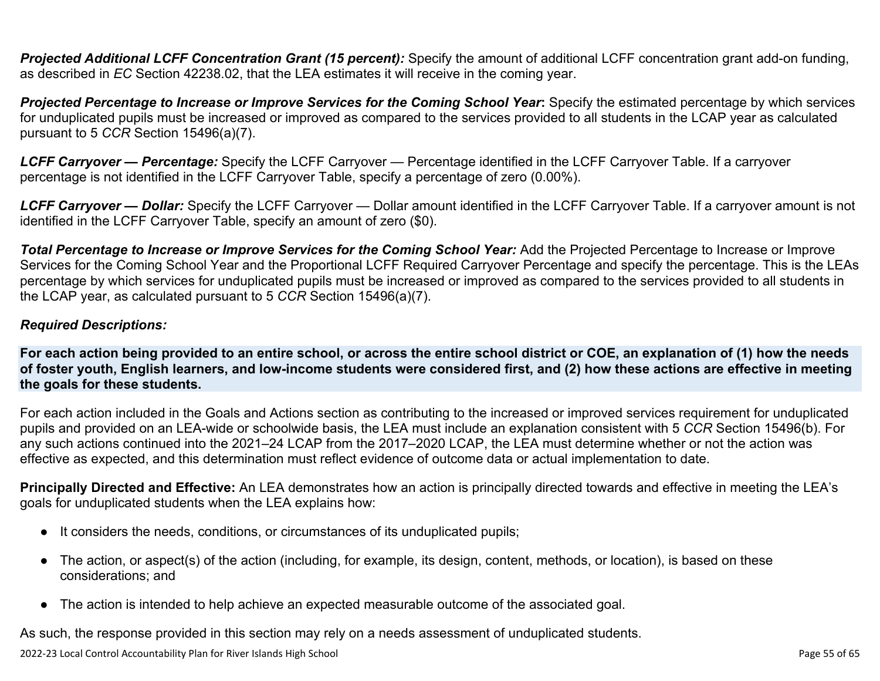***Projected Additional LCFF Concentration Grant (15 percent):*** Specify the amount of additional LCFF concentration grant add-on funding, as described in *EC* Section 42238.02, that the LEA estimates it will receive in the coming year.

***Projected Percentage to Increase or Improve Services for the Coming School Year*:** Specify the estimated percentage by which services for unduplicated pupils must be increased or improved as compared to the services provided to all students in the LCAP year as calculated pursuant to 5 *CCR* Section 15496(a)(7).

***LCFF Carryover — Percentage:*** Specify the LCFF Carryover — Percentage identified in the LCFF Carryover Table. If a carryover percentage is not identified in the LCFF Carryover Table, specify a percentage of zero (0.00%).

***LCFF Carryover — Dollar:*** Specify the LCFF Carryover — Dollar amount identified in the LCFF Carryover Table. If a carryover amount is not identified in the LCFF Carryover Table, specify an amount of zero ($0).

***Total Percentage to Increase or Improve Services for the Coming School Year:*** Add the Projected Percentage to Increase or Improve Services for the Coming School Year and the Proportional LCFF Required Carryover Percentage and specify the percentage. This is the LEAs percentage by which services for unduplicated pupils must be increased or improved as compared to the services provided to all students in the LCAP year, as calculated pursuant to 5 *CCR* Section 15496(a)(7).

### *Required Descriptions:*

**For each action being provided to an entire school, or across the entire school district or COE, an explanation of (1) how the needs of foster youth, English learners, and low-income students were considered first, and (2) how these actions are effective in meeting the goals for these students.**

For each action included in the Goals and Actions section as contributing to the increased or improved services requirement for unduplicated pupils and provided on an LEA-wide or schoolwide basis, the LEA must include an explanation consistent with 5 *CCR* Section 15496(b). For any such actions continued into the 2021–24 LCAP from the 2017–2020 LCAP, the LEA must determine whether or not the action was effective as expected, and this determination must reflect evidence of outcome data or actual implementation to date.

**Principally Directed and Effective:** An LEA demonstrates how an action is principally directed towards and effective in meeting the LEA's goals for unduplicated students when the LEA explains how:

- It considers the needs, conditions, or circumstances of its unduplicated pupils;
- The action, or aspect(s) of the action (including, for example, its design, content, methods, or location), is based on these considerations; and
- The action is intended to help achieve an expected measurable outcome of the associated goal.

As such, the response provided in this section may rely on a needs assessment of unduplicated students.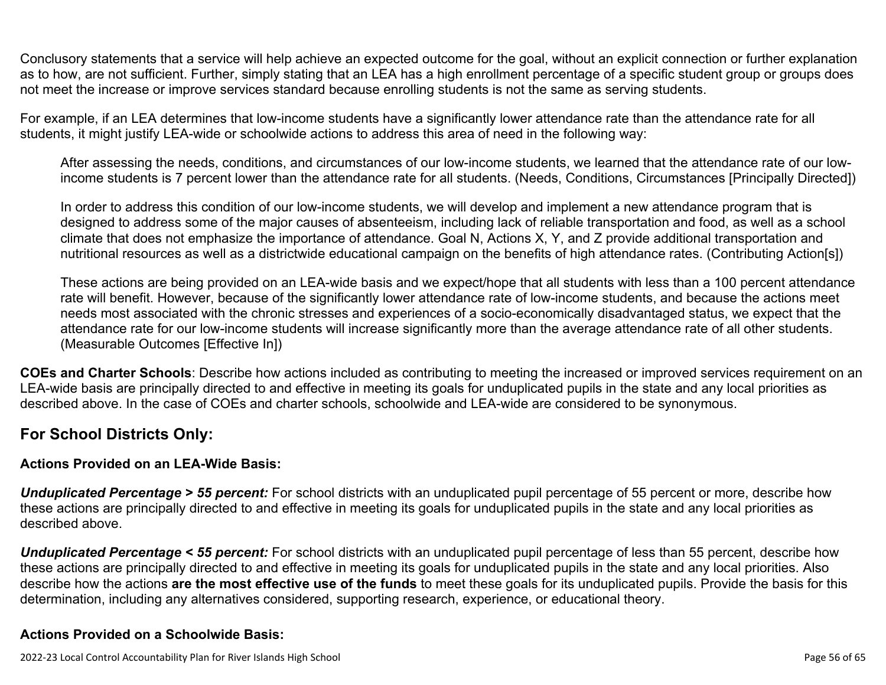Conclusory statements that a service will help achieve an expected outcome for the goal, without an explicit connection or further explanation as to how, are not sufficient. Further, simply stating that an LEA has a high enrollment percentage of a specific student group or groups does not meet the increase or improve services standard because enrolling students is not the same as serving students.

For example, if an LEA determines that low-income students have a significantly lower attendance rate than the attendance rate for all students, it might justify LEA-wide or schoolwide actions to address this area of need in the following way:

> After assessing the needs, conditions, and circumstances of our low-income students, we learned that the attendance rate of our low-income students is 7 percent lower than the attendance rate for all students. (Needs, Conditions, Circumstances [Principally Directed])
>
> In order to address this condition of our low-income students, we will develop and implement a new attendance program that is designed to address some of the major causes of absenteeism, including lack of reliable transportation and food, as well as a school climate that does not emphasize the importance of attendance. Goal N, Actions X, Y, and Z provide additional transportation and nutritional resources as well as a districtwide educational campaign on the benefits of high attendance rates. (Contributing Action[s])
>
> These actions are being provided on an LEA-wide basis and we expect/hope that all students with less than a 100 percent attendance rate will benefit. However, because of the significantly lower attendance rate of low-income students, and because the actions meet needs most associated with the chronic stresses and experiences of a socio-economically disadvantaged status, we expect that the attendance rate for our low-income students will increase significantly more than the average attendance rate of all other students. (Measurable Outcomes [Effective In])

**COEs and Charter Schools**: Describe how actions included as contributing to meeting the increased or improved services requirement on an LEA-wide basis are principally directed to and effective in meeting its goals for unduplicated pupils in the state and any local priorities as described above. In the case of COEs and charter schools, schoolwide and LEA-wide are considered to be synonymous.

## For School Districts Only:

### Actions Provided on an LEA-Wide Basis:

***Unduplicated Percentage > 55 percent:*** For school districts with an unduplicated pupil percentage of 55 percent or more, describe how these actions are principally directed to and effective in meeting its goals for unduplicated pupils in the state and any local priorities as described above.

***Unduplicated Percentage < 55 percent:*** For school districts with an unduplicated pupil percentage of less than 55 percent, describe how these actions are principally directed to and effective in meeting its goals for unduplicated pupils in the state and any local priorities. Also describe how the actions **are the most effective use of the funds** to meet these goals for its unduplicated pupils. Provide the basis for this determination, including any alternatives considered, supporting research, experience, or educational theory.

### Actions Provided on a Schoolwide Basis: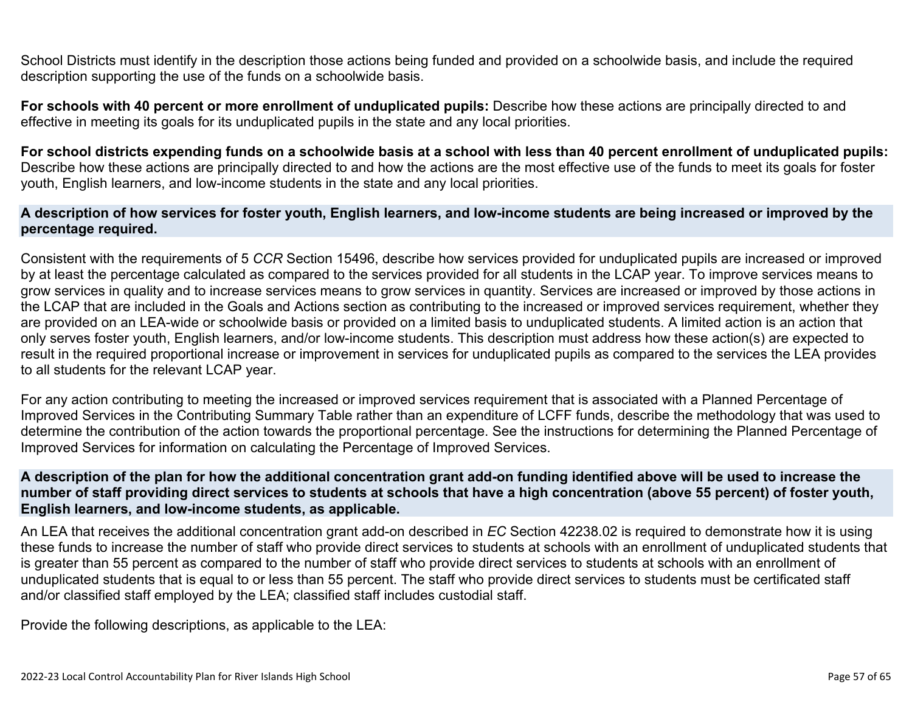School Districts must identify in the description those actions being funded and provided on a schoolwide basis, and include the required description supporting the use of the funds on a schoolwide basis.

**For schools with 40 percent or more enrollment of unduplicated pupils:** Describe how these actions are principally directed to and effective in meeting its goals for its unduplicated pupils in the state and any local priorities.

**For school districts expending funds on a schoolwide basis at a school with less than 40 percent enrollment of unduplicated pupils:** Describe how these actions are principally directed to and how the actions are the most effective use of the funds to meet its goals for foster youth, English learners, and low-income students in the state and any local priorities.

### A description of how services for foster youth, English learners, and low-income students are being increased or improved by the percentage required.

Consistent with the requirements of 5 *CCR* Section 15496, describe how services provided for unduplicated pupils are increased or improved by at least the percentage calculated as compared to the services provided for all students in the LCAP year. To improve services means to grow services in quality and to increase services means to grow services in quantity. Services are increased or improved by those actions in the LCAP that are included in the Goals and Actions section as contributing to the increased or improved services requirement, whether they are provided on an LEA-wide or schoolwide basis or provided on a limited basis to unduplicated students. A limited action is an action that only serves foster youth, English learners, and/or low-income students. This description must address how these action(s) are expected to result in the required proportional increase or improvement in services for unduplicated pupils as compared to the services the LEA provides to all students for the relevant LCAP year.

For any action contributing to meeting the increased or improved services requirement that is associated with a Planned Percentage of Improved Services in the Contributing Summary Table rather than an expenditure of LCFF funds, describe the methodology that was used to determine the contribution of the action towards the proportional percentage. See the instructions for determining the Planned Percentage of Improved Services for information on calculating the Percentage of Improved Services.

### A description of the plan for how the additional concentration grant add-on funding identified above will be used to increase the number of staff providing direct services to students at schools that have a high concentration (above 55 percent) of foster youth, English learners, and low-income students, as applicable.

An LEA that receives the additional concentration grant add-on described in *EC* Section 42238.02 is required to demonstrate how it is using these funds to increase the number of staff who provide direct services to students at schools with an enrollment of unduplicated students that is greater than 55 percent as compared to the number of staff who provide direct services to students at schools with an enrollment of unduplicated students that is equal to or less than 55 percent. The staff who provide direct services to students must be certificated staff and/or classified staff employed by the LEA; classified staff includes custodial staff.

Provide the following descriptions, as applicable to the LEA: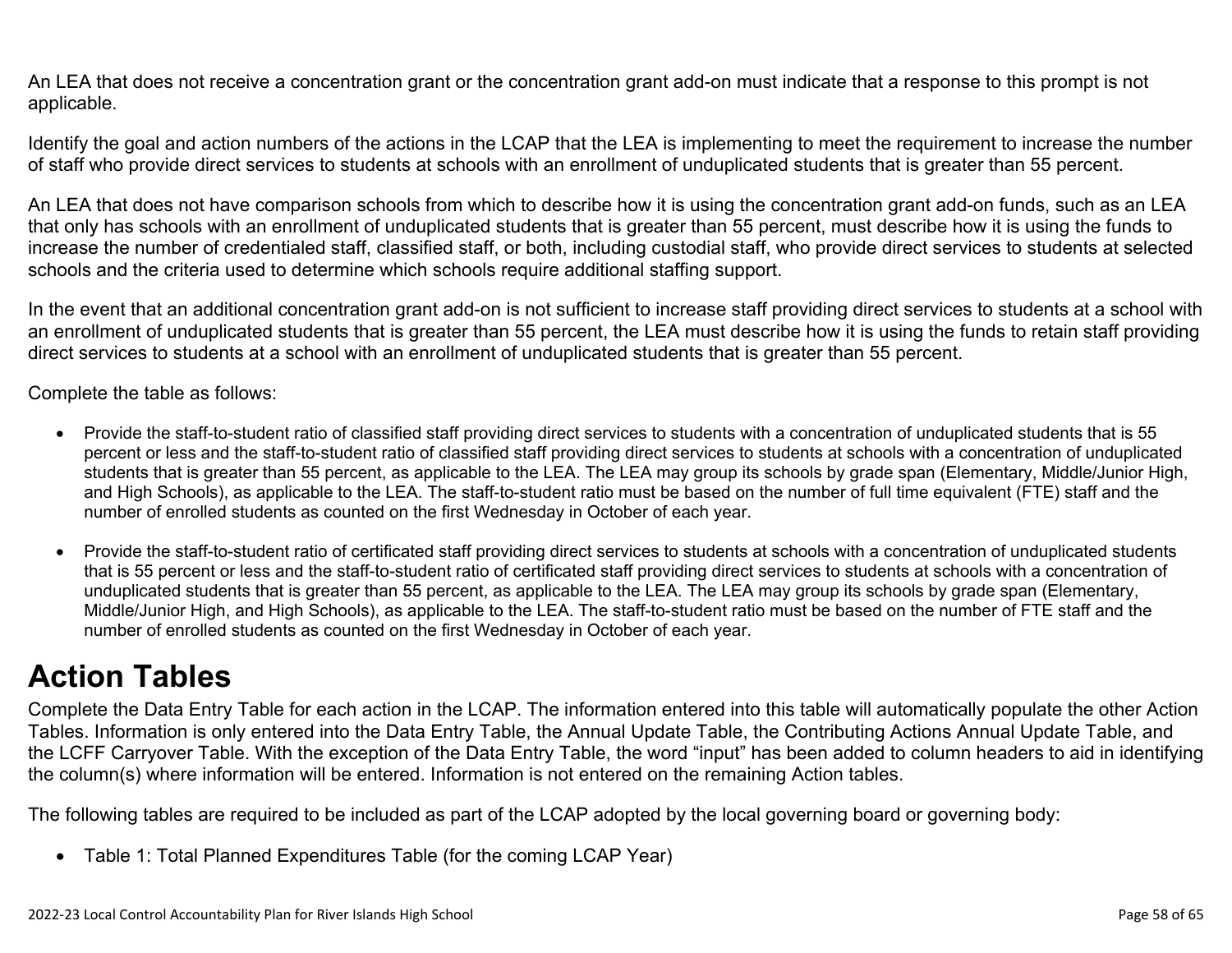An LEA that does not receive a concentration grant or the concentration grant add-on must indicate that a response to this prompt is not applicable.

Identify the goal and action numbers of the actions in the LCAP that the LEA is implementing to meet the requirement to increase the number of staff who provide direct services to students at schools with an enrollment of unduplicated students that is greater than 55 percent.

An LEA that does not have comparison schools from which to describe how it is using the concentration grant add-on funds, such as an LEA that only has schools with an enrollment of unduplicated students that is greater than 55 percent, must describe how it is using the funds to increase the number of credentialed staff, classified staff, or both, including custodial staff, who provide direct services to students at selected schools and the criteria used to determine which schools require additional staffing support.

In the event that an additional concentration grant add-on is not sufficient to increase staff providing direct services to students at a school with an enrollment of unduplicated students that is greater than 55 percent, the LEA must describe how it is using the funds to retain staff providing direct services to students at a school with an enrollment of unduplicated students that is greater than 55 percent.

Complete the table as follows:

- Provide the staff-to-student ratio of classified staff providing direct services to students with a concentration of unduplicated students that is 55 percent or less and the staff-to-student ratio of classified staff providing direct services to students at schools with a concentration of unduplicated students that is greater than 55 percent, as applicable to the LEA. The LEA may group its schools by grade span (Elementary, Middle/Junior High, and High Schools), as applicable to the LEA. The staff-to-student ratio must be based on the number of full time equivalent (FTE) staff and the number of enrolled students as counted on the first Wednesday in October of each year.

- Provide the staff-to-student ratio of certificated staff providing direct services to students at schools with a concentration of unduplicated students that is 55 percent or less and the staff-to-student ratio of certificated staff providing direct services to students at schools with a concentration of unduplicated students that is greater than 55 percent, as applicable to the LEA. The LEA may group its schools by grade span (Elementary, Middle/Junior High, and High Schools), as applicable to the LEA. The staff-to-student ratio must be based on the number of FTE staff and the number of enrolled students as counted on the first Wednesday in October of each year.

# Action Tables

Complete the Data Entry Table for each action in the LCAP. The information entered into this table will automatically populate the other Action Tables. Information is only entered into the Data Entry Table, the Annual Update Table, the Contributing Actions Annual Update Table, and the LCFF Carryover Table. With the exception of the Data Entry Table, the word "input" has been added to column headers to aid in identifying the column(s) where information will be entered. Information is not entered on the remaining Action tables.

The following tables are required to be included as part of the LCAP adopted by the local governing board or governing body:

- Table 1: Total Planned Expenditures Table (for the coming LCAP Year)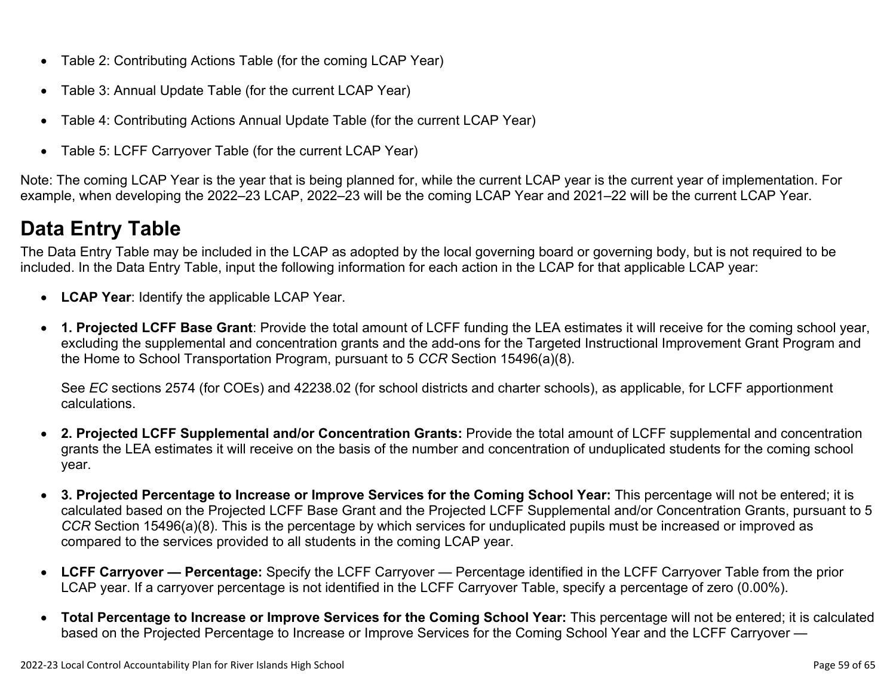- Table 2: Contributing Actions Table (for the coming LCAP Year)
- Table 3: Annual Update Table (for the current LCAP Year)
- Table 4: Contributing Actions Annual Update Table (for the current LCAP Year)
- Table 5: LCFF Carryover Table (for the current LCAP Year)

Note: The coming LCAP Year is the year that is being planned for, while the current LCAP year is the current year of implementation. For example, when developing the 2022–23 LCAP, 2022–23 will be the coming LCAP Year and 2021–22 will be the current LCAP Year.

# Data Entry Table

The Data Entry Table may be included in the LCAP as adopted by the local governing board or governing body, but is not required to be included. In the Data Entry Table, input the following information for each action in the LCAP for that applicable LCAP year:

- **LCAP Year**: Identify the applicable LCAP Year.
- **1. Projected LCFF Base Grant**: Provide the total amount of LCFF funding the LEA estimates it will receive for the coming school year, excluding the supplemental and concentration grants and the add-ons for the Targeted Instructional Improvement Grant Program and the Home to School Transportation Program, pursuant to 5 *CCR* Section 15496(a)(8).

  See *EC* sections 2574 (for COEs) and 42238.02 (for school districts and charter schools), as applicable, for LCFF apportionment calculations.

- **2. Projected LCFF Supplemental and/or Concentration Grants:** Provide the total amount of LCFF supplemental and concentration grants the LEA estimates it will receive on the basis of the number and concentration of unduplicated students for the coming school year.
- **3. Projected Percentage to Increase or Improve Services for the Coming School Year:** This percentage will not be entered; it is calculated based on the Projected LCFF Base Grant and the Projected LCFF Supplemental and/or Concentration Grants, pursuant to 5 *CCR* Section 15496(a)(8). This is the percentage by which services for unduplicated pupils must be increased or improved as compared to the services provided to all students in the coming LCAP year.
- **LCFF Carryover — Percentage:** Specify the LCFF Carryover — Percentage identified in the LCFF Carryover Table from the prior LCAP year. If a carryover percentage is not identified in the LCFF Carryover Table, specify a percentage of zero (0.00%).
- **Total Percentage to Increase or Improve Services for the Coming School Year:** This percentage will not be entered; it is calculated based on the Projected Percentage to Increase or Improve Services for the Coming School Year and the LCFF Carryover —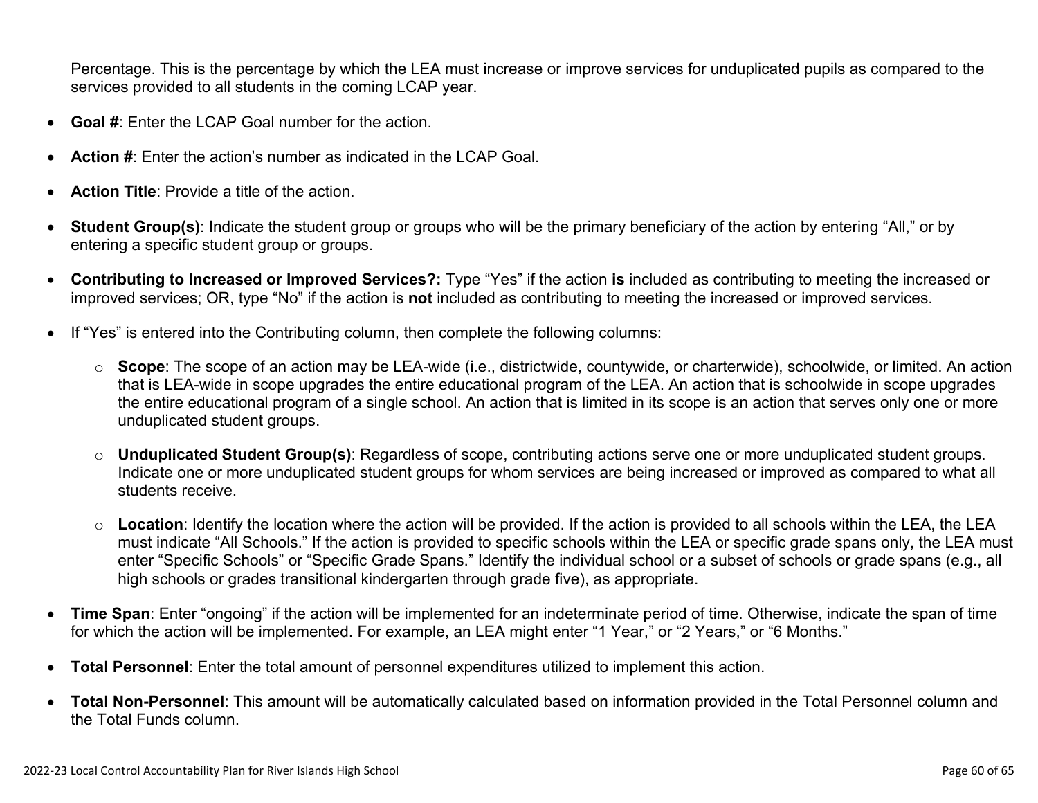Percentage. This is the percentage by which the LEA must increase or improve services for unduplicated pupils as compared to the services provided to all students in the coming LCAP year.

- **Goal #**: Enter the LCAP Goal number for the action.
- **Action #**: Enter the action's number as indicated in the LCAP Goal.
- **Action Title**: Provide a title of the action.
- **Student Group(s)**: Indicate the student group or groups who will be the primary beneficiary of the action by entering "All," or by entering a specific student group or groups.
- **Contributing to Increased or Improved Services?:** Type "Yes" if the action **is** included as contributing to meeting the increased or improved services; OR, type "No" if the action is **not** included as contributing to meeting the increased or improved services.
- If "Yes" is entered into the Contributing column, then complete the following columns:
  - **Scope**: The scope of an action may be LEA-wide (i.e., districtwide, countywide, or charterwide), schoolwide, or limited. An action that is LEA-wide in scope upgrades the entire educational program of the LEA. An action that is schoolwide in scope upgrades the entire educational program of a single school. An action that is limited in its scope is an action that serves only one or more unduplicated student groups.
  - **Unduplicated Student Group(s)**: Regardless of scope, contributing actions serve one or more unduplicated student groups. Indicate one or more unduplicated student groups for whom services are being increased or improved as compared to what all students receive.
  - **Location**: Identify the location where the action will be provided. If the action is provided to all schools within the LEA, the LEA must indicate "All Schools." If the action is provided to specific schools within the LEA or specific grade spans only, the LEA must enter "Specific Schools" or "Specific Grade Spans." Identify the individual school or a subset of schools or grade spans (e.g., all high schools or grades transitional kindergarten through grade five), as appropriate.
- **Time Span**: Enter "ongoing" if the action will be implemented for an indeterminate period of time. Otherwise, indicate the span of time for which the action will be implemented. For example, an LEA might enter "1 Year," or "2 Years," or "6 Months."
- **Total Personnel**: Enter the total amount of personnel expenditures utilized to implement this action.
- **Total Non-Personnel**: This amount will be automatically calculated based on information provided in the Total Personnel column and the Total Funds column.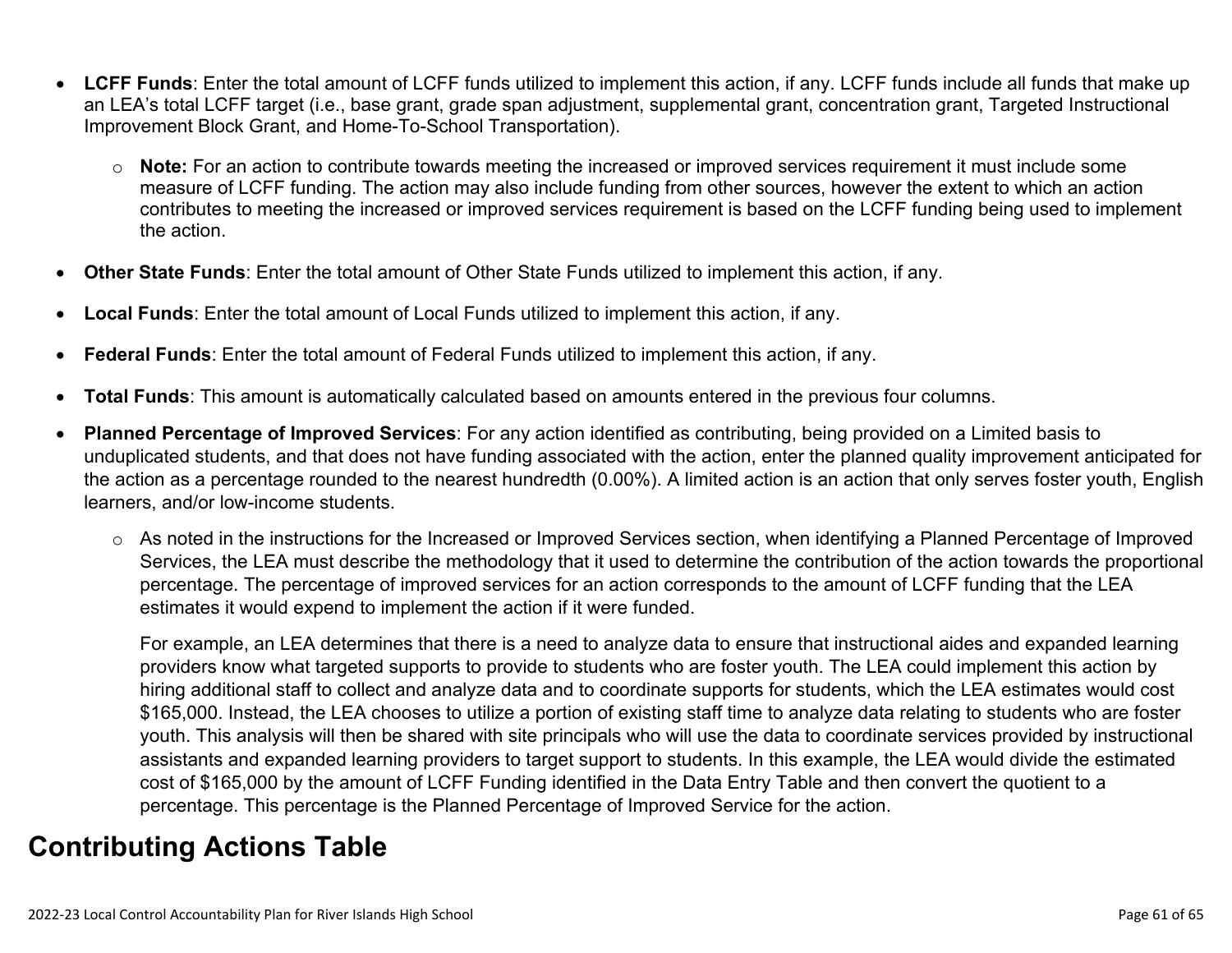- **LCFF Funds**: Enter the total amount of LCFF funds utilized to implement this action, if any. LCFF funds include all funds that make up an LEA's total LCFF target (i.e., base grant, grade span adjustment, supplemental grant, concentration grant, Targeted Instructional Improvement Block Grant, and Home-To-School Transportation).
  - **Note:** For an action to contribute towards meeting the increased or improved services requirement it must include some measure of LCFF funding. The action may also include funding from other sources, however the extent to which an action contributes to meeting the increased or improved services requirement is based on the LCFF funding being used to implement the action.
- **Other State Funds**: Enter the total amount of Other State Funds utilized to implement this action, if any.
- **Local Funds**: Enter the total amount of Local Funds utilized to implement this action, if any.
- **Federal Funds**: Enter the total amount of Federal Funds utilized to implement this action, if any.
- **Total Funds**: This amount is automatically calculated based on amounts entered in the previous four columns.
- **Planned Percentage of Improved Services**: For any action identified as contributing, being provided on a Limited basis to unduplicated students, and that does not have funding associated with the action, enter the planned quality improvement anticipated for the action as a percentage rounded to the nearest hundredth (0.00%). A limited action is an action that only serves foster youth, English learners, and/or low-income students.
  - As noted in the instructions for the Increased or Improved Services section, when identifying a Planned Percentage of Improved Services, the LEA must describe the methodology that it used to determine the contribution of the action towards the proportional percentage. The percentage of improved services for an action corresponds to the amount of LCFF funding that the LEA estimates it would expend to implement the action if it were funded.

    For example, an LEA determines that there is a need to analyze data to ensure that instructional aides and expanded learning providers know what targeted supports to provide to students who are foster youth. The LEA could implement this action by hiring additional staff to collect and analyze data and to coordinate supports for students, which the LEA estimates would cost $165,000. Instead, the LEA chooses to utilize a portion of existing staff time to analyze data relating to students who are foster youth. This analysis will then be shared with site principals who will use the data to coordinate services provided by instructional assistants and expanded learning providers to target support to students. In this example, the LEA would divide the estimated cost of $165,000 by the amount of LCFF Funding identified in the Data Entry Table and then convert the quotient to a percentage. This percentage is the Planned Percentage of Improved Service for the action.

# Contributing Actions Table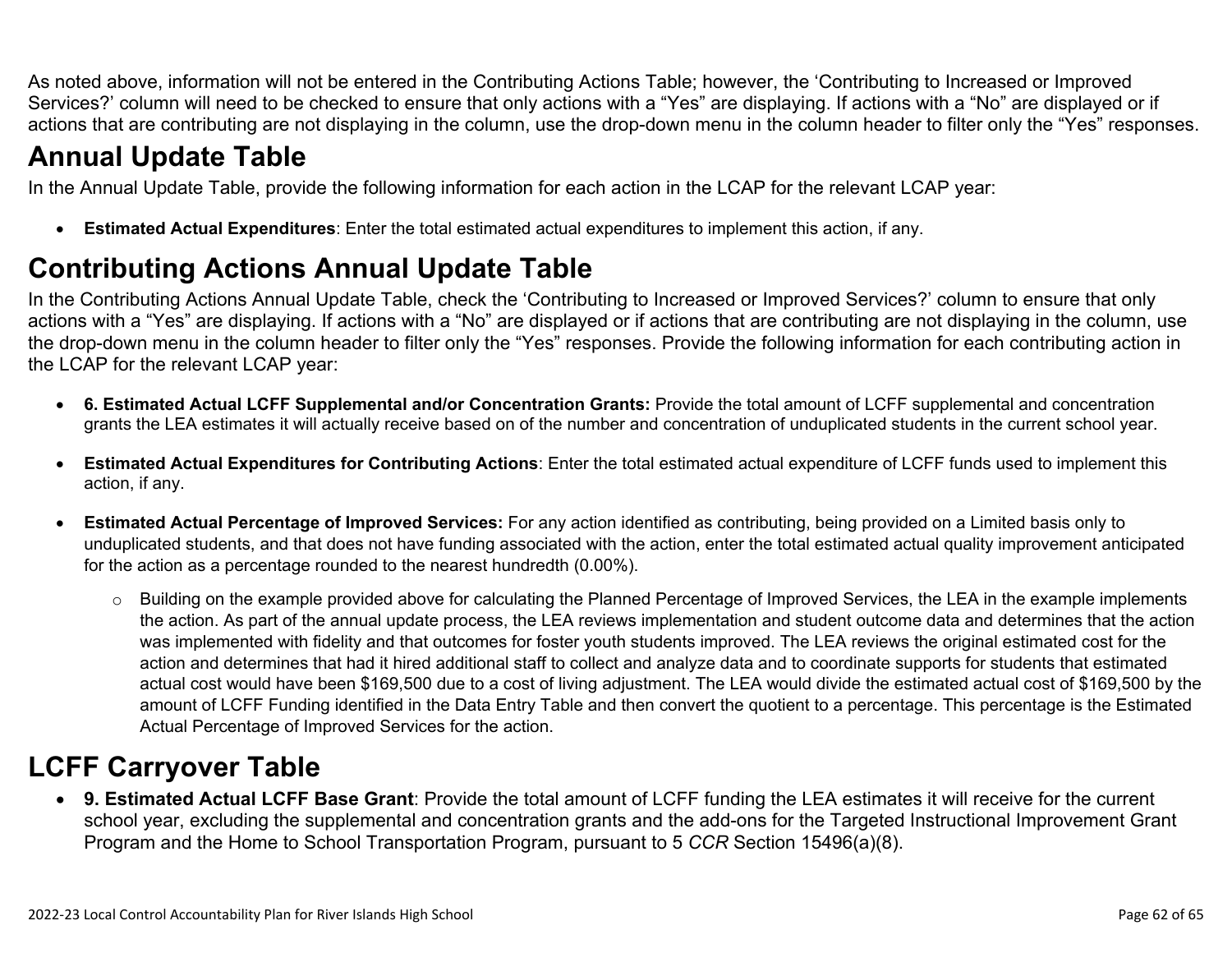As noted above, information will not be entered in the Contributing Actions Table; however, the 'Contributing to Increased or Improved Services?' column will need to be checked to ensure that only actions with a "Yes" are displaying. If actions with a "No" are displayed or if actions that are contributing are not displaying in the column, use the drop-down menu in the column header to filter only the "Yes" responses.

# Annual Update Table

In the Annual Update Table, provide the following information for each action in the LCAP for the relevant LCAP year:

- **Estimated Actual Expenditures**: Enter the total estimated actual expenditures to implement this action, if any.

# Contributing Actions Annual Update Table

In the Contributing Actions Annual Update Table, check the 'Contributing to Increased or Improved Services?' column to ensure that only actions with a "Yes" are displaying. If actions with a "No" are displayed or if actions that are contributing are not displaying in the column, use the drop-down menu in the column header to filter only the "Yes" responses. Provide the following information for each contributing action in the LCAP for the relevant LCAP year:

- **6. Estimated Actual LCFF Supplemental and/or Concentration Grants:** Provide the total amount of LCFF supplemental and concentration grants the LEA estimates it will actually receive based on of the number and concentration of unduplicated students in the current school year.

- **Estimated Actual Expenditures for Contributing Actions**: Enter the total estimated actual expenditure of LCFF funds used to implement this action, if any.

- **Estimated Actual Percentage of Improved Services:** For any action identified as contributing, being provided on a Limited basis only to unduplicated students, and that does not have funding associated with the action, enter the total estimated actual quality improvement anticipated for the action as a percentage rounded to the nearest hundredth (0.00%).

  - Building on the example provided above for calculating the Planned Percentage of Improved Services, the LEA in the example implements the action. As part of the annual update process, the LEA reviews implementation and student outcome data and determines that the action was implemented with fidelity and that outcomes for foster youth students improved. The LEA reviews the original estimated cost for the action and determines that had it hired additional staff to collect and analyze data and to coordinate supports for students that estimated actual cost would have been $169,500 due to a cost of living adjustment. The LEA would divide the estimated actual cost of $169,500 by the amount of LCFF Funding identified in the Data Entry Table and then convert the quotient to a percentage. This percentage is the Estimated Actual Percentage of Improved Services for the action.

# LCFF Carryover Table

- **9. Estimated Actual LCFF Base Grant**: Provide the total amount of LCFF funding the LEA estimates it will receive for the current school year, excluding the supplemental and concentration grants and the add-ons for the Targeted Instructional Improvement Grant Program and the Home to School Transportation Program, pursuant to 5 *CCR* Section 15496(a)(8).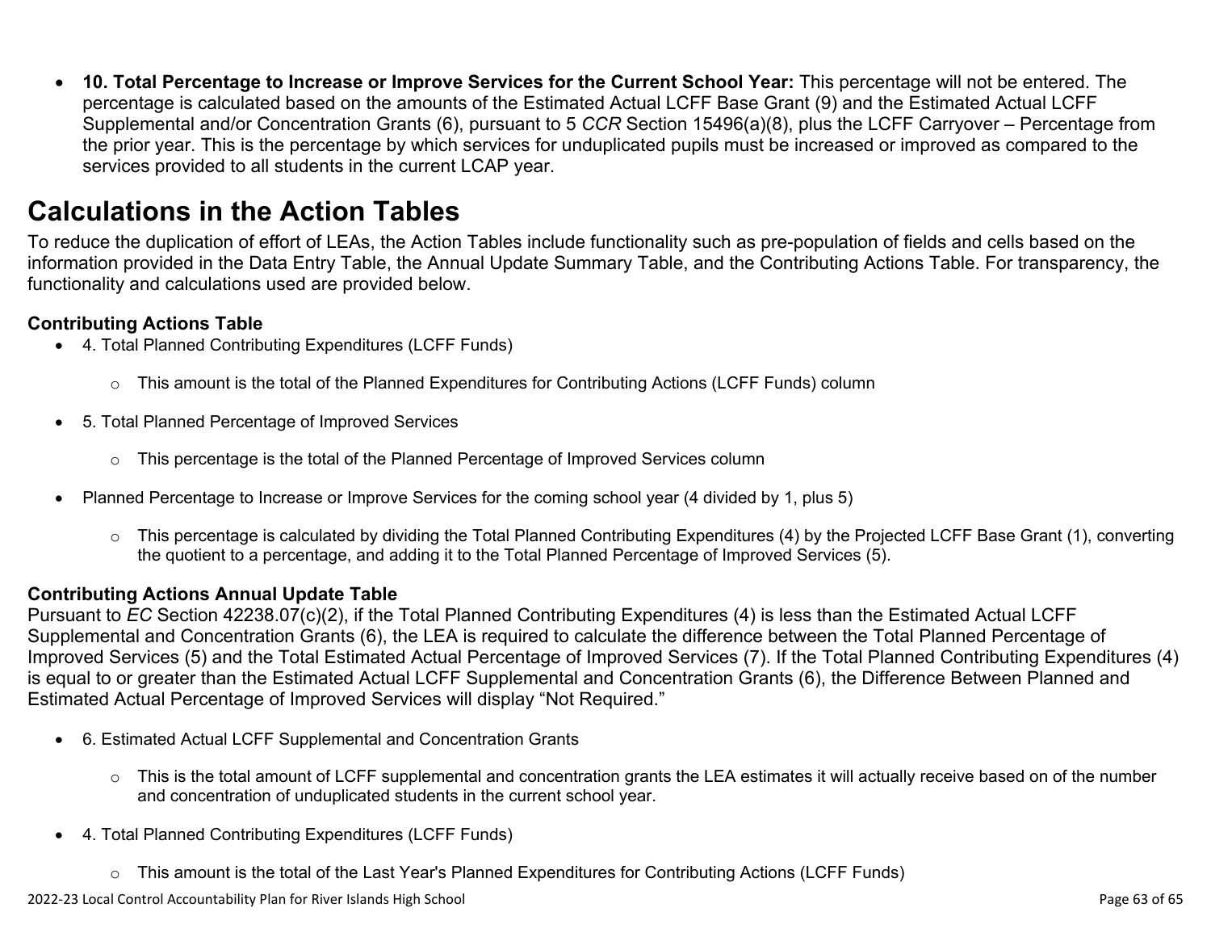- **10. Total Percentage to Increase or Improve Services for the Current School Year:** This percentage will not be entered. The percentage is calculated based on the amounts of the Estimated Actual LCFF Base Grant (9) and the Estimated Actual LCFF Supplemental and/or Concentration Grants (6), pursuant to 5 *CCR* Section 15496(a)(8), plus the LCFF Carryover – Percentage from the prior year. This is the percentage by which services for unduplicated pupils must be increased or improved as compared to the services provided to all students in the current LCAP year.

# Calculations in the Action Tables

To reduce the duplication of effort of LEAs, the Action Tables include functionality such as pre-population of fields and cells based on the information provided in the Data Entry Table, the Annual Update Summary Table, and the Contributing Actions Table. For transparency, the functionality and calculations used are provided below.

### Contributing Actions Table

- 4. Total Planned Contributing Expenditures (LCFF Funds)
  - This amount is the total of the Planned Expenditures for Contributing Actions (LCFF Funds) column
- 5. Total Planned Percentage of Improved Services
  - This percentage is the total of the Planned Percentage of Improved Services column
- Planned Percentage to Increase or Improve Services for the coming school year (4 divided by 1, plus 5)
  - This percentage is calculated by dividing the Total Planned Contributing Expenditures (4) by the Projected LCFF Base Grant (1), converting the quotient to a percentage, and adding it to the Total Planned Percentage of Improved Services (5).

### Contributing Actions Annual Update Table

Pursuant to *EC* Section 42238.07(c)(2), if the Total Planned Contributing Expenditures (4) is less than the Estimated Actual LCFF Supplemental and Concentration Grants (6), the LEA is required to calculate the difference between the Total Planned Percentage of Improved Services (5) and the Total Estimated Actual Percentage of Improved Services (7). If the Total Planned Contributing Expenditures (4) is equal to or greater than the Estimated Actual LCFF Supplemental and Concentration Grants (6), the Difference Between Planned and Estimated Actual Percentage of Improved Services will display "Not Required."

- 6. Estimated Actual LCFF Supplemental and Concentration Grants
  - This is the total amount of LCFF supplemental and concentration grants the LEA estimates it will actually receive based on of the number and concentration of unduplicated students in the current school year.
- 4. Total Planned Contributing Expenditures (LCFF Funds)
  - This amount is the total of the Last Year's Planned Expenditures for Contributing Actions (LCFF Funds)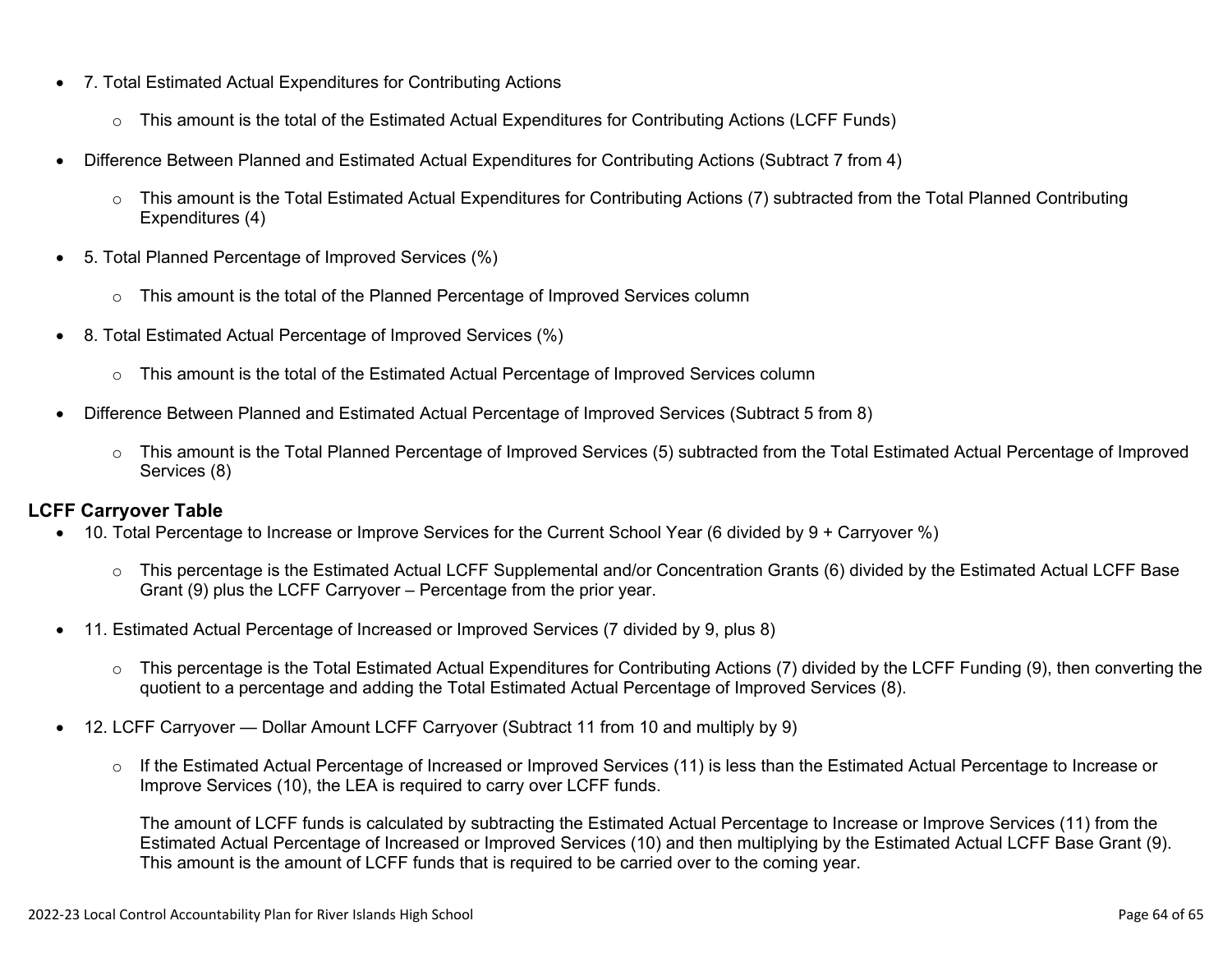- 7. Total Estimated Actual Expenditures for Contributing Actions
    - This amount is the total of the Estimated Actual Expenditures for Contributing Actions (LCFF Funds)
- Difference Between Planned and Estimated Actual Expenditures for Contributing Actions (Subtract 7 from 4)
    - This amount is the Total Estimated Actual Expenditures for Contributing Actions (7) subtracted from the Total Planned Contributing Expenditures (4)
- 5. Total Planned Percentage of Improved Services (%)
    - This amount is the total of the Planned Percentage of Improved Services column
- 8. Total Estimated Actual Percentage of Improved Services (%)
    - This amount is the total of the Estimated Actual Percentage of Improved Services column
- Difference Between Planned and Estimated Actual Percentage of Improved Services (Subtract 5 from 8)
    - This amount is the Total Planned Percentage of Improved Services (5) subtracted from the Total Estimated Actual Percentage of Improved Services (8)

**LCFF Carryover Table**

- 10. Total Percentage to Increase or Improve Services for the Current School Year (6 divided by 9 + Carryover %)
    - This percentage is the Estimated Actual LCFF Supplemental and/or Concentration Grants (6) divided by the Estimated Actual LCFF Base Grant (9) plus the LCFF Carryover – Percentage from the prior year.
- 11. Estimated Actual Percentage of Increased or Improved Services (7 divided by 9, plus 8)
    - This percentage is the Total Estimated Actual Expenditures for Contributing Actions (7) divided by the LCFF Funding (9), then converting the quotient to a percentage and adding the Total Estimated Actual Percentage of Improved Services (8).
- 12. LCFF Carryover — Dollar Amount LCFF Carryover (Subtract 11 from 10 and multiply by 9)
    - If the Estimated Actual Percentage of Increased or Improved Services (11) is less than the Estimated Actual Percentage to Increase or Improve Services (10), the LEA is required to carry over LCFF funds.

      The amount of LCFF funds is calculated by subtracting the Estimated Actual Percentage to Increase or Improve Services (11) from the Estimated Actual Percentage of Increased or Improved Services (10) and then multiplying by the Estimated Actual LCFF Base Grant (9). This amount is the amount of LCFF funds that is required to be carried over to the coming year.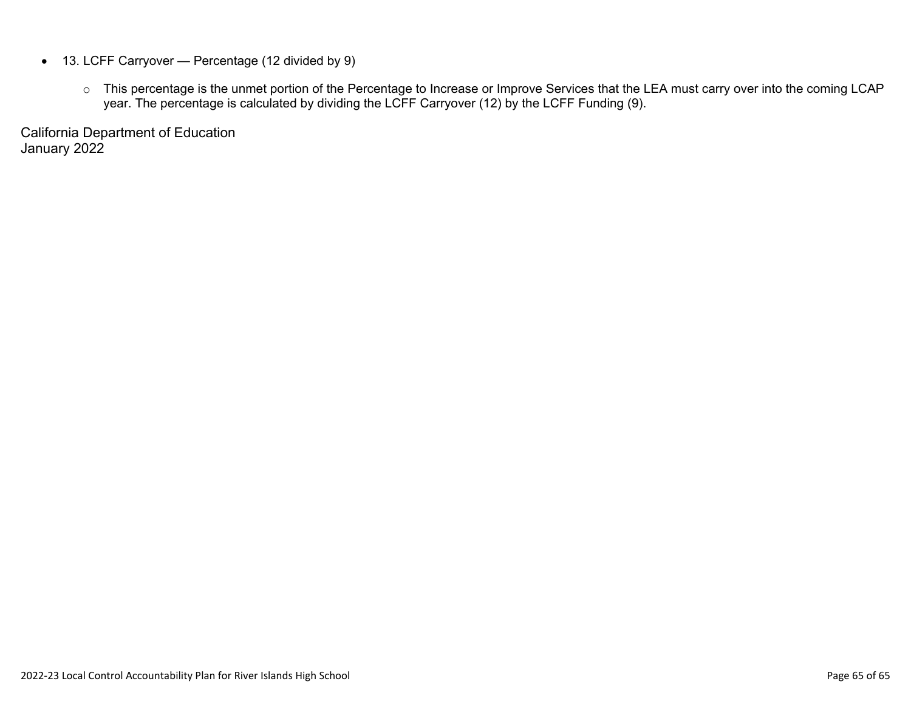- 13. LCFF Carryover — Percentage (12 divided by 9)
  - This percentage is the unmet portion of the Percentage to Increase or Improve Services that the LEA must carry over into the coming LCAP year. The percentage is calculated by dividing the LCFF Carryover (12) by the LCFF Funding (9).

California Department of Education
January 2022